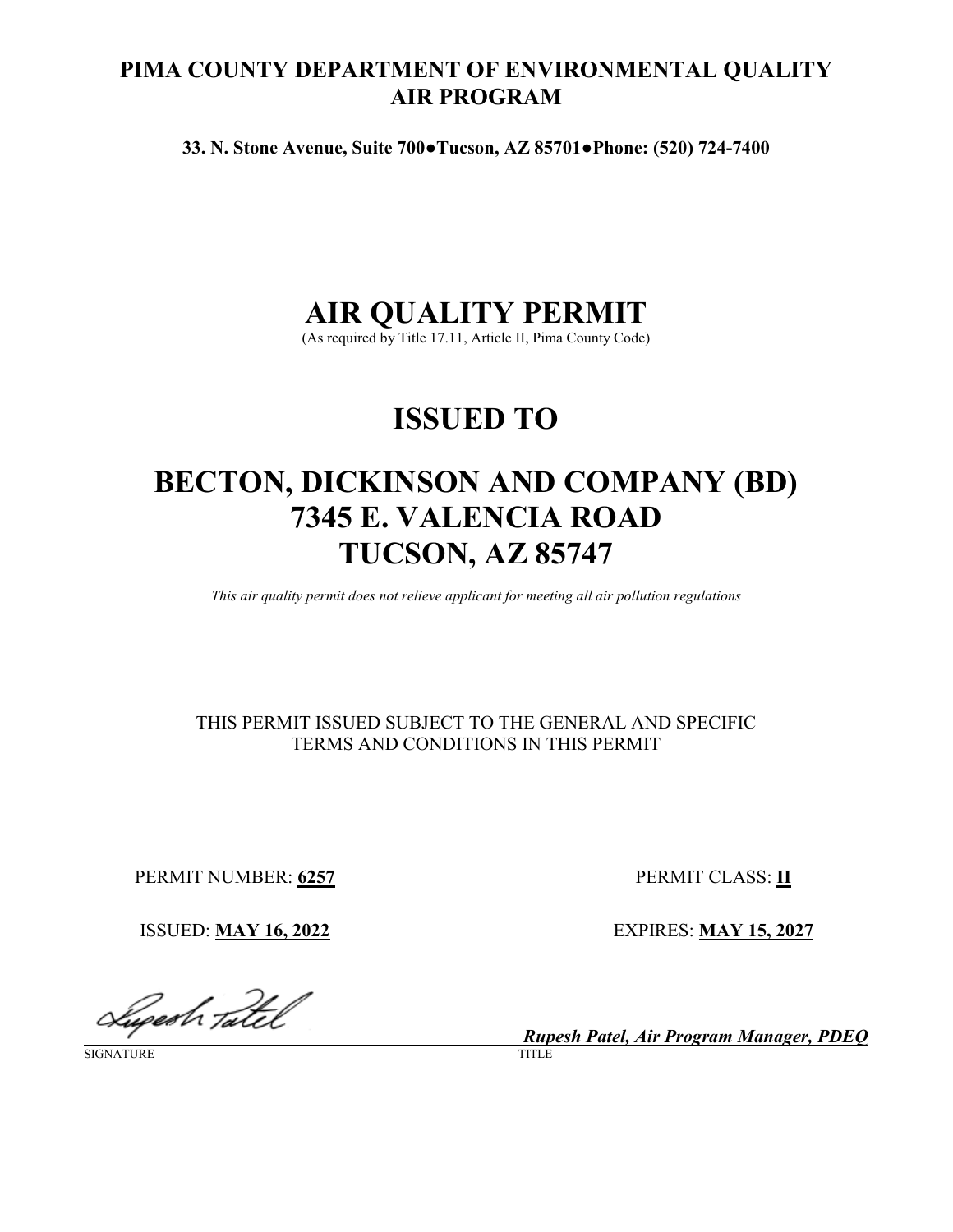# PIMA COUNTY DEPARTMENT OF ENVIRONMENTAL QUALITY AIR PROGRAM

**33. N. Stone Avenue, Suite 700●Tucson, AZ 85701●Phone: (520) 724-7400**

# AIR QUALITY PERMIT

(As required by Title 17.11, Article II, Pima County Code)

# ISSUED TO

# BECTON, DICKINSON AND COMPANY (BD)
# 7345 E. VALENCIA ROAD
# TUCSON, AZ 85747

*This air quality permit does not relieve applicant for meeting all air pollution regulations*

THIS PERMIT ISSUED SUBJECT TO THE GENERAL AND SPECIFIC TERMS AND CONDITIONS IN THIS PERMIT

PERMIT NUMBER: **6257**

PERMIT CLASS: **II**

ISSUED: **MAY 16, 2022**

EXPIRES: **MAY 15, 2027**

SIGNATURE

***Rupesh Patel, Air Program Manager, PDEQ***

TITLE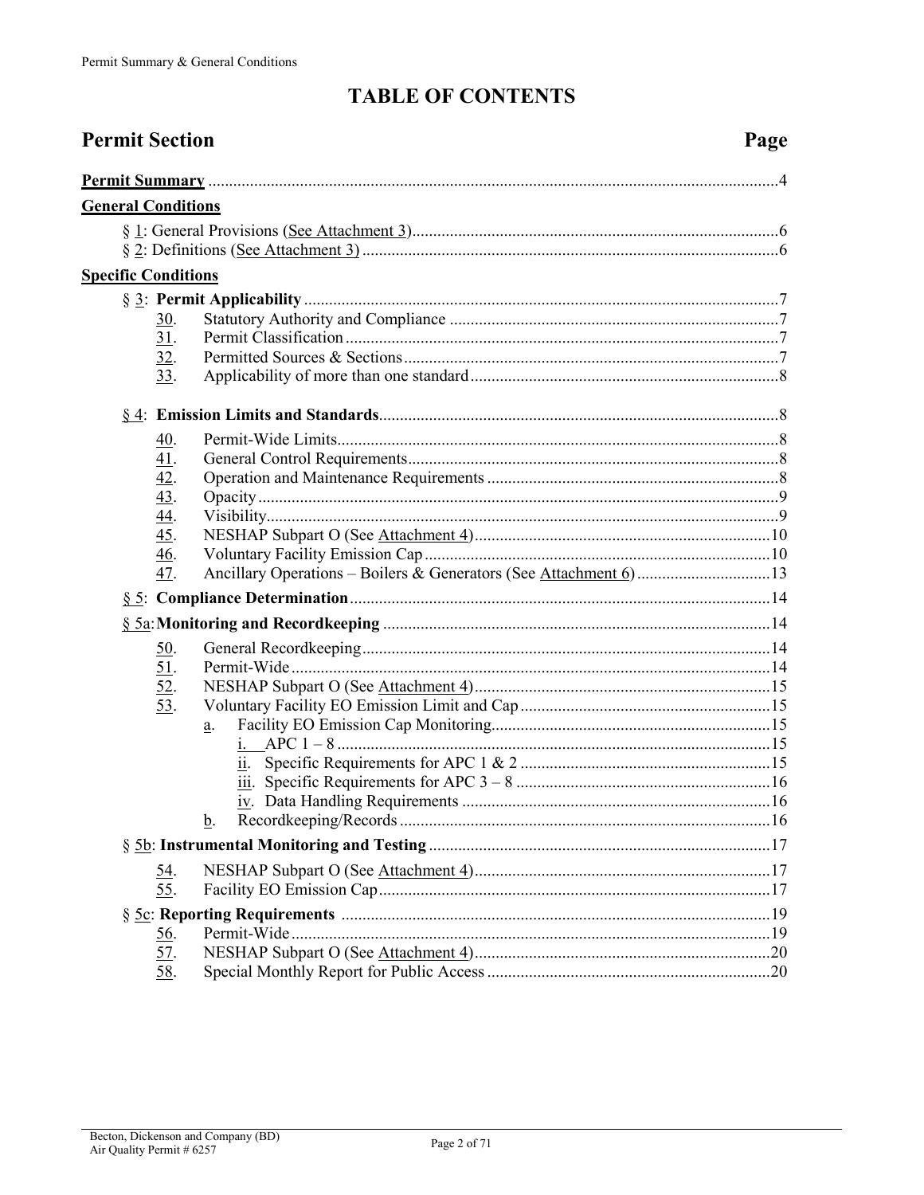# TABLE OF CONTENTS

| Permit Section | Page |
|---|---|
| **Permit Summary** | 4 |
| **General Conditions** | |
| § 1: General Provisions (See Attachment 3) | 6 |
| § 2: Definitions (See Attachment 3) | 6 |
| **Specific Conditions** | |
| § 3: **Permit Applicability** | 7 |
| 30. Statutory Authority and Compliance | 7 |
| 31. Permit Classification | 7 |
| 32. Permitted Sources & Sections | 7 |
| 33. Applicability of more than one standard | 8 |
| § 4: **Emission Limits and Standards** | 8 |
| 40. Permit-Wide Limits | 8 |
| 41. General Control Requirements | 8 |
| 42. Operation and Maintenance Requirements | 8 |
| 43. Opacity | 9 |
| 44. Visibility | 9 |
| 45. NESHAP Subpart O (See Attachment 4) | 10 |
| 46. Voluntary Facility Emission Cap | 10 |
| 47. Ancillary Operations – Boilers & Generators (See Attachment 6) | 13 |
| § 5: **Compliance Determination** | 14 |
| § 5a: **Monitoring and Recordkeeping** | 14 |
| 50. General Recordkeeping | 14 |
| 51. Permit-Wide | 14 |
| 52. NESHAP Subpart O (See Attachment 4) | 15 |
| 53. Voluntary Facility EO Emission Limit and Cap | 15 |
| a. Facility EO Emission Cap Monitoring | 15 |
| i. APC 1 – 8 | 15 |
| ii. Specific Requirements for APC 1 & 2 | 15 |
| iii. Specific Requirements for APC 3 – 8 | 16 |
| iv. Data Handling Requirements | 16 |
| b. Recordkeeping/Records | 16 |
| § 5b: **Instrumental Monitoring and Testing** | 17 |
| 54. NESHAP Subpart O (See Attachment 4) | 17 |
| 55. Facility EO Emission Cap | 17 |
| § 5c: **Reporting Requirements** | 19 |
| 56. Permit-Wide | 19 |
| 57. NESHAP Subpart O (See Attachment 4) | 20 |
| 58. Special Monthly Report for Public Access | 20 |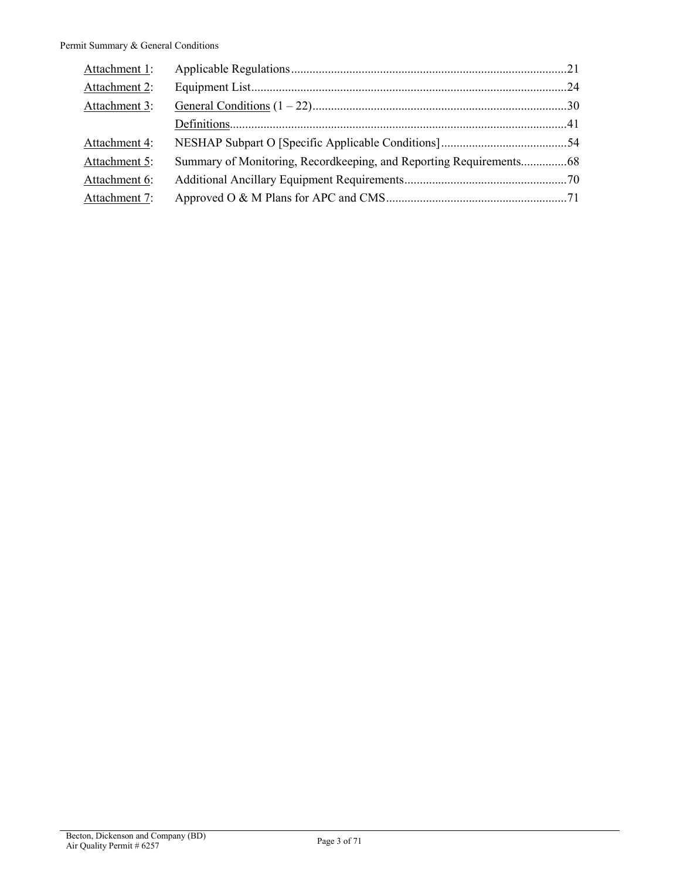| | | |
|---|---|---|
| Attachment 1: | Applicable Regulations | 21 |
| Attachment 2: | Equipment List | 24 |
| Attachment 3: | General Conditions (1 – 22) | 30 |
| | Definitions | 41 |
| Attachment 4: | NESHAP Subpart O [Specific Applicable Conditions] | 54 |
| Attachment 5: | Summary of Monitoring, Recordkeeping, and Reporting Requirements | 68 |
| Attachment 6: | Additional Ancillary Equipment Requirements | 70 |
| Attachment 7: | Approved O & M Plans for APC and CMS | 71 |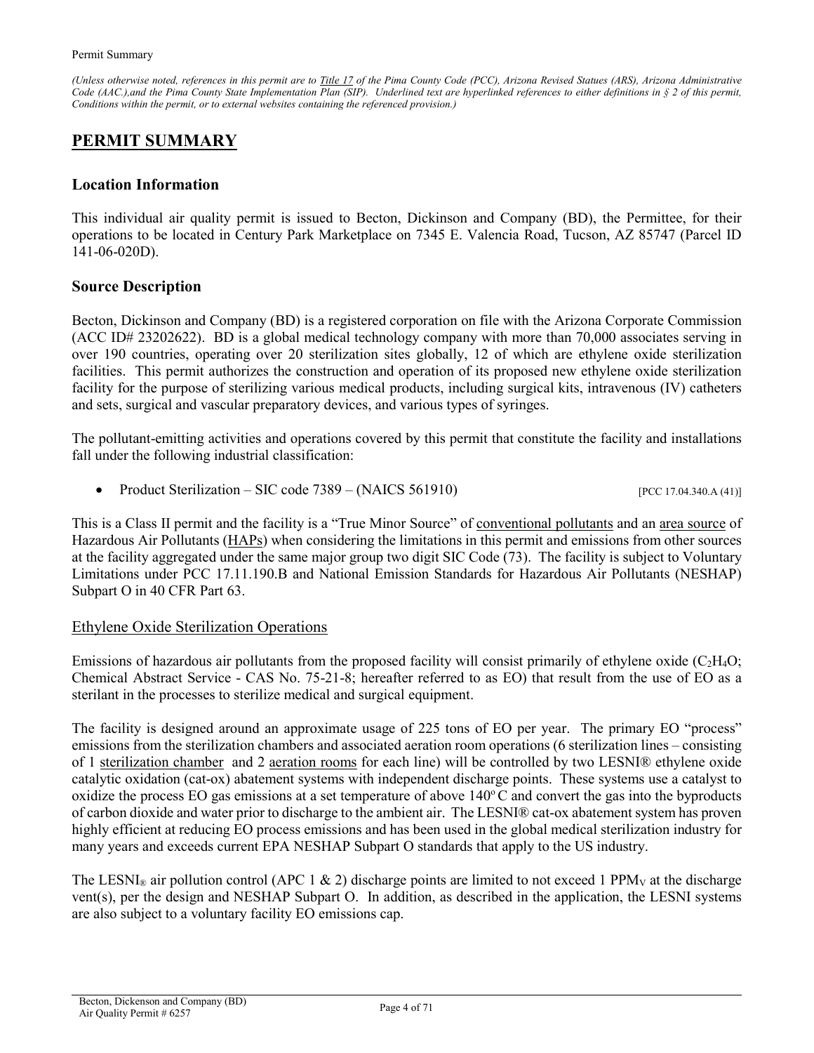*(Unless otherwise noted, references in this permit are to Title 17 of the Pima County Code (PCC), Arizona Revised Statues (ARS), Arizona Administrative Code (AAC.),and the Pima County State Implementation Plan (SIP). Underlined text are hyperlinked references to either definitions in § 2 of this permit, Conditions within the permit, or to external websites containing the referenced provision.)*

# PERMIT SUMMARY

## Location Information

This individual air quality permit is issued to Becton, Dickinson and Company (BD), the Permittee, for their operations to be located in Century Park Marketplace on 7345 E. Valencia Road, Tucson, AZ 85747 (Parcel ID 141-06-020D).

## Source Description

Becton, Dickinson and Company (BD) is a registered corporation on file with the Arizona Corporate Commission (ACC ID# 23202622). BD is a global medical technology company with more than 70,000 associates serving in over 190 countries, operating over 20 sterilization sites globally, 12 of which are ethylene oxide sterilization facilities. This permit authorizes the construction and operation of its proposed new ethylene oxide sterilization facility for the purpose of sterilizing various medical products, including surgical kits, intravenous (IV) catheters and sets, surgical and vascular preparatory devices, and various types of syringes.

The pollutant-emitting activities and operations covered by this permit that constitute the facility and installations fall under the following industrial classification:

- Product Sterilization – SIC code 7389 – (NAICS 561910) [PCC 17.04.340.A (41)]

This is a Class II permit and the facility is a "True Minor Source" of conventional pollutants and an area source of Hazardous Air Pollutants (HAPs) when considering the limitations in this permit and emissions from other sources at the facility aggregated under the same major group two digit SIC Code (73). The facility is subject to Voluntary Limitations under PCC 17.11.190.B and National Emission Standards for Hazardous Air Pollutants (NESHAP) Subpart O in 40 CFR Part 63.

### Ethylene Oxide Sterilization Operations

Emissions of hazardous air pollutants from the proposed facility will consist primarily of ethylene oxide ($C_2H_4O$; Chemical Abstract Service - CAS No. 75-21-8; hereafter referred to as EO) that result from the use of EO as a sterilant in the processes to sterilize medical and surgical equipment.

The facility is designed around an approximate usage of 225 tons of EO per year. The primary EO "process" emissions from the sterilization chambers and associated aeration room operations (6 sterilization lines – consisting of 1 sterilization chamber and 2 aeration rooms for each line) will be controlled by two LESNI® ethylene oxide catalytic oxidation (cat-ox) abatement systems with independent discharge points. These systems use a catalyst to oxidize the process EO gas emissions at a set temperature of above 140º C and convert the gas into the byproducts of carbon dioxide and water prior to discharge to the ambient air. The LESNI® cat-ox abatement system has proven highly efficient at reducing EO process emissions and has been used in the global medical sterilization industry for many years and exceeds current EPA NESHAP Subpart O standards that apply to the US industry.

The LESNI® air pollution control (APC 1 & 2) discharge points are limited to not exceed 1 $PPM_V$ at the discharge vent(s), per the design and NESHAP Subpart O. In addition, as described in the application, the LESNI systems are also subject to a voluntary facility EO emissions cap.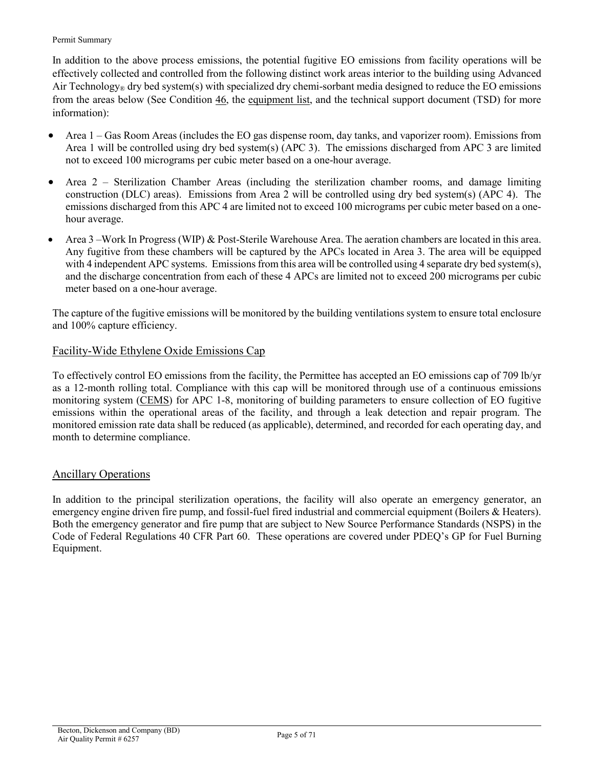In addition to the above process emissions, the potential fugitive EO emissions from facility operations will be effectively collected and controlled from the following distinct work areas interior to the building using Advanced Air Technology® dry bed system(s) with specialized dry chemi-sorbant media designed to reduce the EO emissions from the areas below (See Condition 46, the equipment list, and the technical support document (TSD) for more information):

- Area 1 – Gas Room Areas (includes the EO gas dispense room, day tanks, and vaporizer room). Emissions from Area 1 will be controlled using dry bed system(s) (APC 3). The emissions discharged from APC 3 are limited not to exceed 100 micrograms per cubic meter based on a one-hour average.
- Area 2 – Sterilization Chamber Areas (including the sterilization chamber rooms, and damage limiting construction (DLC) areas). Emissions from Area 2 will be controlled using dry bed system(s) (APC 4). The emissions discharged from this APC 4 are limited not to exceed 100 micrograms per cubic meter based on a one-hour average.
- Area 3 –Work In Progress (WIP) & Post-Sterile Warehouse Area. The aeration chambers are located in this area. Any fugitive from these chambers will be captured by the APCs located in Area 3. The area will be equipped with 4 independent APC systems. Emissions from this area will be controlled using 4 separate dry bed system(s), and the discharge concentration from each of these 4 APCs are limited not to exceed 200 micrograms per cubic meter based on a one-hour average.

The capture of the fugitive emissions will be monitored by the building ventilations system to ensure total enclosure and 100% capture efficiency.

## Facility-Wide Ethylene Oxide Emissions Cap

To effectively control EO emissions from the facility, the Permittee has accepted an EO emissions cap of 709 lb/yr as a 12-month rolling total. Compliance with this cap will be monitored through use of a continuous emissions monitoring system (CEMS) for APC 1-8, monitoring of building parameters to ensure collection of EO fugitive emissions within the operational areas of the facility, and through a leak detection and repair program. The monitored emission rate data shall be reduced (as applicable), determined, and recorded for each operating day, and month to determine compliance.

## Ancillary Operations

In addition to the principal sterilization operations, the facility will also operate an emergency generator, an emergency engine driven fire pump, and fossil-fuel fired industrial and commercial equipment (Boilers & Heaters). Both the emergency generator and fire pump that are subject to New Source Performance Standards (NSPS) in the Code of Federal Regulations 40 CFR Part 60. These operations are covered under PDEQ's GP for Fuel Burning Equipment.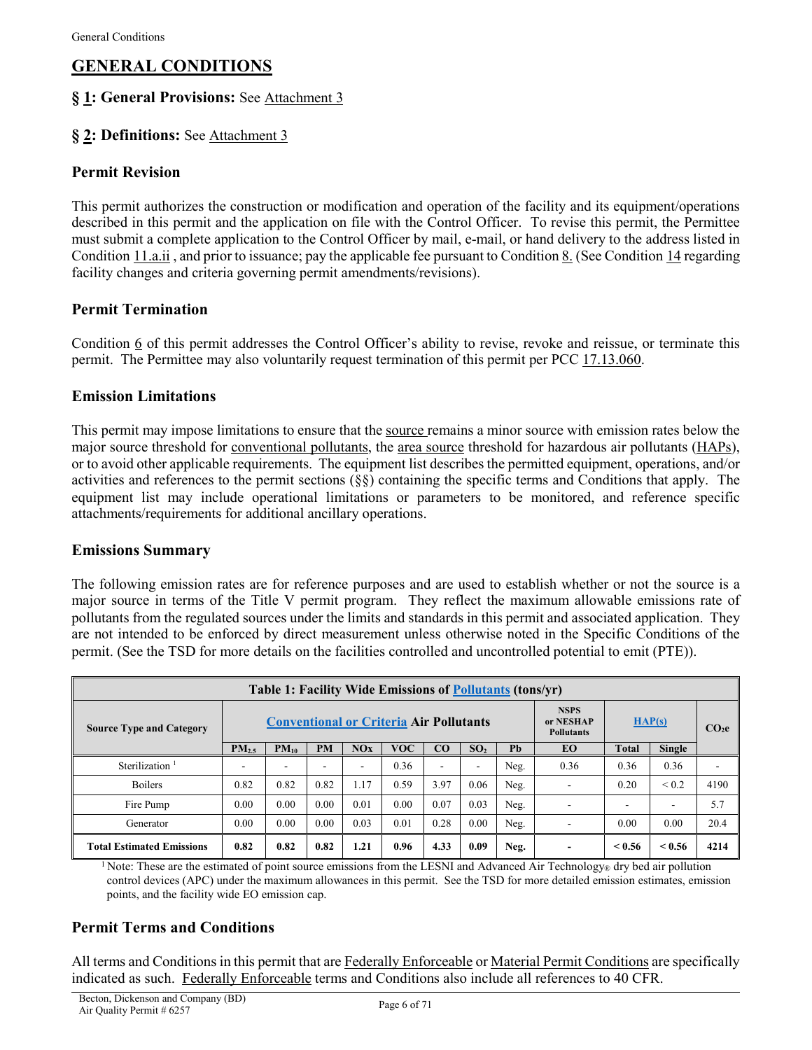# GENERAL CONDITIONS

## § 1: General Provisions: See Attachment 3

## § 2: Definitions: See Attachment 3

### Permit Revision

This permit authorizes the construction or modification and operation of the facility and its equipment/operations described in this permit and the application on file with the Control Officer. To revise this permit, the Permittee must submit a complete application to the Control Officer by mail, e-mail, or hand delivery to the address listed in Condition 11.a.ii , and prior to issuance; pay the applicable fee pursuant to Condition 8. (See Condition 14 regarding facility changes and criteria governing permit amendments/revisions).

### Permit Termination

Condition 6 of this permit addresses the Control Officer's ability to revise, revoke and reissue, or terminate this permit. The Permittee may also voluntarily request termination of this permit per PCC 17.13.060.

### Emission Limitations

This permit may impose limitations to ensure that the source remains a minor source with emission rates below the major source threshold for conventional pollutants, the area source threshold for hazardous air pollutants (HAPs), or to avoid other applicable requirements. The equipment list describes the permitted equipment, operations, and/or activities and references to the permit sections (§§) containing the specific terms and Conditions that apply. The equipment list may include operational limitations or parameters to be monitored, and reference specific attachments/requirements for additional ancillary operations.

### Emissions Summary

The following emission rates are for reference purposes and are used to establish whether or not the source is a major source in terms of the Title V permit program. They reflect the maximum allowable emissions rate of pollutants from the regulated sources under the limits and standards in this permit and associated application. They are not intended to be enforced by direct measurement unless otherwise noted in the Specific Conditions of the permit. (See the TSD for more details on the facilities controlled and uncontrolled potential to emit (PTE)).

**Table 1: Facility Wide Emissions of Pollutants (tons/yr)**

| Source Type and Category | Conventional or Criteria Air Pollutants | | | | | | | | NSPS or NESHAP Pollutants | HAP(s) | | $CO_2e$ |
|---|---|---|---|---|---|---|---|---|---|---|---|---|
| | $PM_{2.5}$ | $PM_{10}$ | PM | NOx | VOC | CO | $SO_2$ | Pb | EO | Total | Single | |
| Sterilization [1] | - | - | - | - | 0.36 | - | - | Neg. | 0.36 | 0.36 | 0.36 | - |
| Boilers | 0.82 | 0.82 | 0.82 | 1.17 | 0.59 | 3.97 | 0.06 | Neg. | - | 0.20 | < 0.2 | 4190 |
| Fire Pump | 0.00 | 0.00 | 0.00 | 0.01 | 0.00 | 0.07 | 0.03 | Neg. | - | - | - | 5.7 |
| Generator | 0.00 | 0.00 | 0.00 | 0.03 | 0.01 | 0.28 | 0.00 | Neg. | - | 0.00 | 0.00 | 20.4 |
| **Total Estimated Emissions** | **0.82** | **0.82** | **0.82** | **1.21** | **0.96** | **4.33** | **0.09** | **Neg.** | **-** | **< 0.56** | **< 0.56** | **4214** |

[1] Note: These are the estimated of point source emissions from the LESNI and Advanced Air Technology® dry bed air pollution control devices (APC) under the maximum allowances in this permit. See the TSD for more detailed emission estimates, emission points, and the facility wide EO emission cap.

### Permit Terms and Conditions

All terms and Conditions in this permit that are Federally Enforceable or Material Permit Conditions are specifically indicated as such. Federally Enforceable terms and Conditions also include all references to 40 CFR.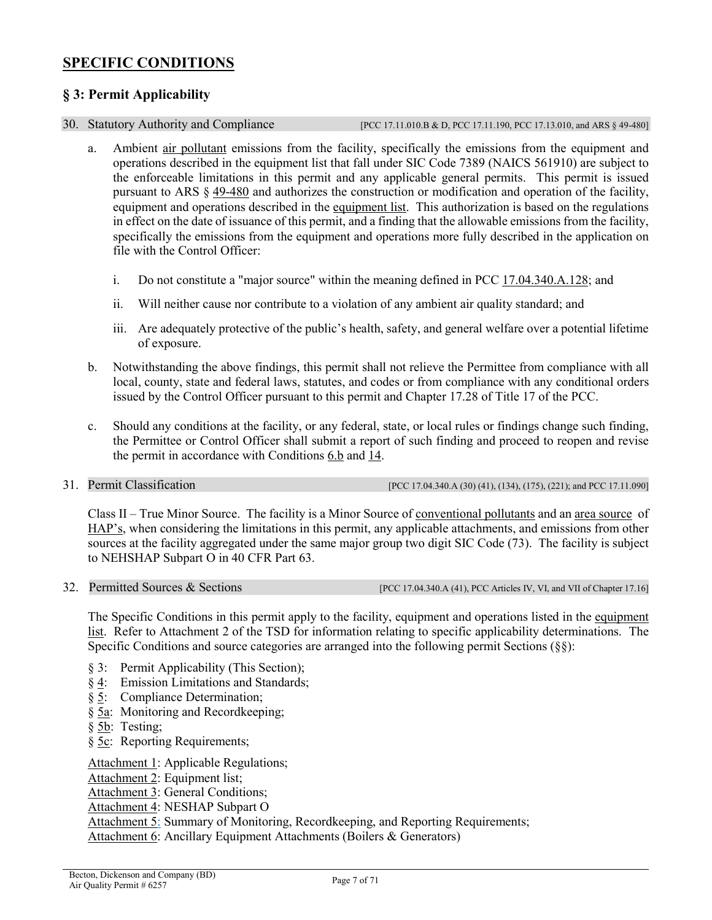# SPECIFIC CONDITIONS

## § 3: Permit Applicability

### 30. Statutory Authority and Compliance [PCC 17.11.010.B & D, PCC 17.11.190, PCC 17.13.010, and ARS § 49-480]

a. Ambient air pollutant emissions from the facility, specifically the emissions from the equipment and operations described in the equipment list that fall under SIC Code 7389 (NAICS 561910) are subject to the enforceable limitations in this permit and any applicable general permits. This permit is issued pursuant to ARS § 49-480 and authorizes the construction or modification and operation of the facility, equipment and operations described in the equipment list. This authorization is based on the regulations in effect on the date of issuance of this permit, and a finding that the allowable emissions from the facility, specifically the emissions from the equipment and operations more fully described in the application on file with the Control Officer:

   i. Do not constitute a "major source" within the meaning defined in PCC 17.04.340.A.128; and

   ii. Will neither cause nor contribute to a violation of any ambient air quality standard; and

   iii. Are adequately protective of the public's health, safety, and general welfare over a potential lifetime of exposure.

b. Notwithstanding the above findings, this permit shall not relieve the Permittee from compliance with all local, county, state and federal laws, statutes, and codes or from compliance with any conditional orders issued by the Control Officer pursuant to this permit and Chapter 17.28 of Title 17 of the PCC.

c. Should any conditions at the facility, or any federal, state, or local rules or findings change such finding, the Permittee or Control Officer shall submit a report of such finding and proceed to reopen and revise the permit in accordance with Conditions 6.b and 14.

### 31. Permit Classification [PCC 17.04.340.A (30) (41), (134), (175), (221); and PCC 17.11.090]

Class II – True Minor Source. The facility is a Minor Source of conventional pollutants and an area source of HAP's, when considering the limitations in this permit, any applicable attachments, and emissions from other sources at the facility aggregated under the same major group two digit SIC Code (73). The facility is subject to NEHSHAP Subpart O in 40 CFR Part 63.

### 32. Permitted Sources & Sections [PCC 17.04.340.A (41), PCC Articles IV, VI, and VII of Chapter 17.16]

The Specific Conditions in this permit apply to the facility, equipment and operations listed in the equipment list. Refer to Attachment 2 of the TSD for information relating to specific applicability determinations. The Specific Conditions and source categories are arranged into the following permit Sections (§§):

§ 3: Permit Applicability (This Section);
§ 4: Emission Limitations and Standards;
§ 5: Compliance Determination;
§ 5a: Monitoring and Recordkeeping;
§ 5b: Testing;
§ 5c: Reporting Requirements;

Attachment 1: Applicable Regulations;
Attachment 2: Equipment list;
Attachment 3: General Conditions;
Attachment 4: NESHAP Subpart O
Attachment 5: Summary of Monitoring, Recordkeeping, and Reporting Requirements;
Attachment 6: Ancillary Equipment Attachments (Boilers & Generators)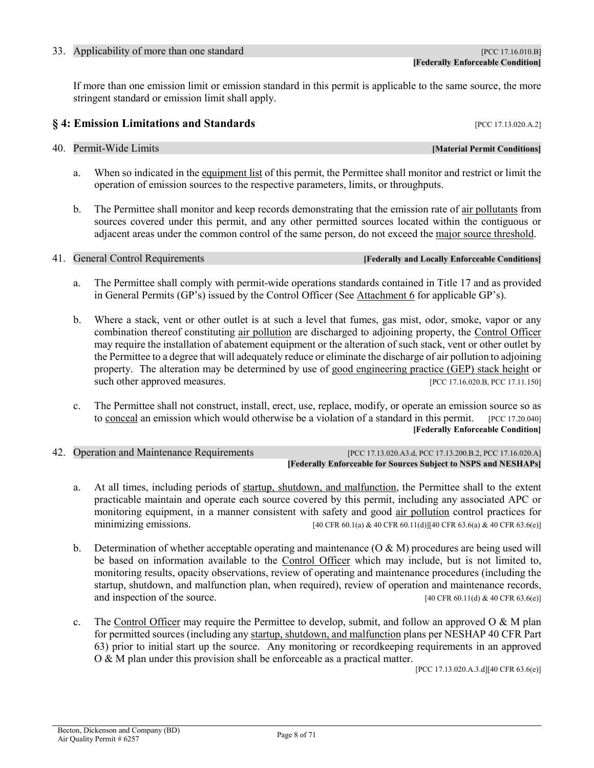33. Applicability of more than one standard [PCC 17.16.010.B]
**[Federally Enforceable Condition]**

If more than one emission limit or emission standard in this permit is applicable to the same source, the more stringent standard or emission limit shall apply.

## § 4: Emission Limitations and Standards [PCC 17.13.020.A.2]

40. Permit-Wide Limits **[Material Permit Conditions]**

a. When so indicated in the equipment list of this permit, the Permittee shall monitor and restrict or limit the operation of emission sources to the respective parameters, limits, or throughputs.

b. The Permittee shall monitor and keep records demonstrating that the emission rate of air pollutants from sources covered under this permit, and any other permitted sources located within the contiguous or adjacent areas under the common control of the same person, do not exceed the major source threshold.

41. General Control Requirements **[Federally and Locally Enforceable Conditions]**

a. The Permittee shall comply with permit-wide operations standards contained in Title 17 and as provided in General Permits (GP's) issued by the Control Officer (See Attachment 6 for applicable GP's).

b. Where a stack, vent or other outlet is at such a level that fumes, gas mist, odor, smoke, vapor or any combination thereof constituting air pollution are discharged to adjoining property, the Control Officer may require the installation of abatement equipment or the alteration of such stack, vent or other outlet by the Permittee to a degree that will adequately reduce or eliminate the discharge of air pollution to adjoining property. The alteration may be determined by use of good engineering practice (GEP) stack height or such other approved measures. [PCC 17.16.020.B, PCC 17.11.150]

c. The Permittee shall not construct, install, erect, use, replace, modify, or operate an emission source so as to conceal an emission which would otherwise be a violation of a standard in this permit. [PCC 17.20.040]
**[Federally Enforceable Condition]**

42. Operation and Maintenance Requirements [PCC 17.13.020.A3.d, PCC 17.13.200.B.2, PCC 17.16.020.A]
**[Federally Enforceable for Sources Subject to NSPS and NESHAPs]**

a. At all times, including periods of startup, shutdown, and malfunction, the Permittee shall to the extent practicable maintain and operate each source covered by this permit, including any associated APC or monitoring equipment, in a manner consistent with safety and good air pollution control practices for minimizing emissions. [40 CFR 60.1(a) & 40 CFR 60.11(d)][40 CFR 63.6(a) & 40 CFR 63.6(e)]

b. Determination of whether acceptable operating and maintenance (O & M) procedures are being used will be based on information available to the Control Officer which may include, but is not limited to, monitoring results, opacity observations, review of operating and maintenance procedures (including the startup, shutdown, and malfunction plan, when required), review of operation and maintenance records, and inspection of the source. [40 CFR 60.11(d) & 40 CFR 63.6(e)]

c. The Control Officer may require the Permittee to develop, submit, and follow an approved O & M plan for permitted sources (including any startup, shutdown, and malfunction plans per NESHAP 40 CFR Part 63) prior to initial start up the source. Any monitoring or recordkeeping requirements in an approved O & M plan under this provision shall be enforceable as a practical matter.
[PCC 17.13.020.A.3.d][40 CFR 63.6(e)]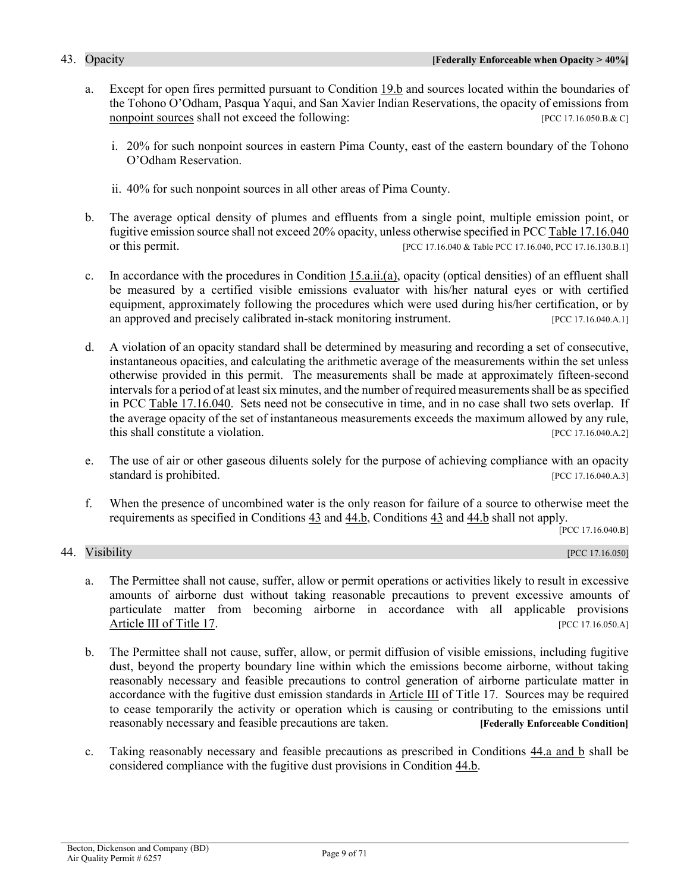## 43. Opacity **[Federally Enforceable when Opacity > 40%]**

a. Except for open fires permitted pursuant to Condition 19.b and sources located within the boundaries of the Tohono O'Odham, Pasqua Yaqui, and San Xavier Indian Reservations, the opacity of emissions from nonpoint sources shall not exceed the following: [PCC 17.16.050.B.& C]

   i. 20% for such nonpoint sources in eastern Pima County, east of the eastern boundary of the Tohono O'Odham Reservation.

   ii. 40% for such nonpoint sources in all other areas of Pima County.

b. The average optical density of plumes and effluents from a single point, multiple emission point, or fugitive emission source shall not exceed 20% opacity, unless otherwise specified in PCC Table 17.16.040 or this permit. [PCC 17.16.040 & Table PCC 17.16.040, PCC 17.16.130.B.1]

c. In accordance with the procedures in Condition 15.a.ii.(a), opacity (optical densities) of an effluent shall be measured by a certified visible emissions evaluator with his/her natural eyes or with certified equipment, approximately following the procedures which were used during his/her certification, or by an approved and precisely calibrated in-stack monitoring instrument. [PCC 17.16.040.A.1]

d. A violation of an opacity standard shall be determined by measuring and recording a set of consecutive, instantaneous opacities, and calculating the arithmetic average of the measurements within the set unless otherwise provided in this permit. The measurements shall be made at approximately fifteen-second intervals for a period of at least six minutes, and the number of required measurements shall be as specified in PCC Table 17.16.040. Sets need not be consecutive in time, and in no case shall two sets overlap. If the average opacity of the set of instantaneous measurements exceeds the maximum allowed by any rule, this shall constitute a violation. [PCC 17.16.040.A.2]

e. The use of air or other gaseous diluents solely for the purpose of achieving compliance with an opacity standard is prohibited. [PCC 17.16.040.A.3]

f. When the presence of uncombined water is the only reason for failure of a source to otherwise meet the requirements as specified in Conditions 43 and 44.b, Conditions 43 and 44.b shall not apply. [PCC 17.16.040.B]

## 44. Visibility [PCC 17.16.050]

a. The Permittee shall not cause, suffer, allow or permit operations or activities likely to result in excessive amounts of airborne dust without taking reasonable precautions to prevent excessive amounts of particulate matter from becoming airborne in accordance with all applicable provisions Article III of Title 17. [PCC 17.16.050.A]

b. The Permittee shall not cause, suffer, allow, or permit diffusion of visible emissions, including fugitive dust, beyond the property boundary line within which the emissions become airborne, without taking reasonably necessary and feasible precautions to control generation of airborne particulate matter in accordance with the fugitive dust emission standards in Article III of Title 17. Sources may be required to cease temporarily the activity or operation which is causing or contributing to the emissions until reasonably necessary and feasible precautions are taken. **[Federally Enforceable Condition]**

c. Taking reasonably necessary and feasible precautions as prescribed in Conditions 44.a and b shall be considered compliance with the fugitive dust provisions in Condition 44.b.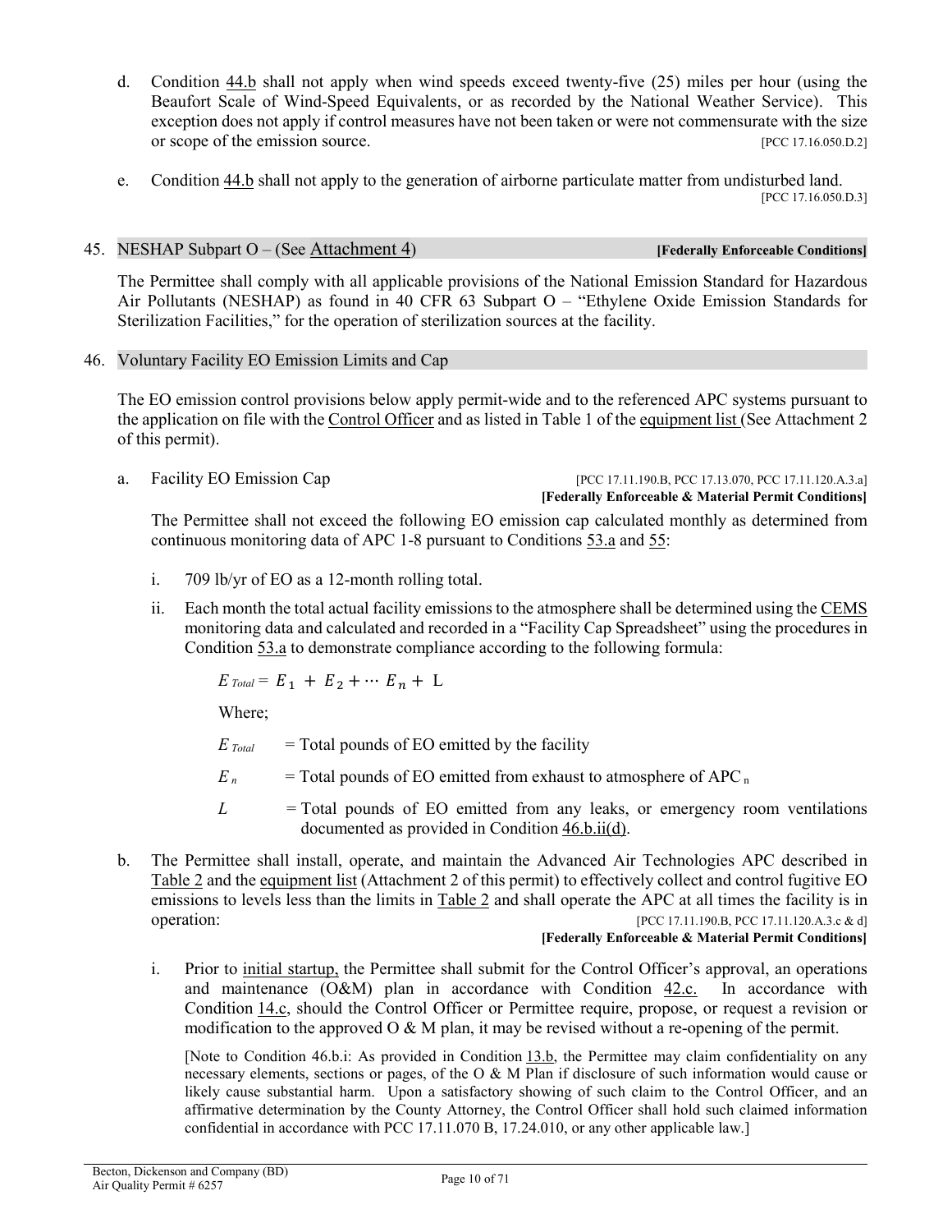d. Condition 44.b shall not apply when wind speeds exceed twenty-five (25) miles per hour (using the Beaufort Scale of Wind-Speed Equivalents, or as recorded by the National Weather Service). This exception does not apply if control measures have not been taken or were not commensurate with the size or scope of the emission source. [PCC 17.16.050.D.2]

e. Condition 44.b shall not apply to the generation of airborne particulate matter from undisturbed land. [PCC 17.16.050.D.3]

## 45. NESHAP Subpart O – (See Attachment 4) **[Federally Enforceable Conditions]**

The Permittee shall comply with all applicable provisions of the National Emission Standard for Hazardous Air Pollutants (NESHAP) as found in 40 CFR 63 Subpart O – "Ethylene Oxide Emission Standards for Sterilization Facilities," for the operation of sterilization sources at the facility.

## 46. Voluntary Facility EO Emission Limits and Cap

The EO emission control provisions below apply permit-wide and to the referenced APC systems pursuant to the application on file with the Control Officer and as listed in Table 1 of the equipment list (See Attachment 2 of this permit).

a. Facility EO Emission Cap [PCC 17.11.190.B, PCC 17.13.070, PCC 17.11.120.A.3.a] **[Federally Enforceable & Material Permit Conditions]**

The Permittee shall not exceed the following EO emission cap calculated monthly as determined from continuous monitoring data of APC 1-8 pursuant to Conditions 53.a and 55:

i. 709 lb/yr of EO as a 12-month rolling total.

ii. Each month the total actual facility emissions to the atmosphere shall be determined using the CEMS monitoring data and calculated and recorded in a "Facility Cap Spreadsheet" using the procedures in Condition 53.a to demonstrate compliance according to the following formula:

$$E_{Total} = E_1 + E_2 + \cdots E_n + L$$

Where;

$E_{Total}$ = Total pounds of EO emitted by the facility

$E_n$ = Total pounds of EO emitted from exhaust to atmosphere of APC $_n$

$L$ = Total pounds of EO emitted from any leaks, or emergency room ventilations documented as provided in Condition 46.b.ii(d).

b. The Permittee shall install, operate, and maintain the Advanced Air Technologies APC described in Table 2 and the equipment list (Attachment 2 of this permit) to effectively collect and control fugitive EO emissions to levels less than the limits in Table 2 and shall operate the APC at all times the facility is in operation: [PCC 17.11.190.B, PCC 17.11.120.A.3.c & d] **[Federally Enforceable & Material Permit Conditions]**

i. Prior to initial startup, the Permittee shall submit for the Control Officer's approval, an operations and maintenance (O&M) plan in accordance with Condition 42.c. In accordance with Condition 14.c, should the Control Officer or Permittee require, propose, or request a revision or modification to the approved O & M plan, it may be revised without a re-opening of the permit.

[Note to Condition 46.b.i: As provided in Condition 13.b, the Permittee may claim confidentiality on any necessary elements, sections or pages, of the O & M Plan if disclosure of such information would cause or likely cause substantial harm. Upon a satisfactory showing of such claim to the Control Officer, and an affirmative determination by the County Attorney, the Control Officer shall hold such claimed information confidential in accordance with PCC 17.11.070 B, 17.24.010, or any other applicable law.]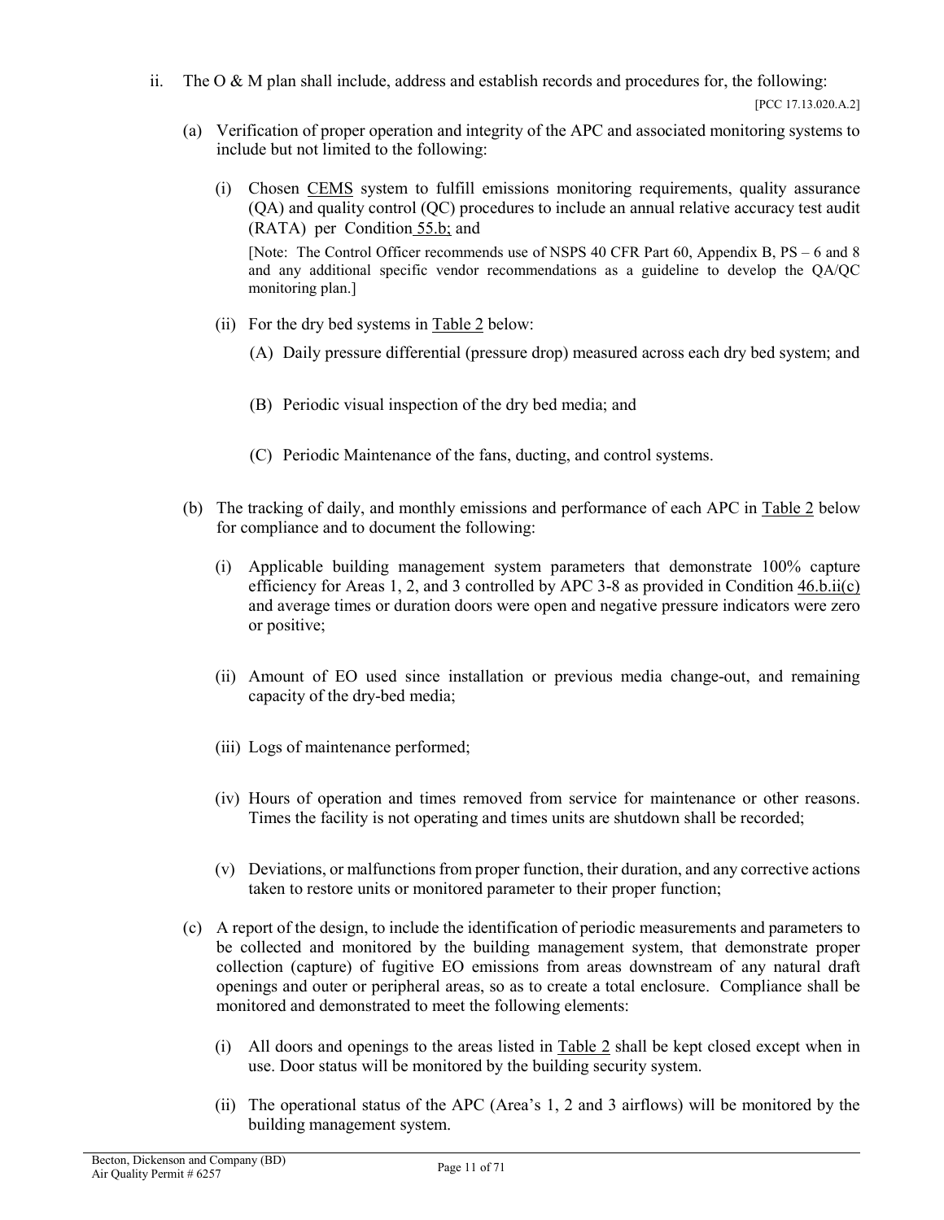ii. The O & M plan shall include, address and establish records and procedures for, the following:

[PCC 17.13.020.A.2]

(a) Verification of proper operation and integrity of the APC and associated monitoring systems to include but not limited to the following:

(i) Chosen CEMS system to fulfill emissions monitoring requirements, quality assurance (QA) and quality control (QC) procedures to include an annual relative accuracy test audit (RATA) per Condition 55.b; and

[Note: The Control Officer recommends use of NSPS 40 CFR Part 60, Appendix B, PS – 6 and 8 and any additional specific vendor recommendations as a guideline to develop the QA/QC monitoring plan.]

(ii) For the dry bed systems in Table 2 below:

(A) Daily pressure differential (pressure drop) measured across each dry bed system; and

(B) Periodic visual inspection of the dry bed media; and

(C) Periodic Maintenance of the fans, ducting, and control systems.

(b) The tracking of daily, and monthly emissions and performance of each APC in Table 2 below for compliance and to document the following:

(i) Applicable building management system parameters that demonstrate 100% capture efficiency for Areas 1, 2, and 3 controlled by APC 3-8 as provided in Condition 46.b.ii(c) and average times or duration doors were open and negative pressure indicators were zero or positive;

(ii) Amount of EO used since installation or previous media change-out, and remaining capacity of the dry-bed media;

(iii) Logs of maintenance performed;

(iv) Hours of operation and times removed from service for maintenance or other reasons. Times the facility is not operating and times units are shutdown shall be recorded;

(v) Deviations, or malfunctions from proper function, their duration, and any corrective actions taken to restore units or monitored parameter to their proper function;

(c) A report of the design, to include the identification of periodic measurements and parameters to be collected and monitored by the building management system, that demonstrate proper collection (capture) of fugitive EO emissions from areas downstream of any natural draft openings and outer or peripheral areas, so as to create a total enclosure. Compliance shall be monitored and demonstrated to meet the following elements:

(i) All doors and openings to the areas listed in Table 2 shall be kept closed except when in use. Door status will be monitored by the building security system.

(ii) The operational status of the APC (Area's 1, 2 and 3 airflows) will be monitored by the building management system.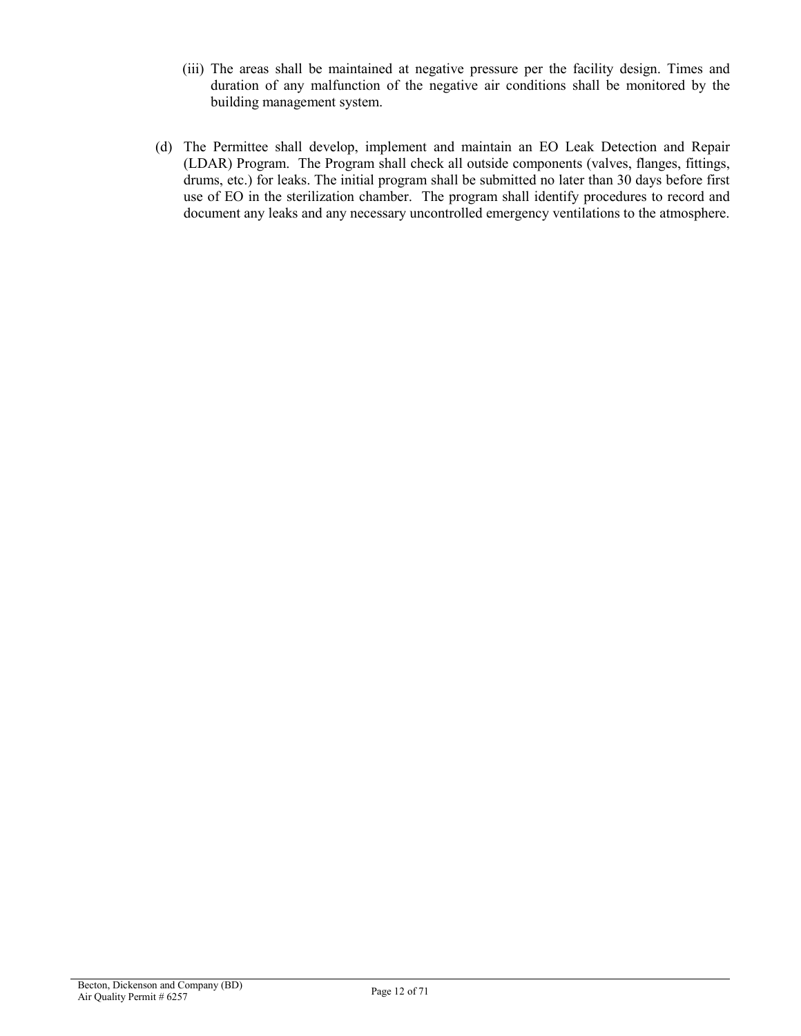(iii) The areas shall be maintained at negative pressure per the facility design. Times and duration of any malfunction of the negative air conditions shall be monitored by the building management system.

(d) The Permittee shall develop, implement and maintain an EO Leak Detection and Repair (LDAR) Program. The Program shall check all outside components (valves, flanges, fittings, drums, etc.) for leaks. The initial program shall be submitted no later than 30 days before first use of EO in the sterilization chamber. The program shall identify procedures to record and document any leaks and any necessary uncontrolled emergency ventilations to the atmosphere.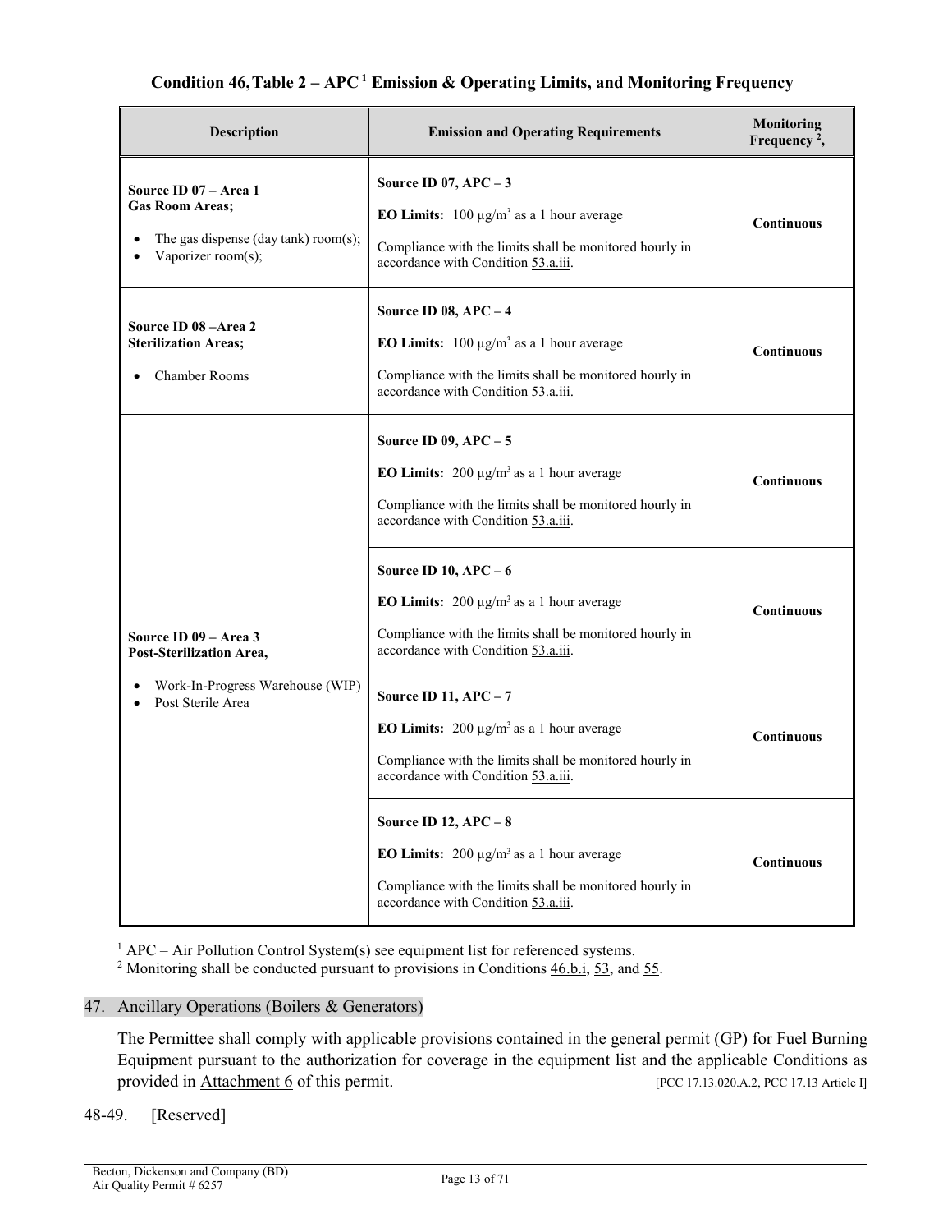**Condition 46, Table 2 – APC[1] Emission & Operating Limits, and Monitoring Frequency**

| Description | Emission and Operating Requirements | Monitoring Frequency[2], |
|---|---|---|
| **Source ID 07 – Area 1**<br>**Gas Room Areas;**<br>• The gas dispense (day tank) room(s);<br>• Vaporizer room(s); | **Source ID 07, APC – 3**<br>**EO Limits:** 100 μg/m³ as a 1 hour average<br>Compliance with the limits shall be monitored hourly in accordance with Condition 53.a.iii. | **Continuous** |
| **Source ID 08 –Area 2**<br>**Sterilization Areas;**<br>• Chamber Rooms | **Source ID 08, APC – 4**<br>**EO Limits:** 100 μg/m³ as a 1 hour average<br>Compliance with the limits shall be monitored hourly in accordance with Condition 53.a.iii. | **Continuous** |
| **Source ID 09 – Area 3**<br>**Post-Sterilization Area,**<br>• Work-In-Progress Warehouse (WIP)<br>• Post Sterile Area | **Source ID 09, APC – 5**<br>**EO Limits:** 200 μg/m³ as a 1 hour average<br>Compliance with the limits shall be monitored hourly in accordance with Condition 53.a.iii. | **Continuous** |
| | **Source ID 10, APC – 6**<br>**EO Limits:** 200 μg/m³ as a 1 hour average<br>Compliance with the limits shall be monitored hourly in accordance with Condition 53.a.iii. | **Continuous** |
| | **Source ID 11, APC – 7**<br>**EO Limits:** 200 μg/m³ as a 1 hour average<br>Compliance with the limits shall be monitored hourly in accordance with Condition 53.a.iii. | **Continuous** |
| | **Source ID 12, APC – 8**<br>**EO Limits:** 200 μg/m³ as a 1 hour average<br>Compliance with the limits shall be monitored hourly in accordance with Condition 53.a.iii. | **Continuous** |

[1] APC – Air Pollution Control System(s) see equipment list for referenced systems.
[2] Monitoring shall be conducted pursuant to provisions in Conditions 46.b.i, 53, and 55.

47. Ancillary Operations (Boilers & Generators)

The Permittee shall comply with applicable provisions contained in the general permit (GP) for Fuel Burning Equipment pursuant to the authorization for coverage in the equipment list and the applicable Conditions as provided in Attachment 6 of this permit. [PCC 17.13.020.A.2, PCC 17.13 Article I]

48-49. [Reserved]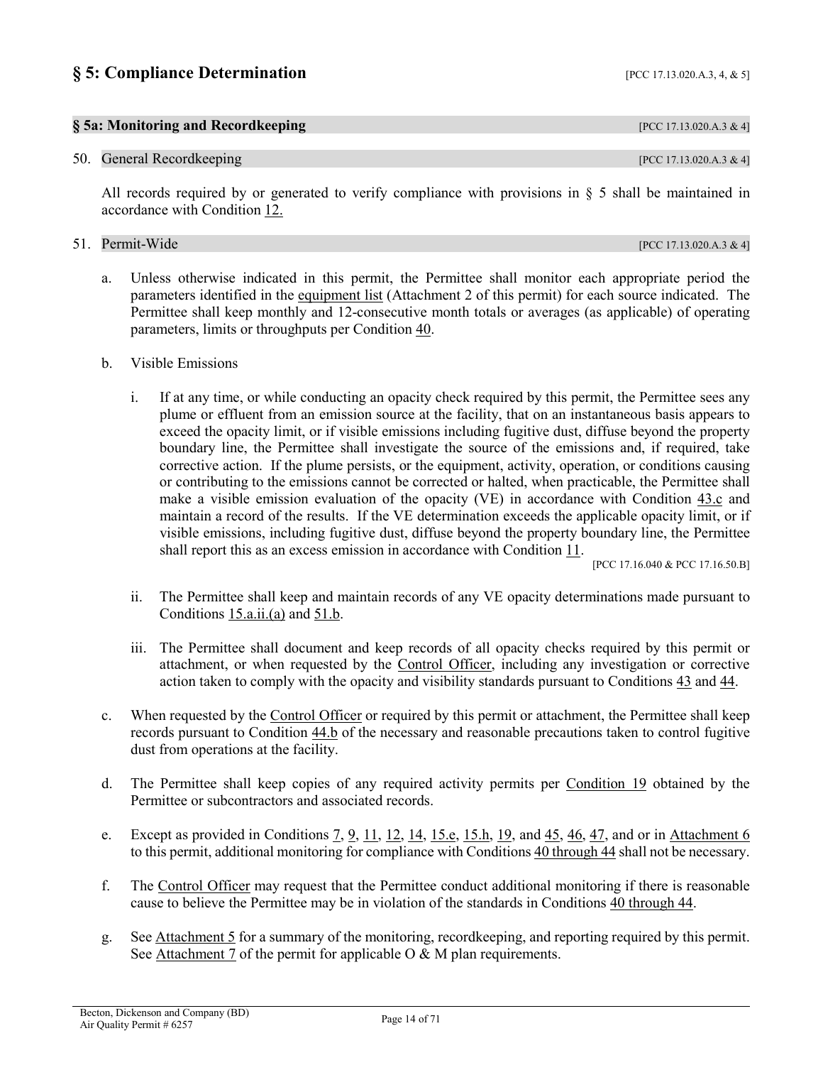## § 5: Compliance Determination [PCC 17.13.020.A.3, 4, & 5]

### § 5a: Monitoring and Recordkeeping [PCC 17.13.020.A.3 & 4]

50. General Recordkeeping [PCC 17.13.020.A.3 & 4]

    All records required by or generated to verify compliance with provisions in § 5 shall be maintained in accordance with Condition 12.

51. Permit-Wide [PCC 17.13.020.A.3 & 4]

    a. Unless otherwise indicated in this permit, the Permittee shall monitor each appropriate period the parameters identified in the equipment list (Attachment 2 of this permit) for each source indicated. The Permittee shall keep monthly and 12-consecutive month totals or averages (as applicable) of operating parameters, limits or throughputs per Condition 40.

    b. Visible Emissions

       i. If at any time, or while conducting an opacity check required by this permit, the Permittee sees any plume or effluent from an emission source at the facility, that on an instantaneous basis appears to exceed the opacity limit, or if visible emissions including fugitive dust, diffuse beyond the property boundary line, the Permittee shall investigate the source of the emissions and, if required, take corrective action. If the plume persists, or the equipment, activity, operation, or conditions causing or contributing to the emissions cannot be corrected or halted, when practicable, the Permittee shall make a visible emission evaluation of the opacity (VE) in accordance with Condition 43.c and maintain a record of the results. If the VE determination exceeds the applicable opacity limit, or if visible emissions, including fugitive dust, diffuse beyond the property boundary line, the Permittee shall report this as an excess emission in accordance with Condition 11. [PCC 17.16.040 & PCC 17.16.50.B]

       ii. The Permittee shall keep and maintain records of any VE opacity determinations made pursuant to Conditions 15.a.ii.(a) and 51.b.

       iii. The Permittee shall document and keep records of all opacity checks required by this permit or attachment, or when requested by the Control Officer, including any investigation or corrective action taken to comply with the opacity and visibility standards pursuant to Conditions 43 and 44.

    c. When requested by the Control Officer or required by this permit or attachment, the Permittee shall keep records pursuant to Condition 44.b of the necessary and reasonable precautions taken to control fugitive dust from operations at the facility.

    d. The Permittee shall keep copies of any required activity permits per Condition 19 obtained by the Permittee or subcontractors and associated records.

    e. Except as provided in Conditions 7, 9, 11, 12, 14, 15.e, 15.h, 19, and 45, 46, 47, and or in Attachment 6 to this permit, additional monitoring for compliance with Conditions 40 through 44 shall not be necessary.

    f. The Control Officer may request that the Permittee conduct additional monitoring if there is reasonable cause to believe the Permittee may be in violation of the standards in Conditions 40 through 44.

    g. See Attachment 5 for a summary of the monitoring, recordkeeping, and reporting required by this permit. See Attachment 7 of the permit for applicable O & M plan requirements.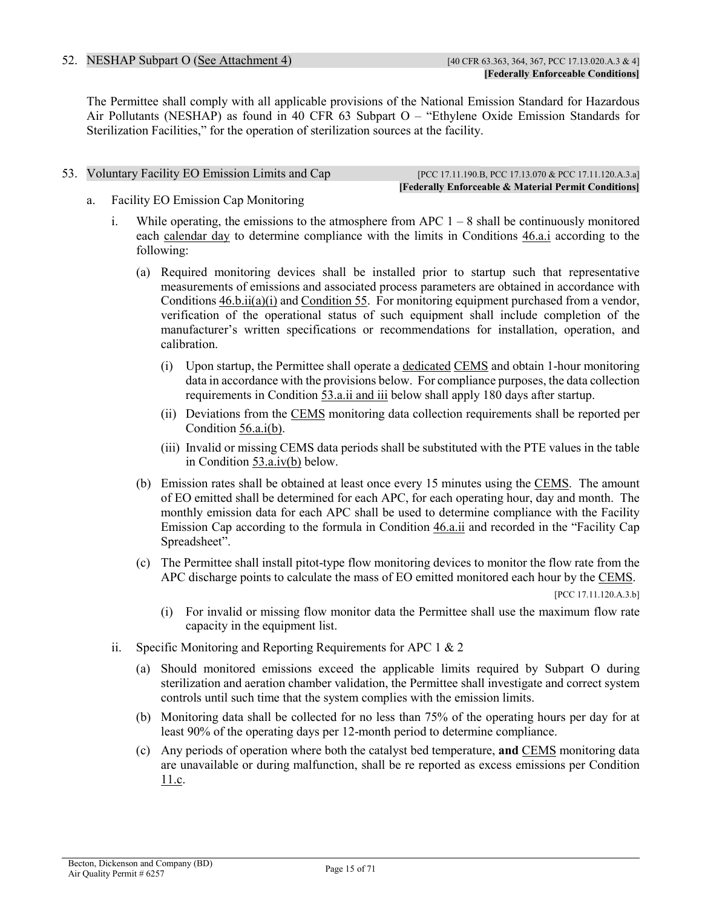52. NESHAP Subpart O (See Attachment 4) [40 CFR 63.363, 364, 367, PCC 17.13.020.A.3 & 4]
**[Federally Enforceable Conditions]**

The Permittee shall comply with all applicable provisions of the National Emission Standard for Hazardous Air Pollutants (NESHAP) as found in 40 CFR 63 Subpart O – "Ethylene Oxide Emission Standards for Sterilization Facilities," for the operation of sterilization sources at the facility.

53. Voluntary Facility EO Emission Limits and Cap [PCC 17.11.190.B, PCC 17.13.070 & PCC 17.11.120.A.3.a]
**[Federally Enforceable & Material Permit Conditions]**

a. Facility EO Emission Cap Monitoring

i. While operating, the emissions to the atmosphere from APC 1 – 8 shall be continuously monitored each calendar day to determine compliance with the limits in Conditions 46.a.i according to the following:

(a) Required monitoring devices shall be installed prior to startup such that representative measurements of emissions and associated process parameters are obtained in accordance with Conditions 46.b.ii(a)(i) and Condition 55. For monitoring equipment purchased from a vendor, verification of the operational status of such equipment shall include completion of the manufacturer's written specifications or recommendations for installation, operation, and calibration.

(i) Upon startup, the Permittee shall operate a dedicated CEMS and obtain 1-hour monitoring data in accordance with the provisions below. For compliance purposes, the data collection requirements in Condition 53.a.ii and iii below shall apply 180 days after startup.

(ii) Deviations from the CEMS monitoring data collection requirements shall be reported per Condition 56.a.i(b).

(iii) Invalid or missing CEMS data periods shall be substituted with the PTE values in the table in Condition 53.a.iv(b) below.

(b) Emission rates shall be obtained at least once every 15 minutes using the CEMS. The amount of EO emitted shall be determined for each APC, for each operating hour, day and month. The monthly emission data for each APC shall be used to determine compliance with the Facility Emission Cap according to the formula in Condition 46.a.ii and recorded in the "Facility Cap Spreadsheet".

(c) The Permittee shall install pitot-type flow monitoring devices to monitor the flow rate from the APC discharge points to calculate the mass of EO emitted monitored each hour by the CEMS.

[PCC 17.11.120.A.3.b]

(i) For invalid or missing flow monitor data the Permittee shall use the maximum flow rate capacity in the equipment list.

ii. Specific Monitoring and Reporting Requirements for APC 1 & 2

(a) Should monitored emissions exceed the applicable limits required by Subpart O during sterilization and aeration chamber validation, the Permittee shall investigate and correct system controls until such time that the system complies with the emission limits.

(b) Monitoring data shall be collected for no less than 75% of the operating hours per day for at least 90% of the operating days per 12-month period to determine compliance.

(c) Any periods of operation where both the catalyst bed temperature, **and** CEMS monitoring data are unavailable or during malfunction, shall be re reported as excess emissions per Condition 11.c.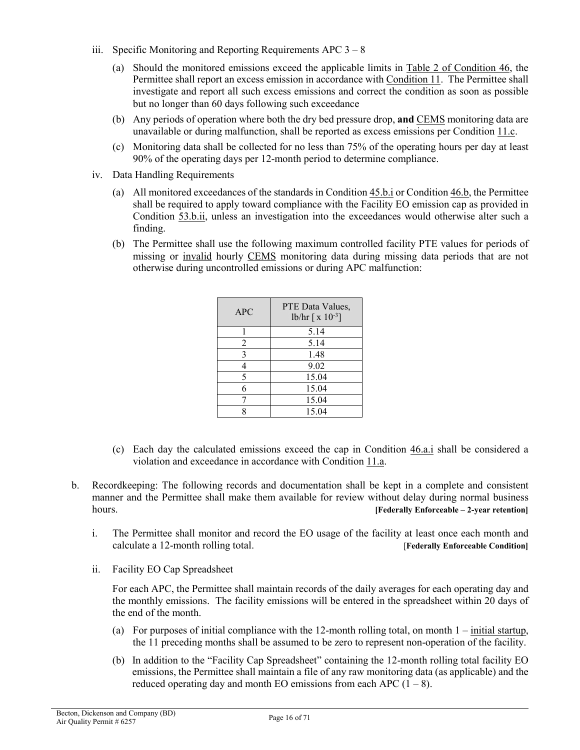iii. Specific Monitoring and Reporting Requirements APC 3 – 8

(a) Should the monitored emissions exceed the applicable limits in Table 2 of Condition 46, the Permittee shall report an excess emission in accordance with Condition 11. The Permittee shall investigate and report all such excess emissions and correct the condition as soon as possible but no longer than 60 days following such exceedance

(b) Any periods of operation where both the dry bed pressure drop, **and** CEMS monitoring data are unavailable or during malfunction, shall be reported as excess emissions per Condition 11.c.

(c) Monitoring data shall be collected for no less than 75% of the operating hours per day at least 90% of the operating days per 12-month period to determine compliance.

iv. Data Handling Requirements

(a) All monitored exceedances of the standards in Condition 45.b.i or Condition 46.b, the Permittee shall be required to apply toward compliance with the Facility EO emission cap as provided in Condition 53.b.ii, unless an investigation into the exceedances would otherwise alter such a finding.

(b) The Permittee shall use the following maximum controlled facility PTE values for periods of missing or invalid hourly CEMS monitoring data during missing data periods that are not otherwise during uncontrolled emissions or during APC malfunction:

| APC | PTE Data Values, lb/hr [ x $10^{-3}$] |
|---|---|
| 1 | 5.14 |
| 2 | 5.14 |
| 3 | 1.48 |
| 4 | 9.02 |
| 5 | 15.04 |
| 6 | 15.04 |
| 7 | 15.04 |
| 8 | 15.04 |

(c) Each day the calculated emissions exceed the cap in Condition 46.a.i shall be considered a violation and exceedance in accordance with Condition 11.a.

b. Recordkeeping: The following records and documentation shall be kept in a complete and consistent manner and the Permittee shall make them available for review without delay during normal business hours. **[Federally Enforceable – 2-year retention]**

i. The Permittee shall monitor and record the EO usage of the facility at least once each month and calculate a 12-month rolling total. **[Federally Enforceable Condition]**

ii. Facility EO Cap Spreadsheet

For each APC, the Permittee shall maintain records of the daily averages for each operating day and the monthly emissions. The facility emissions will be entered in the spreadsheet within 20 days of the end of the month.

(a) For purposes of initial compliance with the 12-month rolling total, on month 1 – initial startup, the 11 preceding months shall be assumed to be zero to represent non-operation of the facility.

(b) In addition to the "Facility Cap Spreadsheet" containing the 12-month rolling total facility EO emissions, the Permittee shall maintain a file of any raw monitoring data (as applicable) and the reduced operating day and month EO emissions from each APC (1 – 8).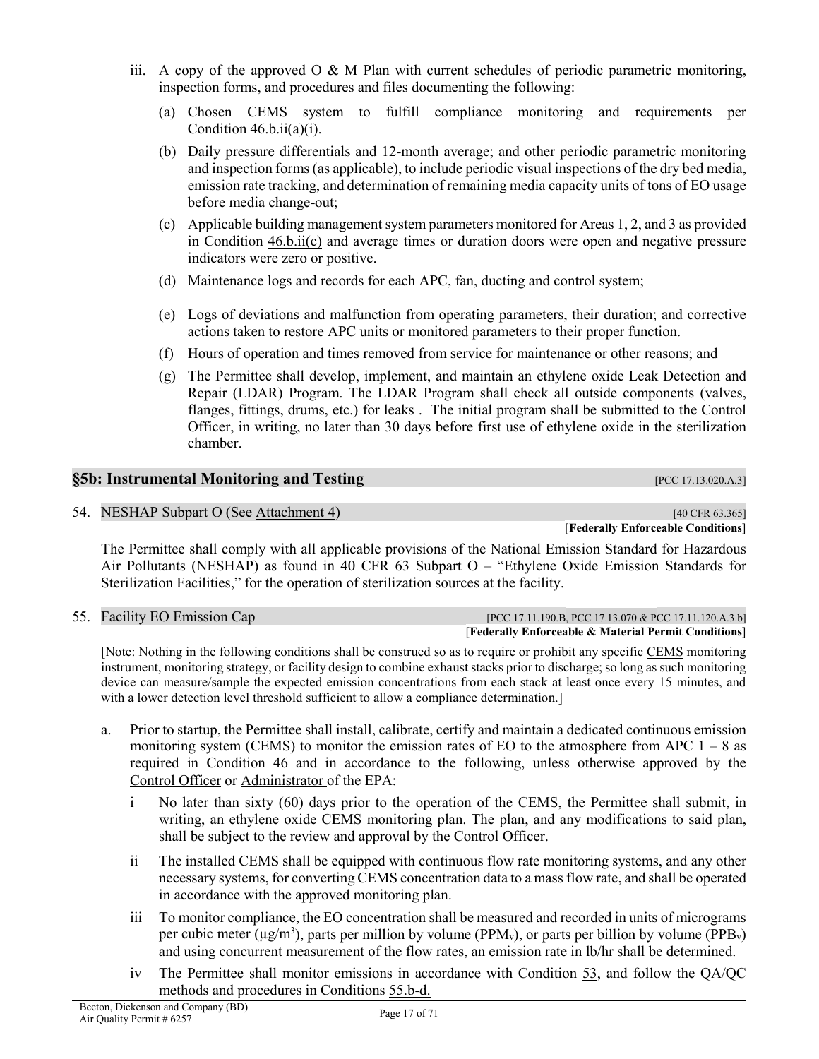iii. A copy of the approved O & M Plan with current schedules of periodic parametric monitoring, inspection forms, and procedures and files documenting the following:

   (a) Chosen CEMS system to fulfill compliance monitoring and requirements per Condition 46.b.ii(a)(i).

   (b) Daily pressure differentials and 12-month average; and other periodic parametric monitoring and inspection forms (as applicable), to include periodic visual inspections of the dry bed media, emission rate tracking, and determination of remaining media capacity units of tons of EO usage before media change-out;

   (c) Applicable building management system parameters monitored for Areas 1, 2, and 3 as provided in Condition 46.b.ii(c) and average times or duration doors were open and negative pressure indicators were zero or positive.

   (d) Maintenance logs and records for each APC, fan, ducting and control system;

   (e) Logs of deviations and malfunction from operating parameters, their duration; and corrective actions taken to restore APC units or monitored parameters to their proper function.

   (f) Hours of operation and times removed from service for maintenance or other reasons; and

   (g) The Permittee shall develop, implement, and maintain an ethylene oxide Leak Detection and Repair (LDAR) Program. The LDAR Program shall check all outside components (valves, flanges, fittings, drums, etc.) for leaks . The initial program shall be submitted to the Control Officer, in writing, no later than 30 days before first use of ethylene oxide in the sterilization chamber.

## §5b: Instrumental Monitoring and Testing

[PCC 17.13.020.A.3]

### 54. NESHAP Subpart O (See Attachment 4)

[40 CFR 63.365]
[**Federally Enforceable Conditions**]

The Permittee shall comply with all applicable provisions of the National Emission Standard for Hazardous Air Pollutants (NESHAP) as found in 40 CFR 63 Subpart O – "Ethylene Oxide Emission Standards for Sterilization Facilities," for the operation of sterilization sources at the facility.

### 55. Facility EO Emission Cap

[PCC 17.11.190.B, PCC 17.13.070 & PCC 17.11.120.A.3.b]
[**Federally Enforceable & Material Permit Conditions**]

[Note: Nothing in the following conditions shall be construed so as to require or prohibit any specific CEMS monitoring instrument, monitoring strategy, or facility design to combine exhaust stacks prior to discharge; so long as such monitoring device can measure/sample the expected emission concentrations from each stack at least once every 15 minutes, and with a lower detection level threshold sufficient to allow a compliance determination.]

a. Prior to startup, the Permittee shall install, calibrate, certify and maintain a dedicated continuous emission monitoring system (CEMS) to monitor the emission rates of EO to the atmosphere from APC 1 – 8 as required in Condition 46 and in accordance to the following, unless otherwise approved by the Control Officer or Administrator of the EPA:

   i No later than sixty (60) days prior to the operation of the CEMS, the Permittee shall submit, in writing, an ethylene oxide CEMS monitoring plan. The plan, and any modifications to said plan, shall be subject to the review and approval by the Control Officer.

   ii The installed CEMS shall be equipped with continuous flow rate monitoring systems, and any other necessary systems, for converting CEMS concentration data to a mass flow rate, and shall be operated in accordance with the approved monitoring plan.

   iii To monitor compliance, the EO concentration shall be measured and recorded in units of micrograms per cubic meter ($\mu g/m^3$), parts per million by volume ($PPM_v$), or parts per billion by volume ($PPB_v$) and using concurrent measurement of the flow rates, an emission rate in lb/hr shall be determined.

   iv The Permittee shall monitor emissions in accordance with Condition 53, and follow the QA/QC methods and procedures in Conditions 55.b-d.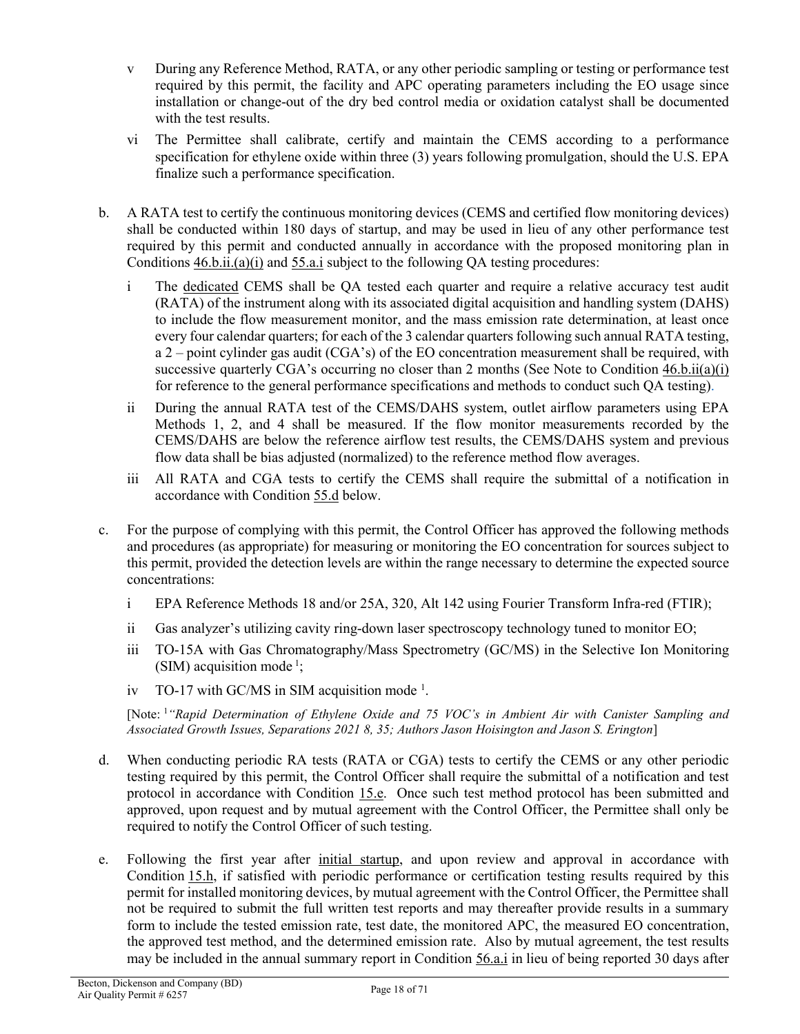- v During any Reference Method, RATA, or any other periodic sampling or testing or performance test required by this permit, the facility and APC operating parameters including the EO usage since installation or change-out of the dry bed control media or oxidation catalyst shall be documented with the test results.
- vi The Permittee shall calibrate, certify and maintain the CEMS according to a performance specification for ethylene oxide within three (3) years following promulgation, should the U.S. EPA finalize such a performance specification.

b. A RATA test to certify the continuous monitoring devices (CEMS and certified flow monitoring devices) shall be conducted within 180 days of startup, and may be used in lieu of any other performance test required by this permit and conducted annually in accordance with the proposed monitoring plan in Conditions 46.b.ii.(a)(i) and 55.a.i subject to the following QA testing procedures:

- i The dedicated CEMS shall be QA tested each quarter and require a relative accuracy test audit (RATA) of the instrument along with its associated digital acquisition and handling system (DAHS) to include the flow measurement monitor, and the mass emission rate determination, at least once every four calendar quarters; for each of the 3 calendar quarters following such annual RATA testing, a 2 – point cylinder gas audit (CGA's) of the EO concentration measurement shall be required, with successive quarterly CGA's occurring no closer than 2 months (See Note to Condition 46.b.ii(a)(i) for reference to the general performance specifications and methods to conduct such QA testing).
- ii During the annual RATA test of the CEMS/DAHS system, outlet airflow parameters using EPA Methods 1, 2, and 4 shall be measured. If the flow monitor measurements recorded by the CEMS/DAHS are below the reference airflow test results, the CEMS/DAHS system and previous flow data shall be bias adjusted (normalized) to the reference method flow averages.
- iii All RATA and CGA tests to certify the CEMS shall require the submittal of a notification in accordance with Condition 55.d below.

c. For the purpose of complying with this permit, the Control Officer has approved the following methods and procedures (as appropriate) for measuring or monitoring the EO concentration for sources subject to this permit, provided the detection levels are within the range necessary to determine the expected source concentrations:

- i EPA Reference Methods 18 and/or 25A, 320, Alt 142 using Fourier Transform Infra-red (FTIR);
- ii Gas analyzer's utilizing cavity ring-down laser spectroscopy technology tuned to monitor EO;
- iii TO-15A with Gas Chromatography/Mass Spectrometry (GC/MS) in the Selective Ion Monitoring (SIM) acquisition mode [1];
- iv TO-17 with GC/MS in SIM acquisition mode [1].

[Note: [1] *"Rapid Determination of Ethylene Oxide and 75 VOC's in Ambient Air with Canister Sampling and Associated Growth Issues, Separations 2021 8, 35; Authors Jason Hoisington and Jason S. Erington*]

d. When conducting periodic RA tests (RATA or CGA) tests to certify the CEMS or any other periodic testing required by this permit, the Control Officer shall require the submittal of a notification and test protocol in accordance with Condition 15.e. Once such test method protocol has been submitted and approved, upon request and by mutual agreement with the Control Officer, the Permittee shall only be required to notify the Control Officer of such testing.

e. Following the first year after initial startup, and upon review and approval in accordance with Condition 15.h, if satisfied with periodic performance or certification testing results required by this permit for installed monitoring devices, by mutual agreement with the Control Officer, the Permittee shall not be required to submit the full written test reports and may thereafter provide results in a summary form to include the tested emission rate, test date, the monitored APC, the measured EO concentration, the approved test method, and the determined emission rate. Also by mutual agreement, the test results may be included in the annual summary report in Condition 56.a.i in lieu of being reported 30 days after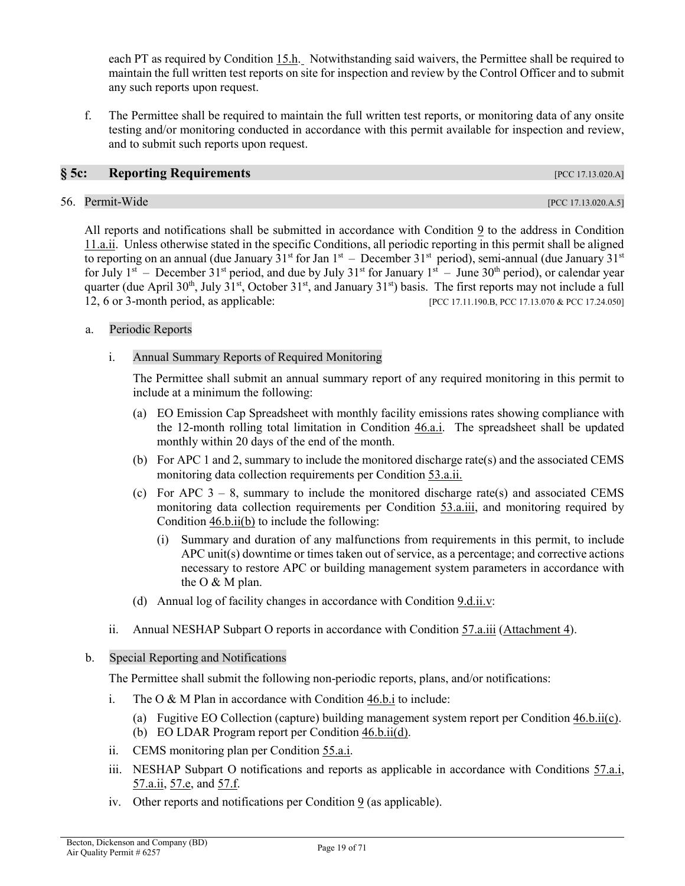each PT as required by Condition 15.h. Notwithstanding said waivers, the Permittee shall be required to maintain the full written test reports on site for inspection and review by the Control Officer and to submit any such reports upon request.

f. The Permittee shall be required to maintain the full written test reports, or monitoring data of any onsite testing and/or monitoring conducted in accordance with this permit available for inspection and review, and to submit such reports upon request.

## § 5c: Reporting Requirements [PCC 17.13.020.A]

### 56. Permit-Wide [PCC 17.13.020.A.5]

All reports and notifications shall be submitted in accordance with Condition 9 to the address in Condition 11.a.ii. Unless otherwise stated in the specific Conditions, all periodic reporting in this permit shall be aligned to reporting on an annual (due January 31st for Jan 1st – December 31st period), semi-annual (due January 31st for July 1st – December 31st period, and due by July 31st for January 1st – June 30th period), or calendar year quarter (due April 30th, July 31st, October 31st, and January 31st) basis. The first reports may not include a full 12, 6 or 3-month period, as applicable: [PCC 17.11.190.B, PCC 17.13.070 & PCC 17.24.050]

a. Periodic Reports

   i. Annual Summary Reports of Required Monitoring

      The Permittee shall submit an annual summary report of any required monitoring in this permit to include at a minimum the following:

      (a) EO Emission Cap Spreadsheet with monthly facility emissions rates showing compliance with the 12-month rolling total limitation in Condition 46.a.i. The spreadsheet shall be updated monthly within 20 days of the end of the month.

      (b) For APC 1 and 2, summary to include the monitored discharge rate(s) and the associated CEMS monitoring data collection requirements per Condition 53.a.ii.

      (c) For APC 3 – 8, summary to include the monitored discharge rate(s) and associated CEMS monitoring data collection requirements per Condition 53.a.iii, and monitoring required by Condition 46.b.ii(b) to include the following:

         (i) Summary and duration of any malfunctions from requirements in this permit, to include APC unit(s) downtime or times taken out of service, as a percentage; and corrective actions necessary to restore APC or building management system parameters in accordance with the O & M plan.

      (d) Annual log of facility changes in accordance with Condition 9.d.ii.v:

   ii. Annual NESHAP Subpart O reports in accordance with Condition 57.a.iii (Attachment 4).

b. Special Reporting and Notifications

   The Permittee shall submit the following non-periodic reports, plans, and/or notifications:

   i. The O & M Plan in accordance with Condition 46.b.i to include:

      (a) Fugitive EO Collection (capture) building management system report per Condition 46.b.ii(c).

      (b) EO LDAR Program report per Condition 46.b.ii(d).

   ii. CEMS monitoring plan per Condition 55.a.i.

   iii. NESHAP Subpart O notifications and reports as applicable in accordance with Conditions 57.a.i, 57.a.ii, 57.e, and 57.f.

   iv. Other reports and notifications per Condition 9 (as applicable).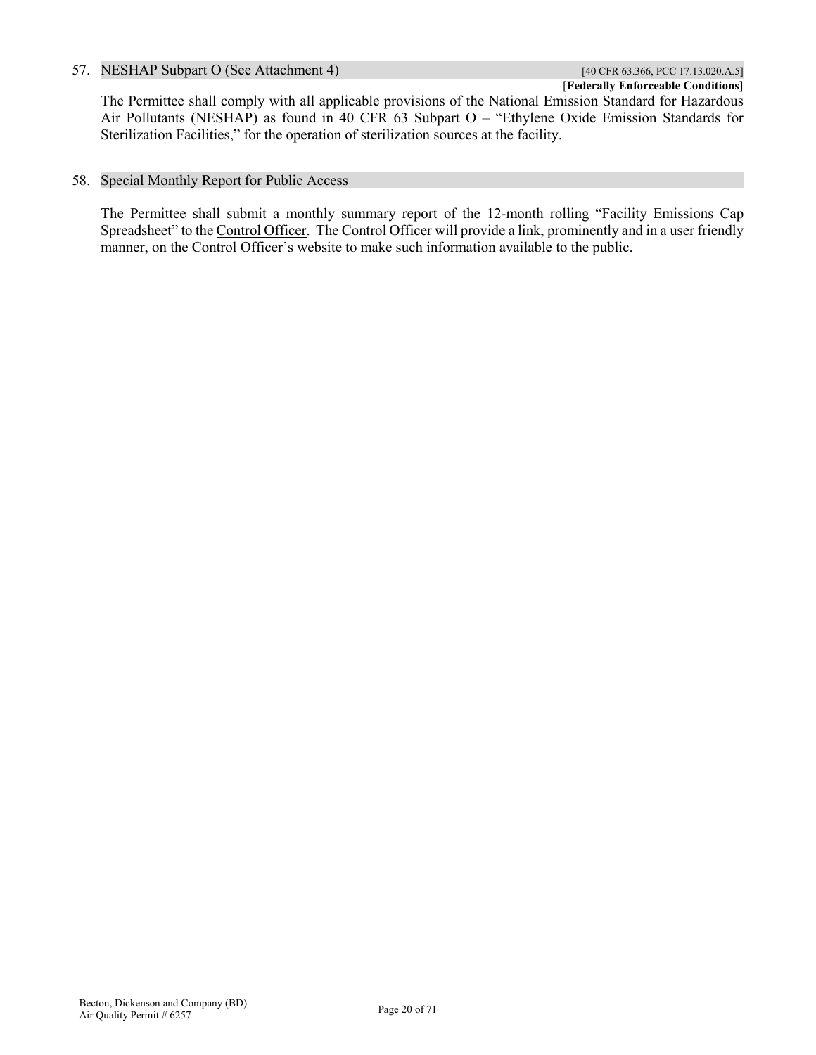57. NESHAP Subpart O (See Attachment 4) [40 CFR 63.366, PCC 17.13.020.A.5]

[**Federally Enforceable Conditions**]

The Permittee shall comply with all applicable provisions of the National Emission Standard for Hazardous Air Pollutants (NESHAP) as found in 40 CFR 63 Subpart O – "Ethylene Oxide Emission Standards for Sterilization Facilities," for the operation of sterilization sources at the facility.

58. Special Monthly Report for Public Access

The Permittee shall submit a monthly summary report of the 12-month rolling "Facility Emissions Cap Spreadsheet" to the Control Officer. The Control Officer will provide a link, prominently and in a user friendly manner, on the Control Officer's website to make such information available to the public.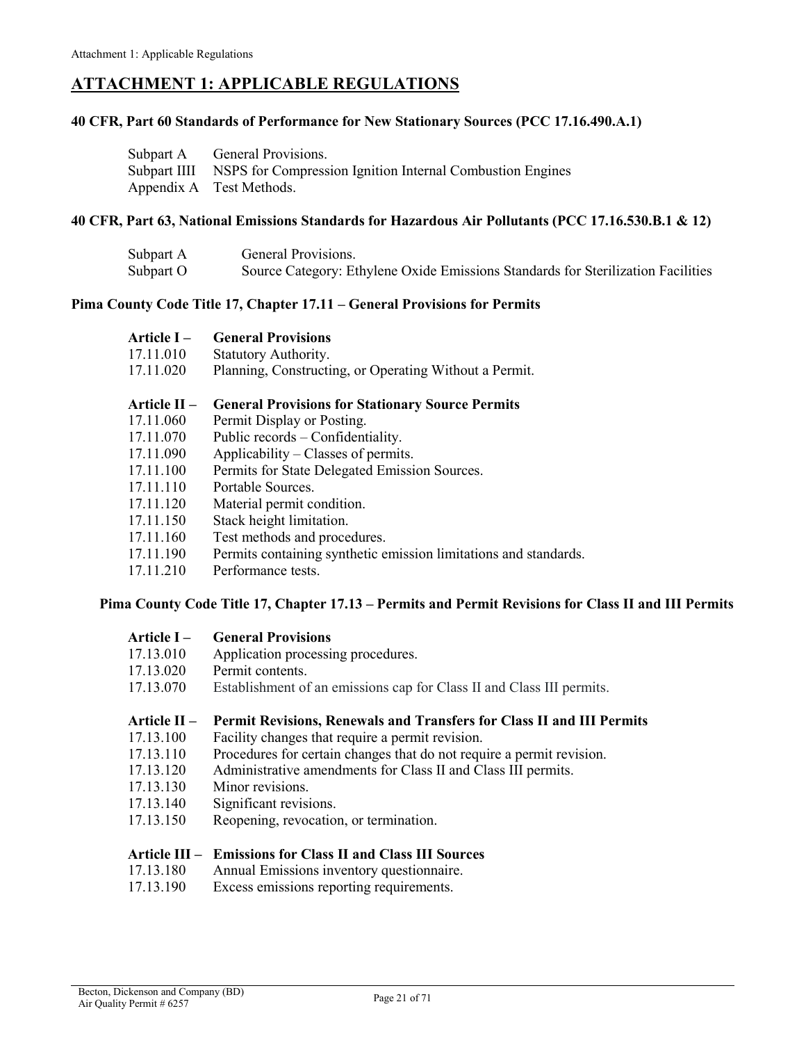# ATTACHMENT 1: APPLICABLE REGULATIONS

**40 CFR, Part 60 Standards of Performance for New Stationary Sources (PCC 17.16.490.A.1)**

Subpart A General Provisions.
Subpart IIII NSPS for Compression Ignition Internal Combustion Engines
Appendix A Test Methods.

**40 CFR, Part 63, National Emissions Standards for Hazardous Air Pollutants (PCC 17.16.530.B.1 & 12)**

Subpart A General Provisions.
Subpart O Source Category: Ethylene Oxide Emissions Standards for Sterilization Facilities

**Pima County Code Title 17, Chapter 17.11 – General Provisions for Permits**

**Article I – General Provisions**
17.11.010 Statutory Authority.
17.11.020 Planning, Constructing, or Operating Without a Permit.

**Article II – General Provisions for Stationary Source Permits**
17.11.060 Permit Display or Posting.
17.11.070 Public records – Confidentiality.
17.11.090 Applicability – Classes of permits.
17.11.100 Permits for State Delegated Emission Sources.
17.11.110 Portable Sources.
17.11.120 Material permit condition.
17.11.150 Stack height limitation.
17.11.160 Test methods and procedures.
17.11.190 Permits containing synthetic emission limitations and standards.
17.11.210 Performance tests.

**Pima County Code Title 17, Chapter 17.13 – Permits and Permit Revisions for Class II and III Permits**

**Article I – General Provisions**
17.13.010 Application processing procedures.
17.13.020 Permit contents.
17.13.070 Establishment of an emissions cap for Class II and Class III permits.

**Article II – Permit Revisions, Renewals and Transfers for Class II and III Permits**
17.13.100 Facility changes that require a permit revision.
17.13.110 Procedures for certain changes that do not require a permit revision.
17.13.120 Administrative amendments for Class II and Class III permits.
17.13.130 Minor revisions.
17.13.140 Significant revisions.
17.13.150 Reopening, revocation, or termination.

**Article III – Emissions for Class II and Class III Sources**
17.13.180 Annual Emissions inventory questionnaire.
17.13.190 Excess emissions reporting requirements.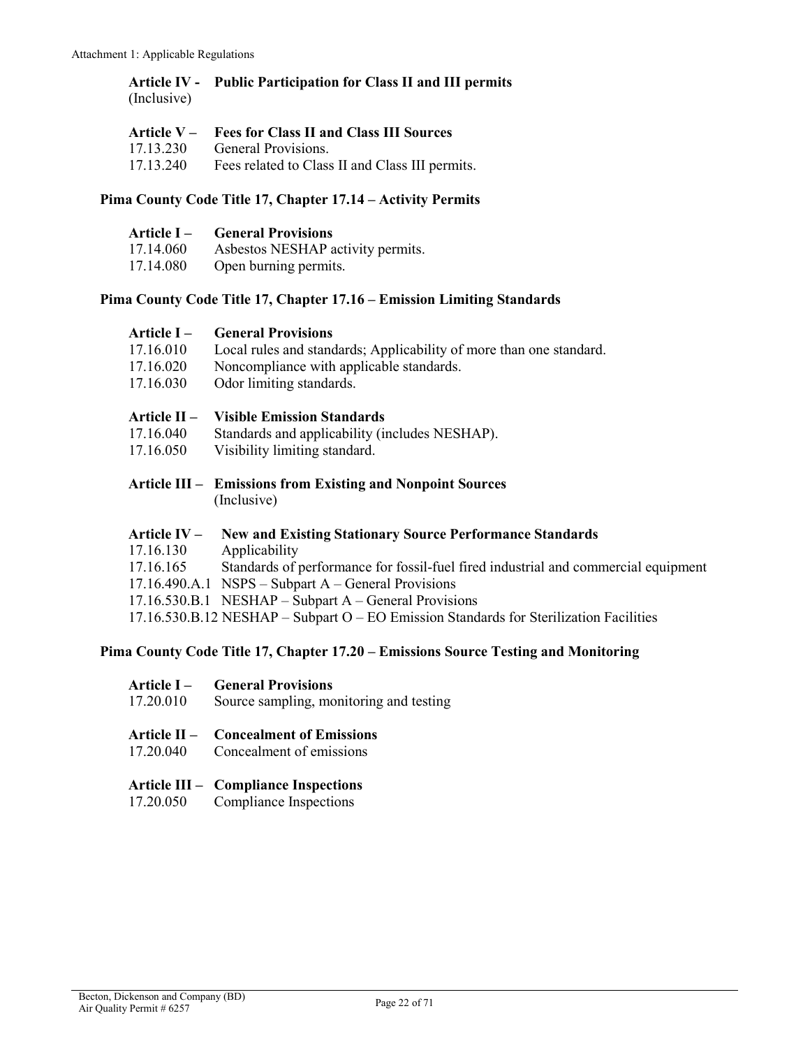**Article IV - Public Participation for Class II and III permits**
(Inclusive)

**Article V – Fees for Class II and Class III Sources**

17.13.230 General Provisions.

17.13.240 Fees related to Class II and Class III permits.

## Pima County Code Title 17, Chapter 17.14 – Activity Permits

**Article I – General Provisions**

17.14.060 Asbestos NESHAP activity permits.

17.14.080 Open burning permits.

## Pima County Code Title 17, Chapter 17.16 – Emission Limiting Standards

**Article I – General Provisions**

17.16.010 Local rules and standards; Applicability of more than one standard.

17.16.020 Noncompliance with applicable standards.

17.16.030 Odor limiting standards.

**Article II – Visible Emission Standards**

17.16.040 Standards and applicability (includes NESHAP).

17.16.050 Visibility limiting standard.

**Article III – Emissions from Existing and Nonpoint Sources**
(Inclusive)

**Article IV – New and Existing Stationary Source Performance Standards**

17.16.130 Applicability

17.16.165 Standards of performance for fossil-fuel fired industrial and commercial equipment

17.16.490.A.1 NSPS – Subpart A – General Provisions

17.16.530.B.1 NESHAP – Subpart A – General Provisions

17.16.530.B.12 NESHAP – Subpart O – EO Emission Standards for Sterilization Facilities

## Pima County Code Title 17, Chapter 17.20 – Emissions Source Testing and Monitoring

**Article I – General Provisions**

17.20.010 Source sampling, monitoring and testing

**Article II – Concealment of Emissions**

17.20.040 Concealment of emissions

**Article III – Compliance Inspections**

17.20.050 Compliance Inspections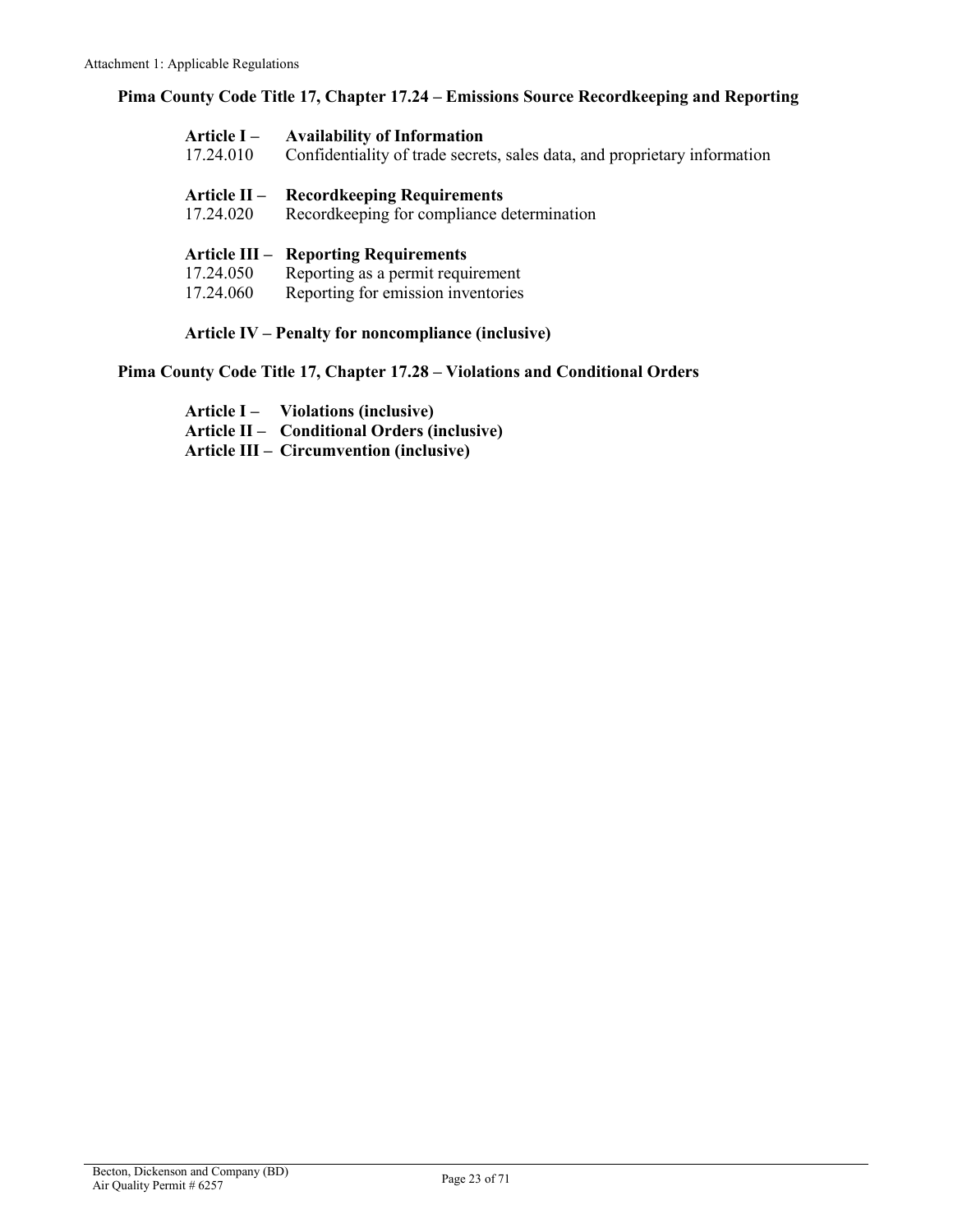**Pima County Code Title 17, Chapter 17.24 – Emissions Source Recordkeeping and Reporting**

**Article I – Availability of Information**

17.24.010 Confidentiality of trade secrets, sales data, and proprietary information

**Article II – Recordkeeping Requirements**

17.24.020 Recordkeeping for compliance determination

**Article III – Reporting Requirements**

17.24.050 Reporting as a permit requirement

17.24.060 Reporting for emission inventories

**Article IV – Penalty for noncompliance (inclusive)**

**Pima County Code Title 17, Chapter 17.28 – Violations and Conditional Orders**

**Article I – Violations (inclusive)**

**Article II – Conditional Orders (inclusive)**

**Article III – Circumvention (inclusive)**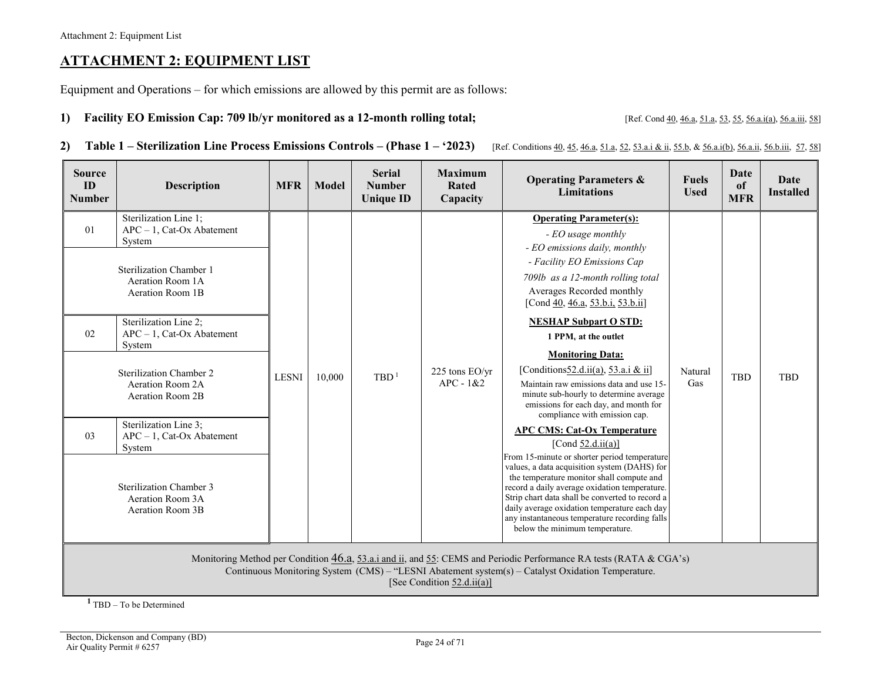# ATTACHMENT 2: EQUIPMENT LIST

Equipment and Operations – for which emissions are allowed by this permit are as follows:

**1) Facility EO Emission Cap: 709 lb/yr monitored as a 12-month rolling total;** [Ref. Cond 40, 46.a, 51.a, 53, 55, 56.a.i(a), 56.a.iii, 58]

**2) Table 1 – Sterilization Line Process Emissions Controls – (Phase 1 – '2023)** [Ref. Conditions 40, 45, 46.a, 51.a, 52, 53.a.i & ii, 55.b, & 56.a.i(b), 56.a.ii, 56.b.iii, 57, 58]

| Source ID Number | Description | MFR | Model | Serial Number Unique ID | Maximum Rated Capacity | Operating Parameters & Limitations | Fuels Used | Date of MFR | Date Installed |
|---|---|---|---|---|---|---|---|---|---|
| 01 | Sterilization Line 1; APC – 1, Cat-Ox Abatement System | LESNI | 10,000 | TBD [1] | 225 tons EO/yr APC - 1&2 | **Operating Parameter(s):** *- EO usage monthly* *- EO emissions daily, monthly* *- Facility EO Emissions Cap* *709lb as a 12-month rolling total* Averages Recorded monthly [Cond 40, 46.a, 53.b.i, 53.b.ii] **NESHAP Subpart O STD:** **1 PPM, at the outlet** **Monitoring Data:** [Conditions52.d.ii(a), 53.a.i & ii] Maintain raw emissions data and use 15-minute sub-hourly to determine average emissions for each day, and month for compliance with emission cap. **APC CMS: Cat-Ox Temperature** [Cond 52.d.ii(a)] From 15-minute or shorter period temperature values, a data acquisition system (DAHS) for the temperature monitor shall compute and record a daily average oxidation temperature. Strip chart data shall be converted to record a daily average oxidation temperature each day any instantaneous temperature recording falls below the minimum temperature. | Natural Gas | TBD | TBD |
| | Sterilization Chamber 1 Aeration Room 1A Aeration Room 1B | | | | | | | | |
| 02 | Sterilization Line 2; APC – 1, Cat-Ox Abatement System | | | | | | | | |
| | Sterilization Chamber 2 Aeration Room 2A Aeration Room 2B | | | | | | | | |
| 03 | Sterilization Line 3; APC – 1, Cat-Ox Abatement System | | | | | | | | |
| | Sterilization Chamber 3 Aeration Room 3A Aeration Room 3B | | | | | | | | |
| Monitoring Method per Condition 46.a, 53.a.i and ii, and 55: CEMS and Periodic Performance RA tests (RATA & CGA's) Continuous Monitoring System (CMS) – "LESNI Abatement system(s) – Catalyst Oxidation Temperature. [See Condition 52.d.ii(a)] | | | | | | | | | |

[1] TBD – To be Determined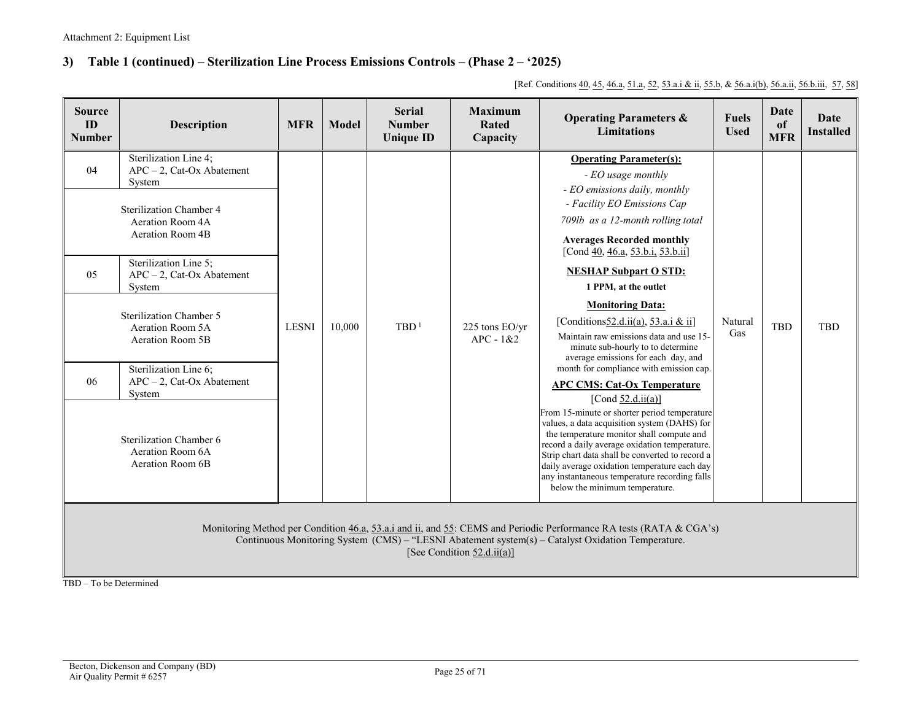Attachment 2: Equipment List

### 3) Table 1 (continued) – Sterilization Line Process Emissions Controls – (Phase 2 – '2025)

[Ref. Conditions 40, 45, 46.a, 51.a, 52, 53.a.i & ii, 55.b, & 56.a.i(b), 56.a.ii, 56.b.iii, 57, 58]

| Source ID Number | Description | MFR | Model | Serial Number Unique ID | Maximum Rated Capacity | Operating Parameters & Limitations | Fuels Used | Date of MFR | Date Installed |
|---|---|---|---|---|---|---|---|---|---|
| 04 | Sterilization Line 4; APC – 2, Cat-Ox Abatement System | LESNI | 10,000 | TBD [1] | 225 tons EO/yr APC - 1&2 | **Operating Parameter(s):** *- EO usage monthly* *- EO emissions daily, monthly* *- Facility EO Emissions Cap 709lb as a 12-month rolling total* **Averages Recorded monthly** [Cond 40, 46.a, 53.b.i, 53.b.ii] **NESHAP Subpart O STD:** **1 PPM, at the outlet** **Monitoring Data:** [Conditions52.d.ii(a), 53.a.i & ii] Maintain raw emissions data and use 15-minute sub-hourly to to determine average emissions for each day, and month for compliance with emission cap. **APC CMS: Cat-Ox Temperature** [Cond 52.d.ii(a)] From 15-minute or shorter period temperature values, a data acquisition system (DAHS) for the temperature monitor shall compute and record a daily average oxidation temperature. Strip chart data shall be converted to record a daily average oxidation temperature each day any instantaneous temperature recording falls below the minimum temperature. | Natural Gas | TBD | TBD |
| | Sterilization Chamber 4 Aeration Room 4A Aeration Room 4B | | | | | | | | |
| 05 | Sterilization Line 5; APC – 2, Cat-Ox Abatement System | | | | | | | | |
| | Sterilization Chamber 5 Aeration Room 5A Aeration Room 5B | | | | | | | | |
| 06 | Sterilization Line 6; APC – 2, Cat-Ox Abatement System | | | | | | | | |
| | Sterilization Chamber 6 Aeration Room 6A Aeration Room 6B | | | | | | | | |
| Monitoring Method per Condition 46.a, 53.a.i and ii, and 55: CEMS and Periodic Performance RA tests (RATA & CGA's) Continuous Monitoring System (CMS) – "LESNI Abatement system(s) – Catalyst Oxidation Temperature. [See Condition 52.d.ii(a)] | | | | | | | | | |

TBD – To be Determined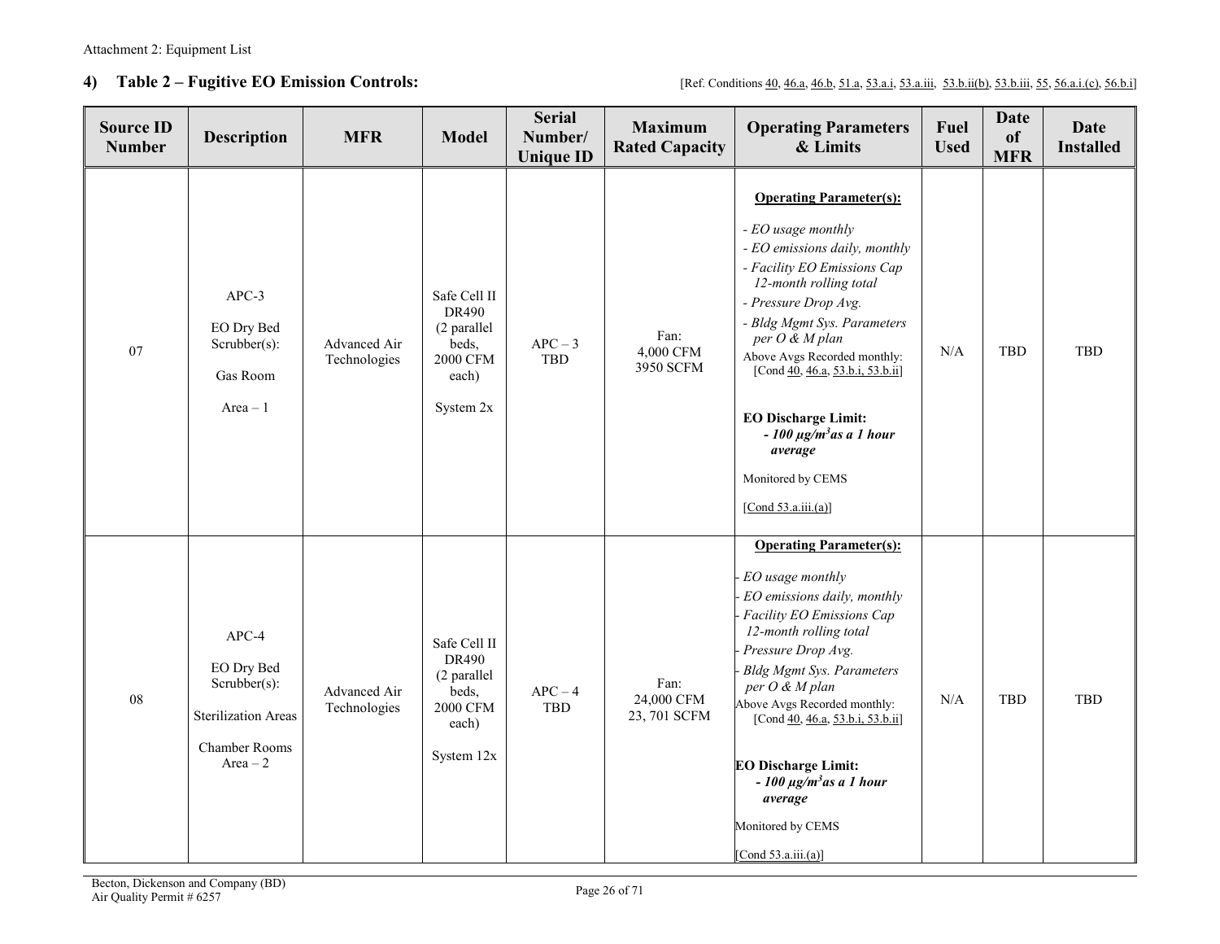Attachment 2: Equipment List

### 4) Table 2 – Fugitive EO Emission Controls:

[Ref. Conditions 40, 46.a, 46.b, 51.a, 53.a.i, 53.a.iii, 53.b.ii(b), 53.b.iii, 55, 56.a.i.(c), 56.b.i]

| Source ID Number | Description | MFR | Model | Serial Number/ Unique ID | Maximum Rated Capacity | Operating Parameters & Limits | Fuel Used | Date of MFR | Date Installed |
|---|---|---|---|---|---|---|---|---|---|
| 07 | APC-3<br><br>EO Dry Bed Scrubber(s):<br><br>Gas Room<br><br>Area – 1 | Advanced Air Technologies | Safe Cell II DR490 (2 parallel beds, 2000 CFM each)<br><br>System 2x | APC – 3 TBD | Fan: 4,000 CFM 3950 SCFM | **Operating Parameter(s):**<br><br>*- EO usage monthly*<br>*- EO emissions daily, monthly*<br>*- Facility EO Emissions Cap 12-month rolling total*<br>*- Pressure Drop Avg.*<br>*- Bldg Mgmt Sys. Parameters per O & M plan*<br>Above Avgs Recorded monthly: [Cond 40, 46.a, 53.b.i, 53.b.ii]<br><br>**EO Discharge Limit:**<br>***- 100 μg/m$^3$as a 1 hour average***<br><br>Monitored by CEMS<br><br>[Cond 53.a.iii.(a)] | N/A | TBD | TBD |
| 08 | APC-4<br><br>EO Dry Bed Scrubber(s):<br><br>Sterilization Areas<br><br>Chamber Rooms Area – 2 | Advanced Air Technologies | Safe Cell II DR490 (2 parallel beds, 2000 CFM each)<br><br>System 12x | APC – 4 TBD | Fan: 24,000 CFM 23, 701 SCFM | **Operating Parameter(s):**<br><br>*- EO usage monthly*<br>*- EO emissions daily, monthly*<br>*- Facility EO Emissions Cap 12-month rolling total*<br>*- Pressure Drop Avg.*<br>*- Bldg Mgmt Sys. Parameters per O & M plan*<br>Above Avgs Recorded monthly: [Cond 40, 46.a, 53.b.i, 53.b.ii]<br><br>**EO Discharge Limit:**<br>***- 100 μg/m$^3$as a 1 hour average***<br><br>Monitored by CEMS<br><br>[Cond 53.a.iii.(a)] | N/A | TBD | TBD |

Becton, Dickenson and Company (BD)
Air Quality Permit # 6257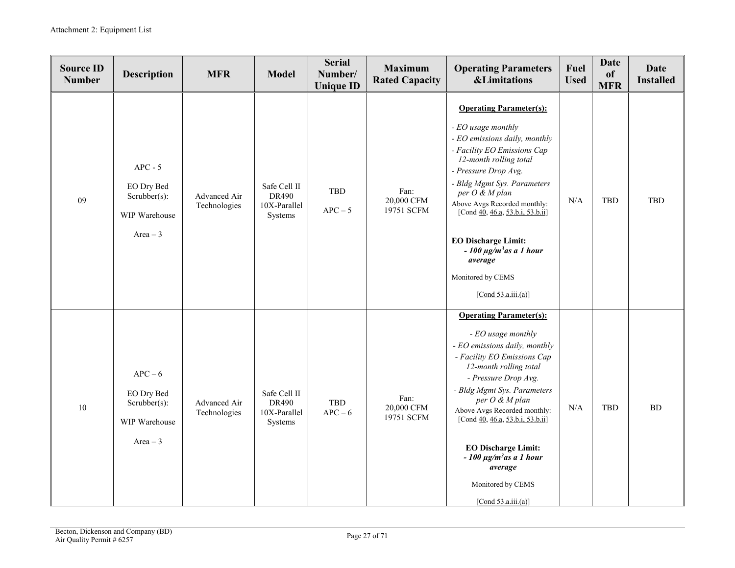Attachment 2: Equipment List

| Source ID Number | Description | MFR | Model | Serial Number/ Unique ID | Maximum Rated Capacity | Operating Parameters &Limitations | Fuel Used | Date of MFR | Date Installed |
|---|---|---|---|---|---|---|---|---|---|
| 09 | APC - 5<br><br>EO Dry Bed Scrubber(s):<br><br>WIP Warehouse<br><br>Area – 3 | Advanced Air Technologies | Safe Cell II DR490 10X-Parallel Systems | TBD<br><br>APC – 5 | Fan:<br>20,000 CFM<br>19751 SCFM | **Operating Parameter(s):**<br><br>*- EO usage monthly*<br>*- EO emissions daily, monthly*<br>*- Facility EO Emissions Cap 12-month rolling total*<br>*- Pressure Drop Avg.*<br>*- Bldg Mgmt Sys. Parameters per O & M plan*<br>Above Avgs Recorded monthly: [Cond 40, 46.a, 53.b.i, 53.b.ii]<br><br>**EO Discharge Limit:**<br>***- 100 μg/m$^3$as a 1 hour average***<br><br>Monitored by CEMS<br><br>[Cond 53.a.iii.(a)] | N/A | TBD | TBD |
| 10 | APC – 6<br><br>EO Dry Bed Scrubber(s):<br><br>WIP Warehouse<br><br>Area – 3 | Advanced Air Technologies | Safe Cell II DR490 10X-Parallel Systems | TBD<br>APC – 6 | Fan:<br>20,000 CFM<br>19751 SCFM | **Operating Parameter(s):**<br><br>*- EO usage monthly*<br>*- EO emissions daily, monthly*<br>*- Facility EO Emissions Cap 12-month rolling total*<br>*- Pressure Drop Avg.*<br>*- Bldg Mgmt Sys. Parameters per O & M plan*<br>Above Avgs Recorded monthly: [Cond 40, 46.a, 53.b.i, 53.b.ii]<br><br>**EO Discharge Limit:**<br>***- 100 μg/m$^3$as a 1 hour average***<br><br>Monitored by CEMS<br><br>[Cond 53.a.iii.(a)] | N/A | TBD | BD |

Becton, Dickenson and Company (BD)
Air Quality Permit # 6257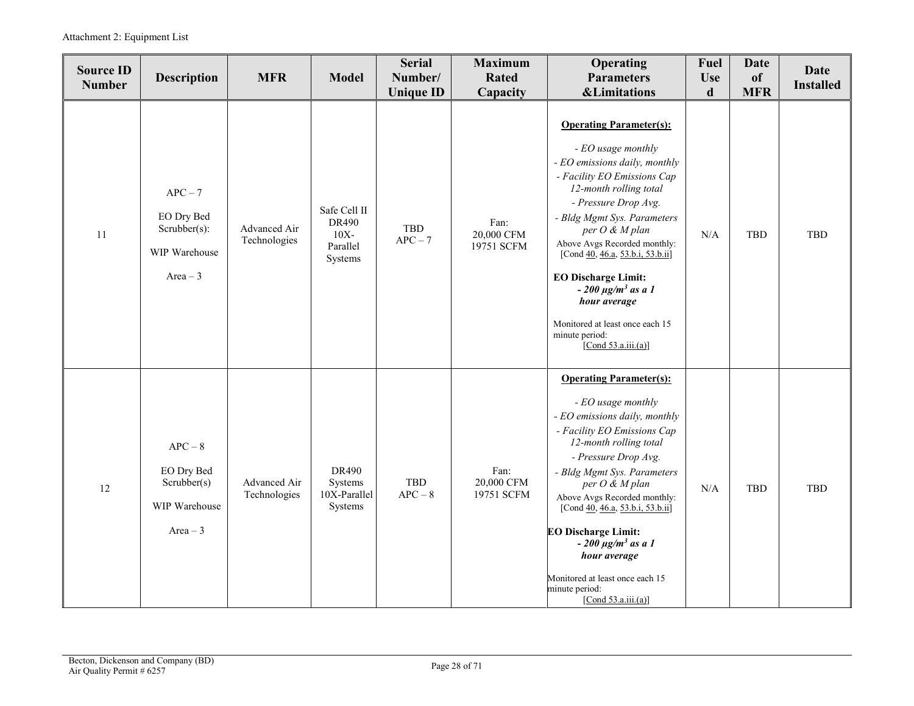Attachment 2: Equipment List

| Source ID Number | Description | MFR | Model | Serial Number/ Unique ID | Maximum Rated Capacity | Operating Parameters &Limitations | Fuel Used | Date of MFR | Date Installed |
|---|---|---|---|---|---|---|---|---|---|
| 11 | APC – 7<br><br>EO Dry Bed Scrubber(s):<br><br>WIP Warehouse<br><br>Area – 3 | Advanced Air Technologies | Safe Cell II DR490 10X-Parallel Systems | TBD APC – 7 | Fan: 20,000 CFM 19751 SCFM | **Operating Parameter(s):**<br><br>*- EO usage monthly*<br>*- EO emissions daily, monthly*<br>*- Facility EO Emissions Cap 12-month rolling total*<br>*- Pressure Drop Avg.*<br>*- Bldg Mgmt Sys. Parameters per O & M plan*<br>Above Avgs Recorded monthly: [Cond 40, 46.a, 53.b.i, 53.b.ii]<br><br>**EO Discharge Limit:**<br>***- 200 µg/m³ as a 1 hour average***<br><br>Monitored at least once each 15 minute period: [Cond 53.a.iii.(a)] | N/A | TBD | TBD |
| 12 | APC – 8<br><br>EO Dry Bed Scrubber(s)<br><br>WIP Warehouse<br><br>Area – 3 | Advanced Air Technologies | DR490 Systems 10X-Parallel Systems | TBD APC – 8 | Fan: 20,000 CFM 19751 SCFM | **Operating Parameter(s):**<br><br>*- EO usage monthly*<br>*- EO emissions daily, monthly*<br>*- Facility EO Emissions Cap 12-month rolling total*<br>*- Pressure Drop Avg.*<br>*- Bldg Mgmt Sys. Parameters per O & M plan*<br>Above Avgs Recorded monthly: [Cond 40, 46.a, 53.b.i, 53.b.ii]<br><br>**EO Discharge Limit:**<br>***- 200 µg/m³ as a 1 hour average***<br><br>Monitored at least once each 15 minute period: [Cond 53.a.iii.(a)] | N/A | TBD | TBD |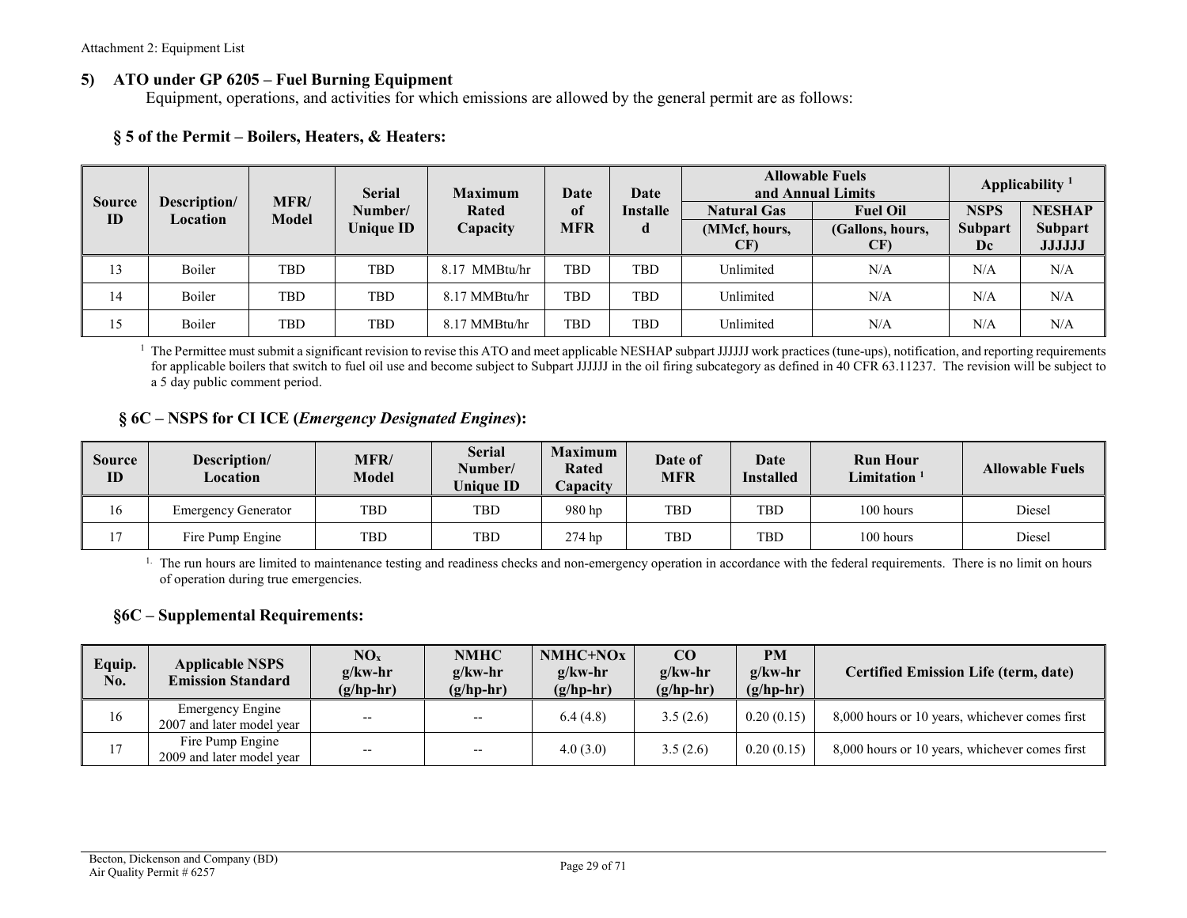Attachment 2: Equipment List

## 5) ATO under GP 6205 – Fuel Burning Equipment

Equipment, operations, and activities for which emissions are allowed by the general permit are as follows:

### § 5 of the Permit – Boilers, Heaters, & Heaters:

| Source ID | Description/ Location | MFR/ Model | Serial Number/ Unique ID | Maximum Rated Capacity | Date of MFR | Date Installed | Allowable Fuels and Annual Limits | | Applicability [1] | |
|---|---|---|---|---|---|---|---|---|---|---|
| | | | | | | | Natural Gas (MMcf, hours, CF) | Fuel Oil (Gallons, hours, CF) | NSPS Subpart Dc | NESHAP Subpart JJJJJJ |
| 13 | Boiler | TBD | TBD | 8.17 MMBtu/hr | TBD | TBD | Unlimited | N/A | N/A | N/A |
| 14 | Boiler | TBD | TBD | 8.17 MMBtu/hr | TBD | TBD | Unlimited | N/A | N/A | N/A |
| 15 | Boiler | TBD | TBD | 8.17 MMBtu/hr | TBD | TBD | Unlimited | N/A | N/A | N/A |

[1] The Permittee must submit a significant revision to revise this ATO and meet applicable NESHAP subpart JJJJJJ work practices (tune-ups), notification, and reporting requirements for applicable boilers that switch to fuel oil use and become subject to Subpart JJJJJJ in the oil firing subcategory as defined in 40 CFR 63.11237. The revision will be subject to a 5 day public comment period.

### § 6C – NSPS for CI ICE (*Emergency Designated Engines*):

| Source ID | Description/ Location | MFR/ Model | Serial Number/ Unique ID | Maximum Rated Capacity | Date of MFR | Date Installed | Run Hour Limitation [1] | Allowable Fuels |
|---|---|---|---|---|---|---|---|---|
| 16 | Emergency Generator | TBD | TBD | 980 hp | TBD | TBD | 100 hours | Diesel |
| 17 | Fire Pump Engine | TBD | TBD | 274 hp | TBD | TBD | 100 hours | Diesel |

[1] The run hours are limited to maintenance testing and readiness checks and non-emergency operation in accordance with the federal requirements. There is no limit on hours of operation during true emergencies.

### §6C – Supplemental Requirements:

| Equip. No. | Applicable NSPS Emission Standard | $NO_x$ g/kw-hr (g/hp-hr) | NMHC g/kw-hr (g/hp-hr) | NMHC+NOx g/kw-hr (g/hp-hr) | CO g/kw-hr (g/hp-hr) | PM g/kw-hr (g/hp-hr) | Certified Emission Life (term, date) |
|---|---|---|---|---|---|---|---|
| 16 | Emergency Engine 2007 and later model year | -- | -- | 6.4 (4.8) | 3.5 (2.6) | 0.20 (0.15) | 8,000 hours or 10 years, whichever comes first |
| 17 | Fire Pump Engine 2009 and later model year | -- | -- | 4.0 (3.0) | 3.5 (2.6) | 0.20 (0.15) | 8,000 hours or 10 years, whichever comes first |

Becton, Dickenson and Company (BD)
Air Quality Permit # 6257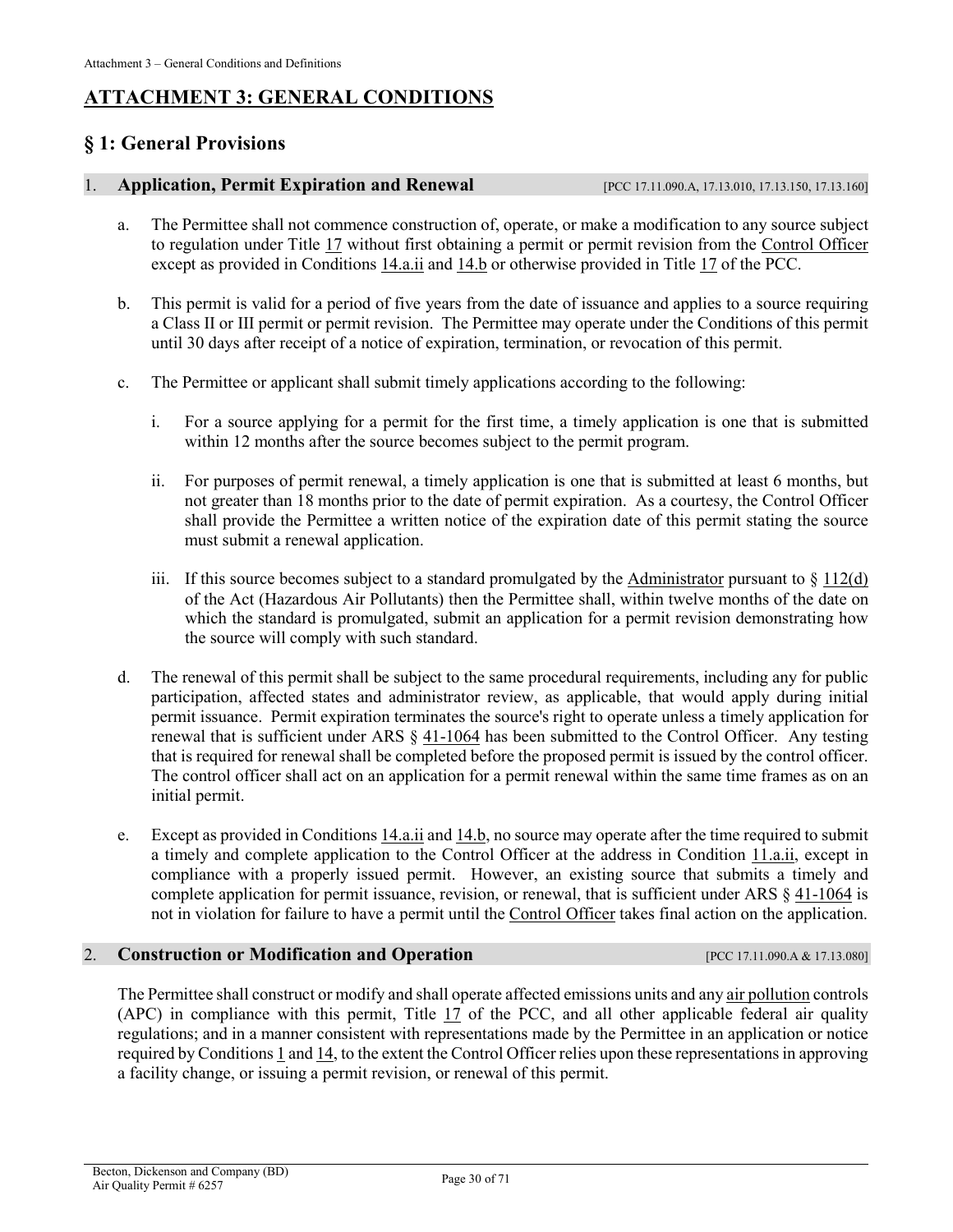# ATTACHMENT 3: GENERAL CONDITIONS

## § 1: General Provisions

### 1. Application, Permit Expiration and Renewal [PCC 17.11.090.A, 17.13.010, 17.13.150, 17.13.160]

a. The Permittee shall not commence construction of, operate, or make a modification to any source subject to regulation under Title 17 without first obtaining a permit or permit revision from the Control Officer except as provided in Conditions 14.a.ii and 14.b or otherwise provided in Title 17 of the PCC.

b. This permit is valid for a period of five years from the date of issuance and applies to a source requiring a Class II or III permit or permit revision. The Permittee may operate under the Conditions of this permit until 30 days after receipt of a notice of expiration, termination, or revocation of this permit.

c. The Permittee or applicant shall submit timely applications according to the following:

i. For a source applying for a permit for the first time, a timely application is one that is submitted within 12 months after the source becomes subject to the permit program.

ii. For purposes of permit renewal, a timely application is one that is submitted at least 6 months, but not greater than 18 months prior to the date of permit expiration. As a courtesy, the Control Officer shall provide the Permittee a written notice of the expiration date of this permit stating the source must submit a renewal application.

iii. If this source becomes subject to a standard promulgated by the Administrator pursuant to § 112(d) of the Act (Hazardous Air Pollutants) then the Permittee shall, within twelve months of the date on which the standard is promulgated, submit an application for a permit revision demonstrating how the source will comply with such standard.

d. The renewal of this permit shall be subject to the same procedural requirements, including any for public participation, affected states and administrator review, as applicable, that would apply during initial permit issuance. Permit expiration terminates the source's right to operate unless a timely application for renewal that is sufficient under ARS § 41-1064 has been submitted to the Control Officer. Any testing that is required for renewal shall be completed before the proposed permit is issued by the control officer. The control officer shall act on an application for a permit renewal within the same time frames as on an initial permit.

e. Except as provided in Conditions 14.a.ii and 14.b, no source may operate after the time required to submit a timely and complete application to the Control Officer at the address in Condition 11.a.ii, except in compliance with a properly issued permit. However, an existing source that submits a timely and complete application for permit issuance, revision, or renewal, that is sufficient under ARS § 41-1064 is not in violation for failure to have a permit until the Control Officer takes final action on the application.

### 2. Construction or Modification and Operation [PCC 17.11.090.A & 17.13.080]

The Permittee shall construct or modify and shall operate affected emissions units and any air pollution controls (APC) in compliance with this permit, Title 17 of the PCC, and all other applicable federal air quality regulations; and in a manner consistent with representations made by the Permittee in an application or notice required by Conditions 1 and 14, to the extent the Control Officer relies upon these representations in approving a facility change, or issuing a permit revision, or renewal of this permit.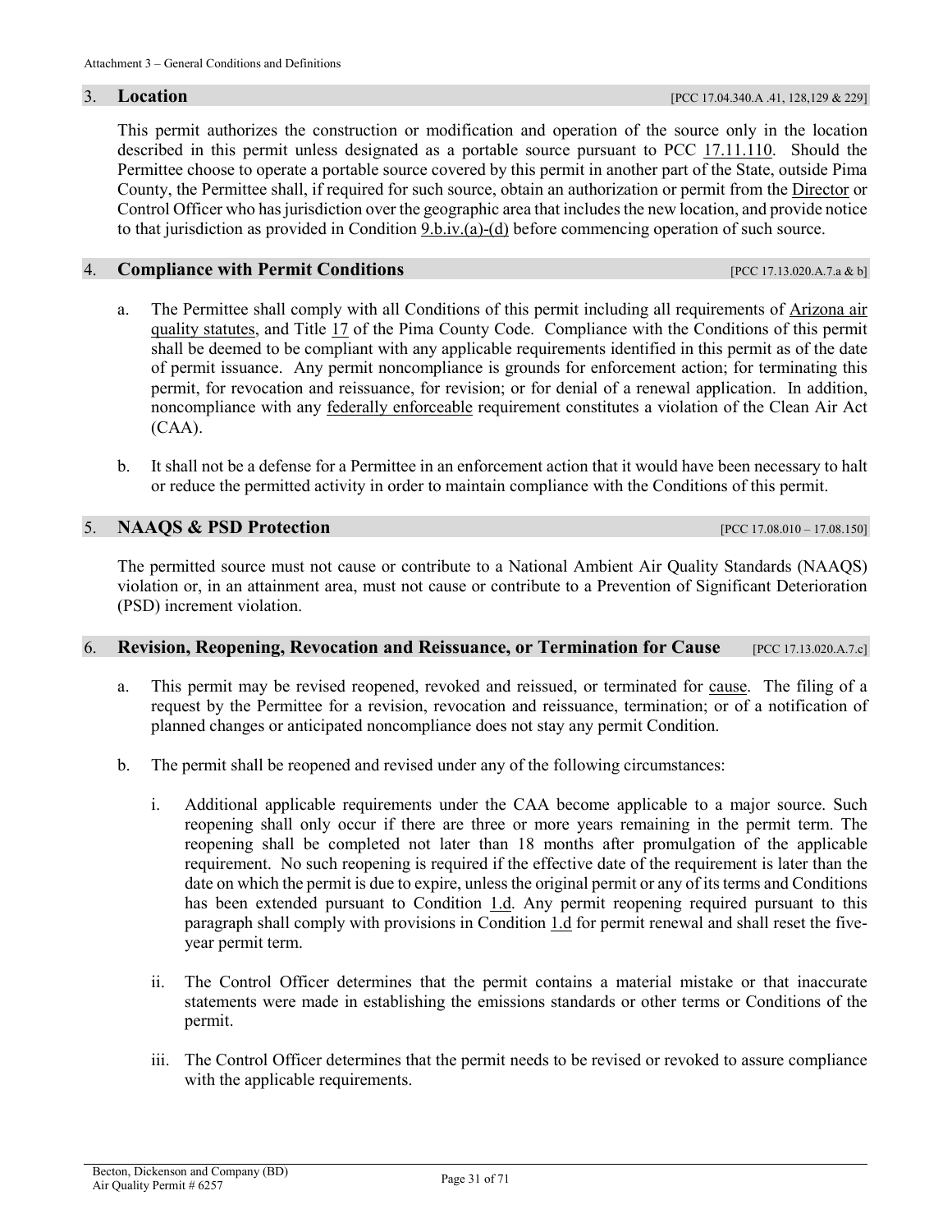## 3. Location [PCC 17.04.340.A .41, 128,129 & 229]

This permit authorizes the construction or modification and operation of the source only in the location described in this permit unless designated as a portable source pursuant to PCC 17.11.110. Should the Permittee choose to operate a portable source covered by this permit in another part of the State, outside Pima County, the Permittee shall, if required for such source, obtain an authorization or permit from the Director or Control Officer who has jurisdiction over the geographic area that includes the new location, and provide notice to that jurisdiction as provided in Condition 9.b.iv.(a)-(d) before commencing operation of such source.

## 4. Compliance with Permit Conditions [PCC 17.13.020.A.7.a & b]

a. The Permittee shall comply with all Conditions of this permit including all requirements of Arizona air quality statutes, and Title 17 of the Pima County Code. Compliance with the Conditions of this permit shall be deemed to be compliant with any applicable requirements identified in this permit as of the date of permit issuance. Any permit noncompliance is grounds for enforcement action; for terminating this permit, for revocation and reissuance, for revision; or for denial of a renewal application. In addition, noncompliance with any federally enforceable requirement constitutes a violation of the Clean Air Act (CAA).

b. It shall not be a defense for a Permittee in an enforcement action that it would have been necessary to halt or reduce the permitted activity in order to maintain compliance with the Conditions of this permit.

## 5. NAAQS & PSD Protection [PCC 17.08.010 – 17.08.150]

The permitted source must not cause or contribute to a National Ambient Air Quality Standards (NAAQS) violation or, in an attainment area, must not cause or contribute to a Prevention of Significant Deterioration (PSD) increment violation.

## 6. Revision, Reopening, Revocation and Reissuance, or Termination for Cause [PCC 17.13.020.A.7.c]

a. This permit may be revised reopened, revoked and reissued, or terminated for cause. The filing of a request by the Permittee for a revision, revocation and reissuance, termination; or of a notification of planned changes or anticipated noncompliance does not stay any permit Condition.

b. The permit shall be reopened and revised under any of the following circumstances:

i. Additional applicable requirements under the CAA become applicable to a major source. Such reopening shall only occur if there are three or more years remaining in the permit term. The reopening shall be completed not later than 18 months after promulgation of the applicable requirement. No such reopening is required if the effective date of the requirement is later than the date on which the permit is due to expire, unless the original permit or any of its terms and Conditions has been extended pursuant to Condition 1.d. Any permit reopening required pursuant to this paragraph shall comply with provisions in Condition 1.d for permit renewal and shall reset the five-year permit term.

ii. The Control Officer determines that the permit contains a material mistake or that inaccurate statements were made in establishing the emissions standards or other terms or Conditions of the permit.

iii. The Control Officer determines that the permit needs to be revised or revoked to assure compliance with the applicable requirements.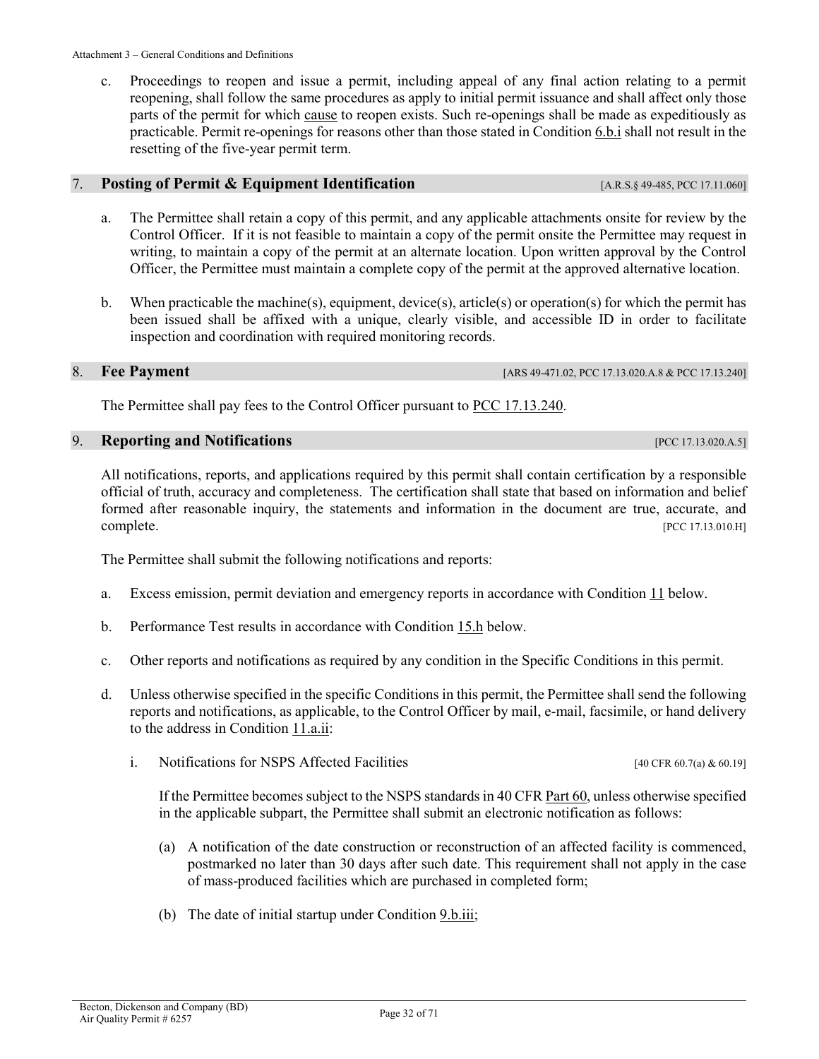c. Proceedings to reopen and issue a permit, including appeal of any final action relating to a permit reopening, shall follow the same procedures as apply to initial permit issuance and shall affect only those parts of the permit for which cause to reopen exists. Such re-openings shall be made as expeditiously as practicable. Permit re-openings for reasons other than those stated in Condition 6.b.i shall not result in the resetting of the five-year permit term.

## 7. Posting of Permit & Equipment Identification [A.R.S.§ 49-485, PCC 17.11.060]

a. The Permittee shall retain a copy of this permit, and any applicable attachments onsite for review by the Control Officer. If it is not feasible to maintain a copy of the permit onsite the Permittee may request in writing, to maintain a copy of the permit at an alternate location. Upon written approval by the Control Officer, the Permittee must maintain a complete copy of the permit at the approved alternative location.

b. When practicable the machine(s), equipment, device(s), article(s) or operation(s) for which the permit has been issued shall be affixed with a unique, clearly visible, and accessible ID in order to facilitate inspection and coordination with required monitoring records.

## 8. Fee Payment [ARS 49-471.02, PCC 17.13.020.A.8 & PCC 17.13.240]

The Permittee shall pay fees to the Control Officer pursuant to PCC 17.13.240.

## 9. Reporting and Notifications [PCC 17.13.020.A.5]

All notifications, reports, and applications required by this permit shall contain certification by a responsible official of truth, accuracy and completeness. The certification shall state that based on information and belief formed after reasonable inquiry, the statements and information in the document are true, accurate, and complete. [PCC 17.13.010.H]

The Permittee shall submit the following notifications and reports:

a. Excess emission, permit deviation and emergency reports in accordance with Condition 11 below.

b. Performance Test results in accordance with Condition 15.h below.

c. Other reports and notifications as required by any condition in the Specific Conditions in this permit.

d. Unless otherwise specified in the specific Conditions in this permit, the Permittee shall send the following reports and notifications, as applicable, to the Control Officer by mail, e-mail, facsimile, or hand delivery to the address in Condition 11.a.ii:

   i. Notifications for NSPS Affected Facilities [40 CFR 60.7(a) & 60.19]

   If the Permittee becomes subject to the NSPS standards in 40 CFR Part 60, unless otherwise specified in the applicable subpart, the Permittee shall submit an electronic notification as follows:

   (a) A notification of the date construction or reconstruction of an affected facility is commenced, postmarked no later than 30 days after such date. This requirement shall not apply in the case of mass-produced facilities which are purchased in completed form;

   (b) The date of initial startup under Condition 9.b.iii;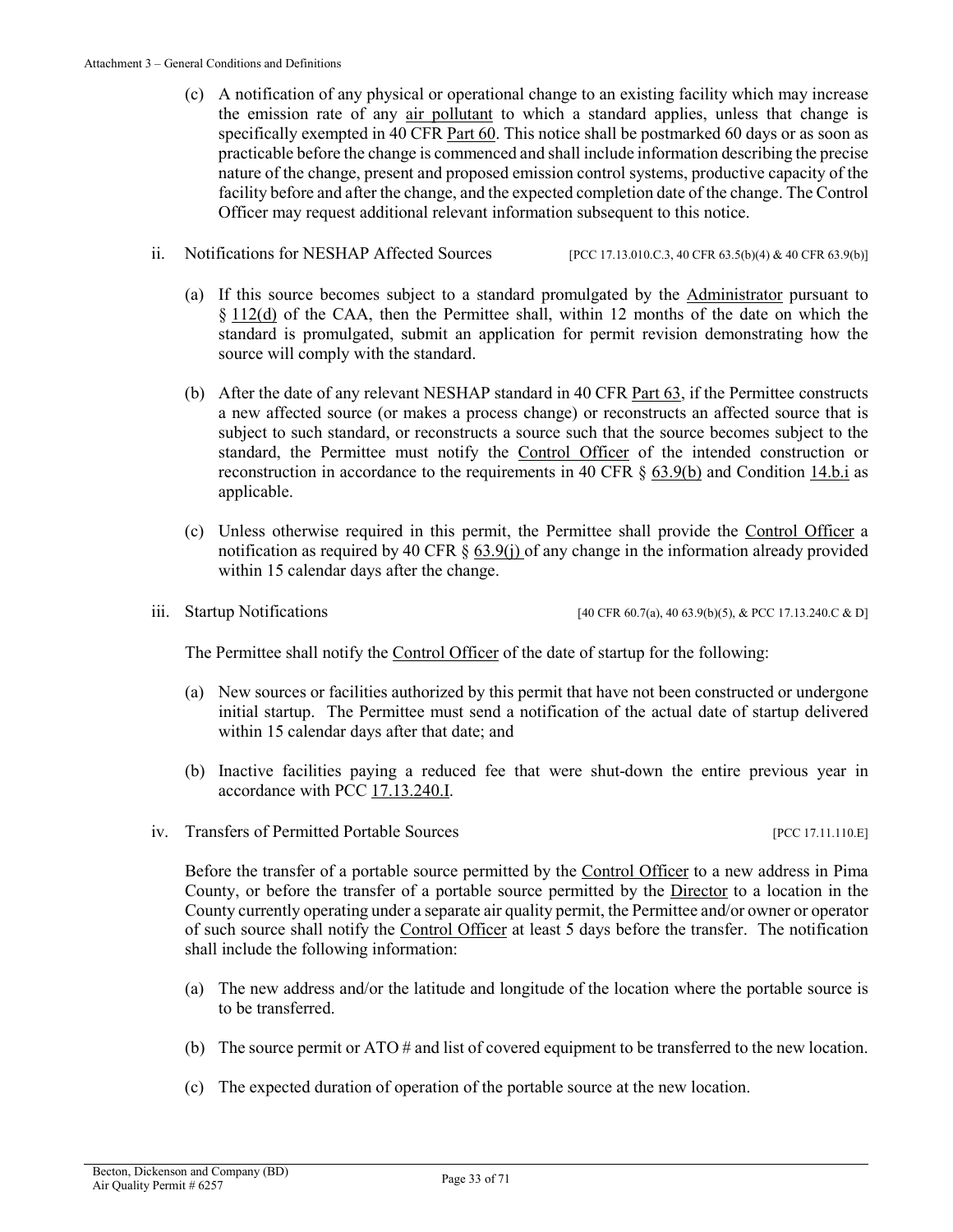(c) A notification of any physical or operational change to an existing facility which may increase the emission rate of any air pollutant to which a standard applies, unless that change is specifically exempted in 40 CFR Part 60. This notice shall be postmarked 60 days or as soon as practicable before the change is commenced and shall include information describing the precise nature of the change, present and proposed emission control systems, productive capacity of the facility before and after the change, and the expected completion date of the change. The Control Officer may request additional relevant information subsequent to this notice.

ii. Notifications for NESHAP Affected Sources [PCC 17.13.010.C.3, 40 CFR 63.5(b)(4) & 40 CFR 63.9(b)]

(a) If this source becomes subject to a standard promulgated by the Administrator pursuant to § 112(d) of the CAA, then the Permittee shall, within 12 months of the date on which the standard is promulgated, submit an application for permit revision demonstrating how the source will comply with the standard.

(b) After the date of any relevant NESHAP standard in 40 CFR Part 63, if the Permittee constructs a new affected source (or makes a process change) or reconstructs an affected source that is subject to such standard, or reconstructs a source such that the source becomes subject to the standard, the Permittee must notify the Control Officer of the intended construction or reconstruction in accordance to the requirements in 40 CFR § 63.9(b) and Condition 14.b.i as applicable.

(c) Unless otherwise required in this permit, the Permittee shall provide the Control Officer a notification as required by 40 CFR § 63.9(j) of any change in the information already provided within 15 calendar days after the change.

iii. Startup Notifications [40 CFR 60.7(a), 40 63.9(b)(5), & PCC 17.13.240.C & D]

The Permittee shall notify the Control Officer of the date of startup for the following:

(a) New sources or facilities authorized by this permit that have not been constructed or undergone initial startup. The Permittee must send a notification of the actual date of startup delivered within 15 calendar days after that date; and

(b) Inactive facilities paying a reduced fee that were shut-down the entire previous year in accordance with PCC 17.13.240.I.

iv. Transfers of Permitted Portable Sources [PCC 17.11.110.E]

Before the transfer of a portable source permitted by the Control Officer to a new address in Pima County, or before the transfer of a portable source permitted by the Director to a location in the County currently operating under a separate air quality permit, the Permittee and/or owner or operator of such source shall notify the Control Officer at least 5 days before the transfer. The notification shall include the following information:

(a) The new address and/or the latitude and longitude of the location where the portable source is to be transferred.

(b) The source permit or ATO # and list of covered equipment to be transferred to the new location.

(c) The expected duration of operation of the portable source at the new location.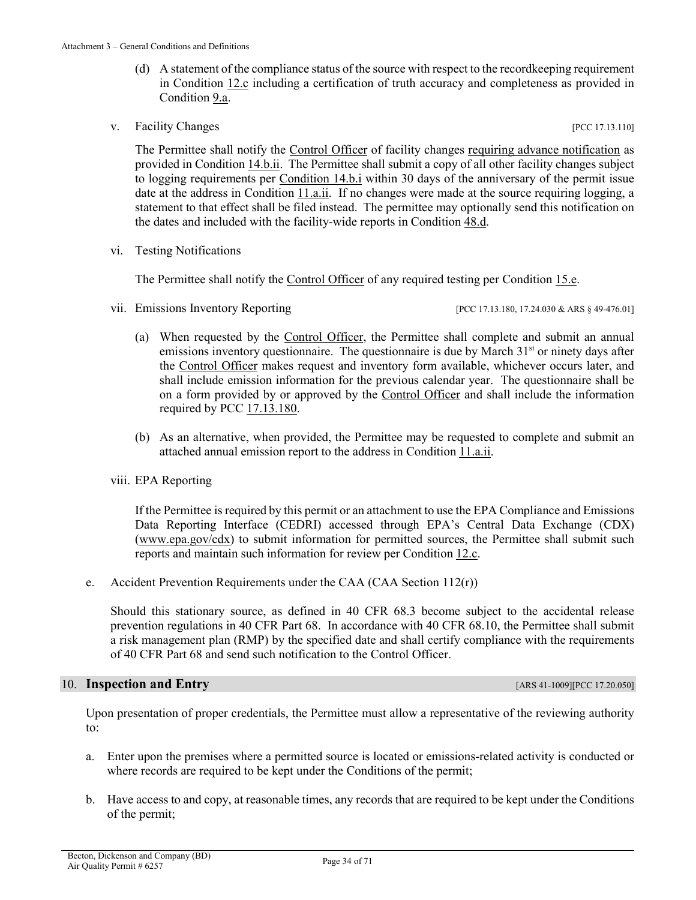(d) A statement of the compliance status of the source with respect to the recordkeeping requirement in Condition 12.c including a certification of truth accuracy and completeness as provided in Condition 9.a.

v. Facility Changes [PCC 17.13.110]

The Permittee shall notify the Control Officer of facility changes requiring advance notification as provided in Condition 14.b.ii. The Permittee shall submit a copy of all other facility changes subject to logging requirements per Condition 14.b.i within 30 days of the anniversary of the permit issue date at the address in Condition 11.a.ii. If no changes were made at the source requiring logging, a statement to that effect shall be filed instead. The permittee may optionally send this notification on the dates and included with the facility-wide reports in Condition 48.d.

vi. Testing Notifications

The Permittee shall notify the Control Officer of any required testing per Condition 15.e.

vii. Emissions Inventory Reporting [PCC 17.13.180, 17.24.030 & ARS § 49-476.01]

(a) When requested by the Control Officer, the Permittee shall complete and submit an annual emissions inventory questionnaire. The questionnaire is due by March 31st or ninety days after the Control Officer makes request and inventory form available, whichever occurs later, and shall include emission information for the previous calendar year. The questionnaire shall be on a form provided by or approved by the Control Officer and shall include the information required by PCC 17.13.180.

(b) As an alternative, when provided, the Permittee may be requested to complete and submit an attached annual emission report to the address in Condition 11.a.ii.

viii. EPA Reporting

If the Permittee is required by this permit or an attachment to use the EPA Compliance and Emissions Data Reporting Interface (CEDRI) accessed through EPA's Central Data Exchange (CDX) (www.epa.gov/cdx) to submit information for permitted sources, the Permittee shall submit such reports and maintain such information for review per Condition 12.c.

e. Accident Prevention Requirements under the CAA (CAA Section 112(r))

Should this stationary source, as defined in 40 CFR 68.3 become subject to the accidental release prevention regulations in 40 CFR Part 68. In accordance with 40 CFR 68.10, the Permittee shall submit a risk management plan (RMP) by the specified date and shall certify compliance with the requirements of 40 CFR Part 68 and send such notification to the Control Officer.

## 10. Inspection and Entry [ARS 41-1009][PCC 17.20.050]

Upon presentation of proper credentials, the Permittee must allow a representative of the reviewing authority to:

a. Enter upon the premises where a permitted source is located or emissions-related activity is conducted or where records are required to be kept under the Conditions of the permit;

b. Have access to and copy, at reasonable times, any records that are required to be kept under the Conditions of the permit;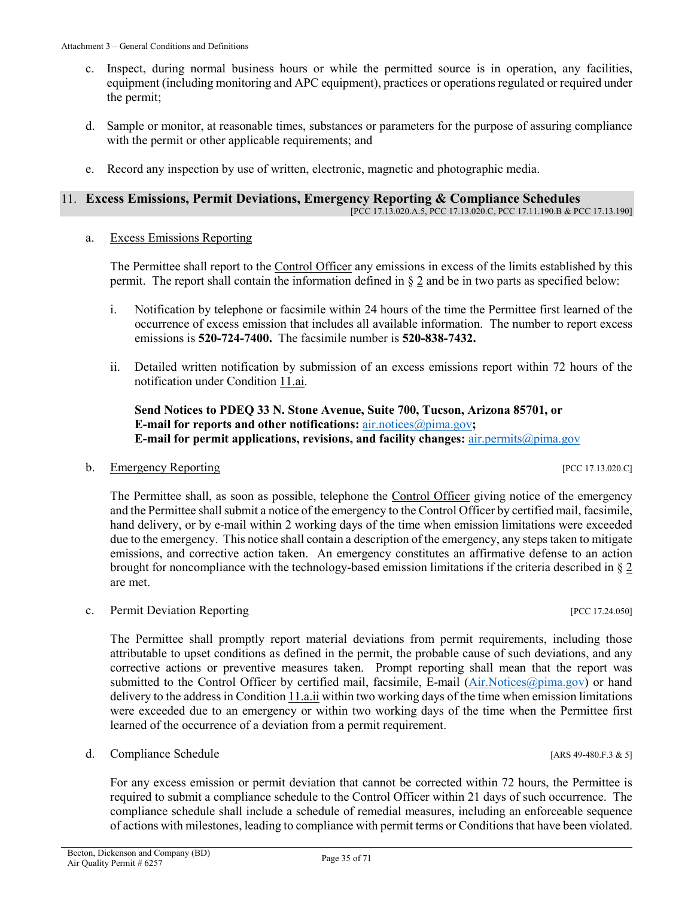c. Inspect, during normal business hours or while the permitted source is in operation, any facilities, equipment (including monitoring and APC equipment), practices or operations regulated or required under the permit;

d. Sample or monitor, at reasonable times, substances or parameters for the purpose of assuring compliance with the permit or other applicable requirements; and

e. Record any inspection by use of written, electronic, magnetic and photographic media.

## 11. Excess Emissions, Permit Deviations, Emergency Reporting & Compliance Schedules

[PCC 17.13.020.A.5, PCC 17.13.020.C, PCC 17.11.190.B & PCC 17.13.190]

a. Excess Emissions Reporting

The Permittee shall report to the Control Officer any emissions in excess of the limits established by this permit. The report shall contain the information defined in § 2 and be in two parts as specified below:

i. Notification by telephone or facsimile within 24 hours of the time the Permittee first learned of the occurrence of excess emission that includes all available information. The number to report excess emissions is **520-724-7400.** The facsimile number is **520-838-7432.**

ii. Detailed written notification by submission of an excess emissions report within 72 hours of the notification under Condition 11.ai.

**Send Notices to PDEQ 33 N. Stone Avenue, Suite 700, Tucson, Arizona 85701, or**
**E-mail for reports and other notifications:** air.notices@pima.gov**;**
**E-mail for permit applications, revisions, and facility changes:** air.permits@pima.gov

b. Emergency Reporting [PCC 17.13.020.C]

The Permittee shall, as soon as possible, telephone the Control Officer giving notice of the emergency and the Permittee shall submit a notice of the emergency to the Control Officer by certified mail, facsimile, hand delivery, or by e-mail within 2 working days of the time when emission limitations were exceeded due to the emergency. This notice shall contain a description of the emergency, any steps taken to mitigate emissions, and corrective action taken. An emergency constitutes an affirmative defense to an action brought for noncompliance with the technology-based emission limitations if the criteria described in § 2 are met.

c. Permit Deviation Reporting [PCC 17.24.050]

The Permittee shall promptly report material deviations from permit requirements, including those attributable to upset conditions as defined in the permit, the probable cause of such deviations, and any corrective actions or preventive measures taken. Prompt reporting shall mean that the report was submitted to the Control Officer by certified mail, facsimile, E-mail (Air.Notices@pima.gov) or hand delivery to the address in Condition 11.a.ii within two working days of the time when emission limitations were exceeded due to an emergency or within two working days of the time when the Permittee first learned of the occurrence of a deviation from a permit requirement.

d. Compliance Schedule [ARS 49-480.F.3 & 5]

For any excess emission or permit deviation that cannot be corrected within 72 hours, the Permittee is required to submit a compliance schedule to the Control Officer within 21 days of such occurrence. The compliance schedule shall include a schedule of remedial measures, including an enforceable sequence of actions with milestones, leading to compliance with permit terms or Conditions that have been violated.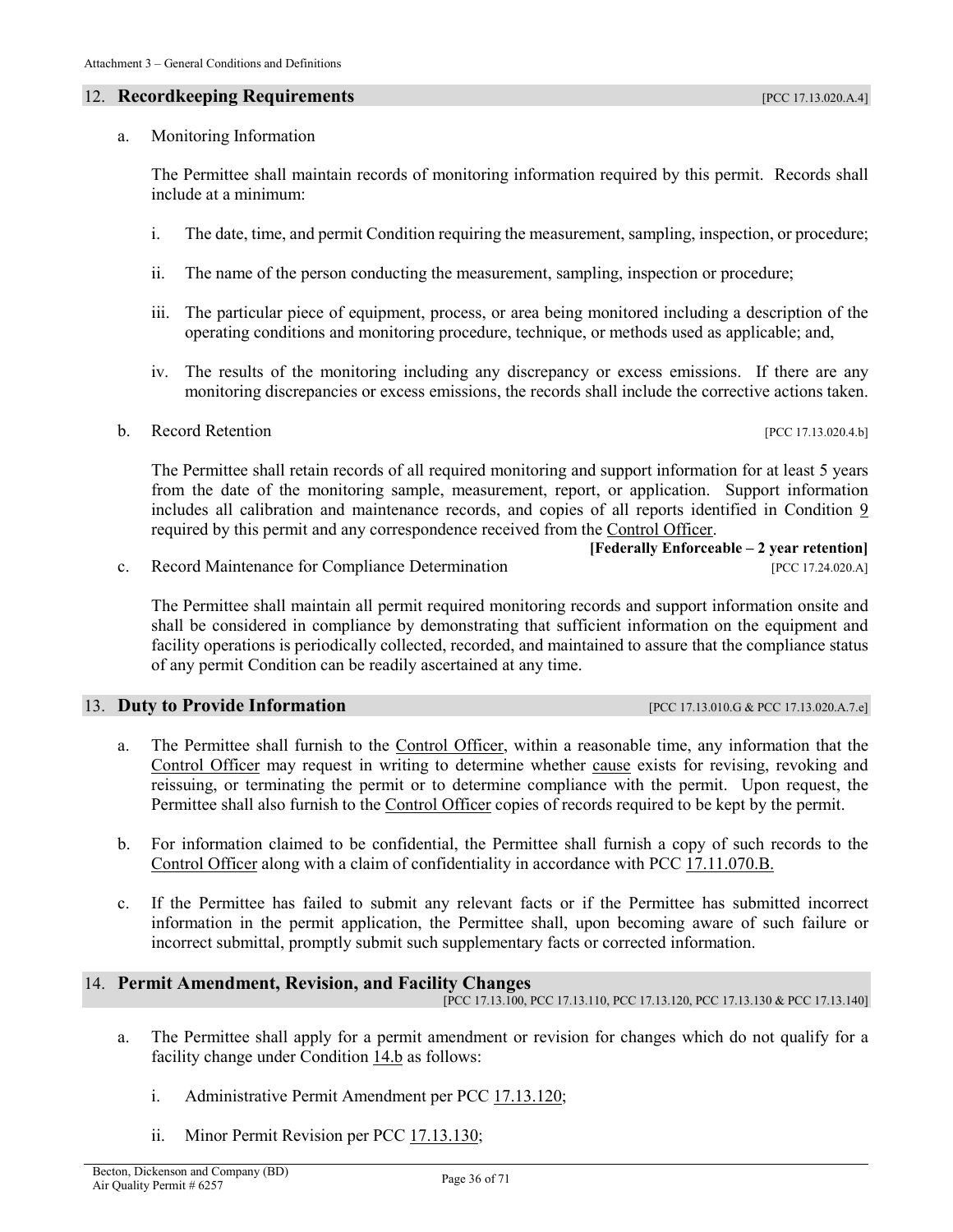## 12. **Recordkeeping Requirements** [PCC 17.13.020.A.4]

a. Monitoring Information

The Permittee shall maintain records of monitoring information required by this permit. Records shall include at a minimum:

i. The date, time, and permit Condition requiring the measurement, sampling, inspection, or procedure;

ii. The name of the person conducting the measurement, sampling, inspection or procedure;

iii. The particular piece of equipment, process, or area being monitored including a description of the operating conditions and monitoring procedure, technique, or methods used as applicable; and,

iv. The results of the monitoring including any discrepancy or excess emissions. If there are any monitoring discrepancies or excess emissions, the records shall include the corrective actions taken.

b. Record Retention [PCC 17.13.020.4.b]

The Permittee shall retain records of all required monitoring and support information for at least 5 years from the date of the monitoring sample, measurement, report, or application. Support information includes all calibration and maintenance records, and copies of all reports identified in Condition 9 required by this permit and any correspondence received from the Control Officer.

**[Federally Enforceable – 2 year retention]**

c. Record Maintenance for Compliance Determination [PCC 17.24.020.A]

The Permittee shall maintain all permit required monitoring records and support information onsite and shall be considered in compliance by demonstrating that sufficient information on the equipment and facility operations is periodically collected, recorded, and maintained to assure that the compliance status of any permit Condition can be readily ascertained at any time.

## 13. **Duty to Provide Information** [PCC 17.13.010.G & PCC 17.13.020.A.7.e]

a. The Permittee shall furnish to the Control Officer, within a reasonable time, any information that the Control Officer may request in writing to determine whether cause exists for revising, revoking and reissuing, or terminating the permit or to determine compliance with the permit. Upon request, the Permittee shall also furnish to the Control Officer copies of records required to be kept by the permit.

b. For information claimed to be confidential, the Permittee shall furnish a copy of such records to the Control Officer along with a claim of confidentiality in accordance with PCC 17.11.070.B.

c. If the Permittee has failed to submit any relevant facts or if the Permittee has submitted incorrect information in the permit application, the Permittee shall, upon becoming aware of such failure or incorrect submittal, promptly submit such supplementary facts or corrected information.

## 14. **Permit Amendment, Revision, and Facility Changes**

[PCC 17.13.100, PCC 17.13.110, PCC 17.13.120, PCC 17.13.130 & PCC 17.13.140]

a. The Permittee shall apply for a permit amendment or revision for changes which do not qualify for a facility change under Condition 14.b as follows:

i. Administrative Permit Amendment per PCC 17.13.120;

ii. Minor Permit Revision per PCC 17.13.130;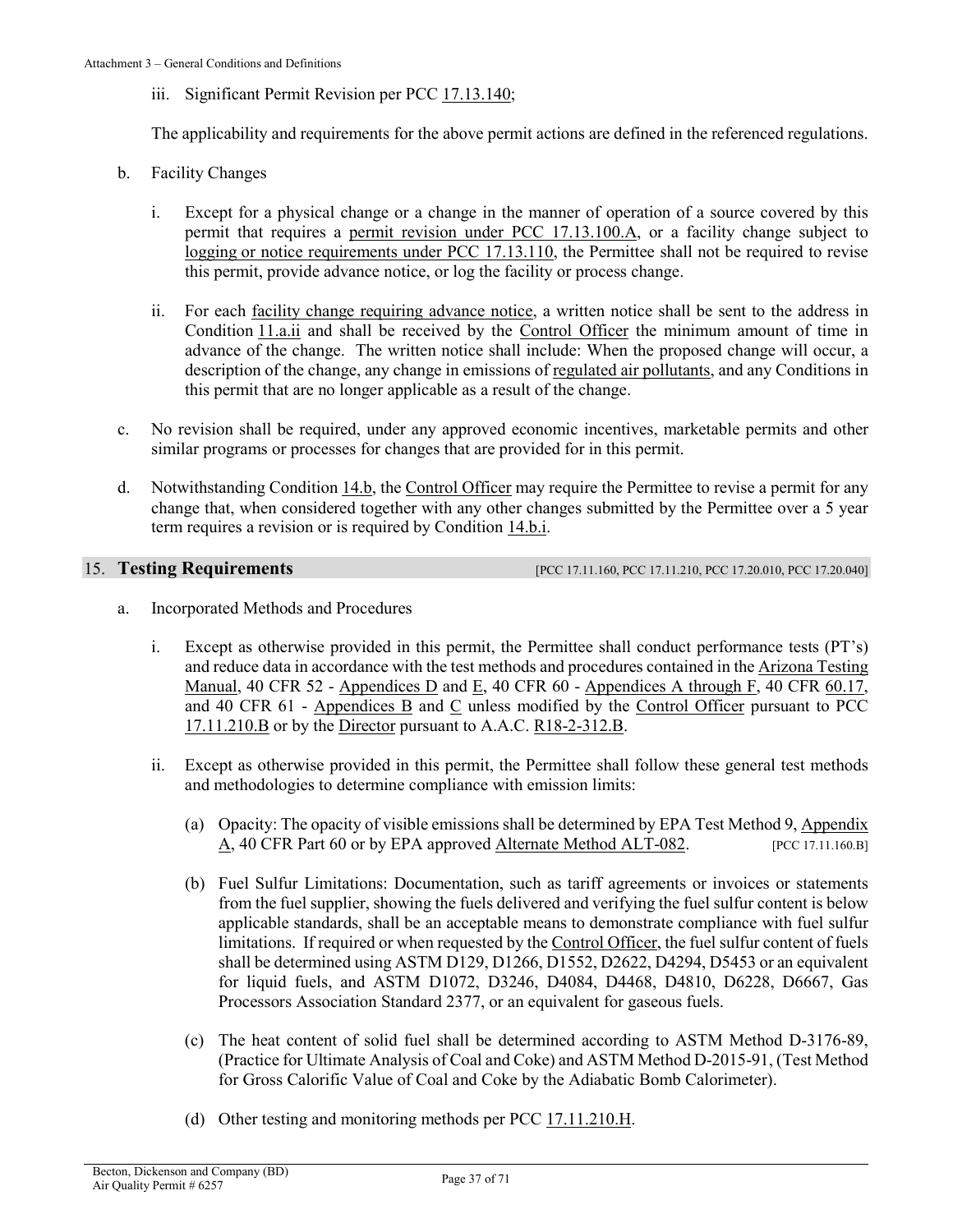iii. Significant Permit Revision per PCC 17.13.140;

The applicability and requirements for the above permit actions are defined in the referenced regulations.

b. Facility Changes

   i. Except for a physical change or a change in the manner of operation of a source covered by this permit that requires a permit revision under PCC 17.13.100.A, or a facility change subject to logging or notice requirements under PCC 17.13.110, the Permittee shall not be required to revise this permit, provide advance notice, or log the facility or process change.

   ii. For each facility change requiring advance notice, a written notice shall be sent to the address in Condition 11.a.ii and shall be received by the Control Officer the minimum amount of time in advance of the change. The written notice shall include: When the proposed change will occur, a description of the change, any change in emissions of regulated air pollutants, and any Conditions in this permit that are no longer applicable as a result of the change.

c. No revision shall be required, under any approved economic incentives, marketable permits and other similar programs or processes for changes that are provided for in this permit.

d. Notwithstanding Condition 14.b, the Control Officer may require the Permittee to revise a permit for any change that, when considered together with any other changes submitted by the Permittee over a 5 year term requires a revision or is required by Condition 14.b.i.

## 15. Testing Requirements

[PCC 17.11.160, PCC 17.11.210, PCC 17.20.010, PCC 17.20.040]

a. Incorporated Methods and Procedures

   i. Except as otherwise provided in this permit, the Permittee shall conduct performance tests (PT's) and reduce data in accordance with the test methods and procedures contained in the Arizona Testing Manual, 40 CFR 52 - Appendices D and E, 40 CFR 60 - Appendices A through F, 40 CFR 60.17, and 40 CFR 61 - Appendices B and C unless modified by the Control Officer pursuant to PCC 17.11.210.B or by the Director pursuant to A.A.C. R18-2-312.B.

   ii. Except as otherwise provided in this permit, the Permittee shall follow these general test methods and methodologies to determine compliance with emission limits:

      (a) Opacity: The opacity of visible emissions shall be determined by EPA Test Method 9, Appendix A, 40 CFR Part 60 or by EPA approved Alternate Method ALT-082. [PCC 17.11.160.B]

      (b) Fuel Sulfur Limitations: Documentation, such as tariff agreements or invoices or statements from the fuel supplier, showing the fuels delivered and verifying the fuel sulfur content is below applicable standards, shall be an acceptable means to demonstrate compliance with fuel sulfur limitations. If required or when requested by the Control Officer, the fuel sulfur content of fuels shall be determined using ASTM D129, D1266, D1552, D2622, D4294, D5453 or an equivalent for liquid fuels, and ASTM D1072, D3246, D4084, D4468, D4810, D6228, D6667, Gas Processors Association Standard 2377, or an equivalent for gaseous fuels.

      (c) The heat content of solid fuel shall be determined according to ASTM Method D-3176-89, (Practice for Ultimate Analysis of Coal and Coke) and ASTM Method D-2015-91, (Test Method for Gross Calorific Value of Coal and Coke by the Adiabatic Bomb Calorimeter).

      (d) Other testing and monitoring methods per PCC 17.11.210.H.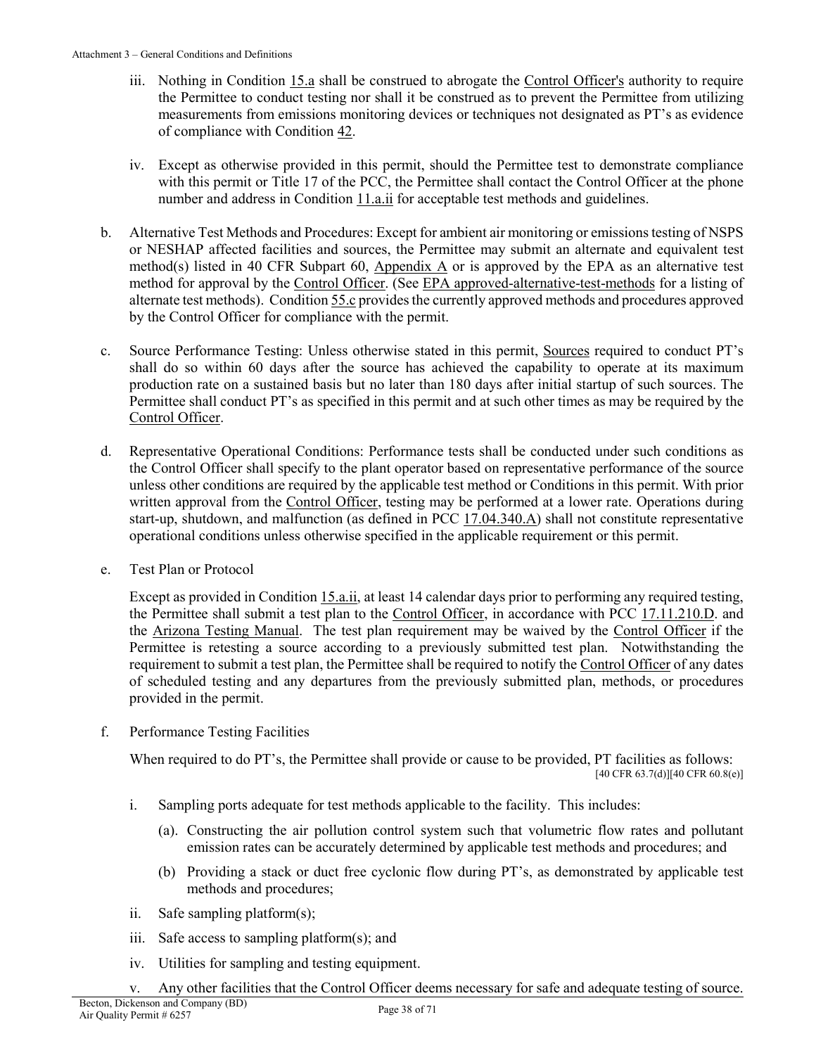iii. Nothing in Condition 15.a shall be construed to abrogate the Control Officer's authority to require the Permittee to conduct testing nor shall it be construed as to prevent the Permittee from utilizing measurements from emissions monitoring devices or techniques not designated as PT's as evidence of compliance with Condition 42.

iv. Except as otherwise provided in this permit, should the Permittee test to demonstrate compliance with this permit or Title 17 of the PCC, the Permittee shall contact the Control Officer at the phone number and address in Condition 11.a.ii for acceptable test methods and guidelines.

b. Alternative Test Methods and Procedures: Except for ambient air monitoring or emissions testing of NSPS or NESHAP affected facilities and sources, the Permittee may submit an alternate and equivalent test method(s) listed in 40 CFR Subpart 60, Appendix A or is approved by the EPA as an alternative test method for approval by the Control Officer. (See EPA approved-alternative-test-methods for a listing of alternate test methods). Condition 55.c provides the currently approved methods and procedures approved by the Control Officer for compliance with the permit.

c. Source Performance Testing: Unless otherwise stated in this permit, Sources required to conduct PT's shall do so within 60 days after the source has achieved the capability to operate at its maximum production rate on a sustained basis but no later than 180 days after initial startup of such sources. The Permittee shall conduct PT's as specified in this permit and at such other times as may be required by the Control Officer.

d. Representative Operational Conditions: Performance tests shall be conducted under such conditions as the Control Officer shall specify to the plant operator based on representative performance of the source unless other conditions are required by the applicable test method or Conditions in this permit. With prior written approval from the Control Officer, testing may be performed at a lower rate. Operations during start-up, shutdown, and malfunction (as defined in PCC 17.04.340.A) shall not constitute representative operational conditions unless otherwise specified in the applicable requirement or this permit.

e. Test Plan or Protocol

Except as provided in Condition 15.a.ii, at least 14 calendar days prior to performing any required testing, the Permittee shall submit a test plan to the Control Officer, in accordance with PCC 17.11.210.D. and the Arizona Testing Manual. The test plan requirement may be waived by the Control Officer if the Permittee is retesting a source according to a previously submitted test plan. Notwithstanding the requirement to submit a test plan, the Permittee shall be required to notify the Control Officer of any dates of scheduled testing and any departures from the previously submitted plan, methods, or procedures provided in the permit.

f. Performance Testing Facilities

When required to do PT's, the Permittee shall provide or cause to be provided, PT facilities as follows:

[40 CFR 63.7(d)][40 CFR 60.8(e)]

i. Sampling ports adequate for test methods applicable to the facility. This includes:

(a). Constructing the air pollution control system such that volumetric flow rates and pollutant emission rates can be accurately determined by applicable test methods and procedures; and

(b) Providing a stack or duct free cyclonic flow during PT's, as demonstrated by applicable test methods and procedures;

ii. Safe sampling platform(s);

iii. Safe access to sampling platform(s); and

iv. Utilities for sampling and testing equipment.

v. Any other facilities that the Control Officer deems necessary for safe and adequate testing of source.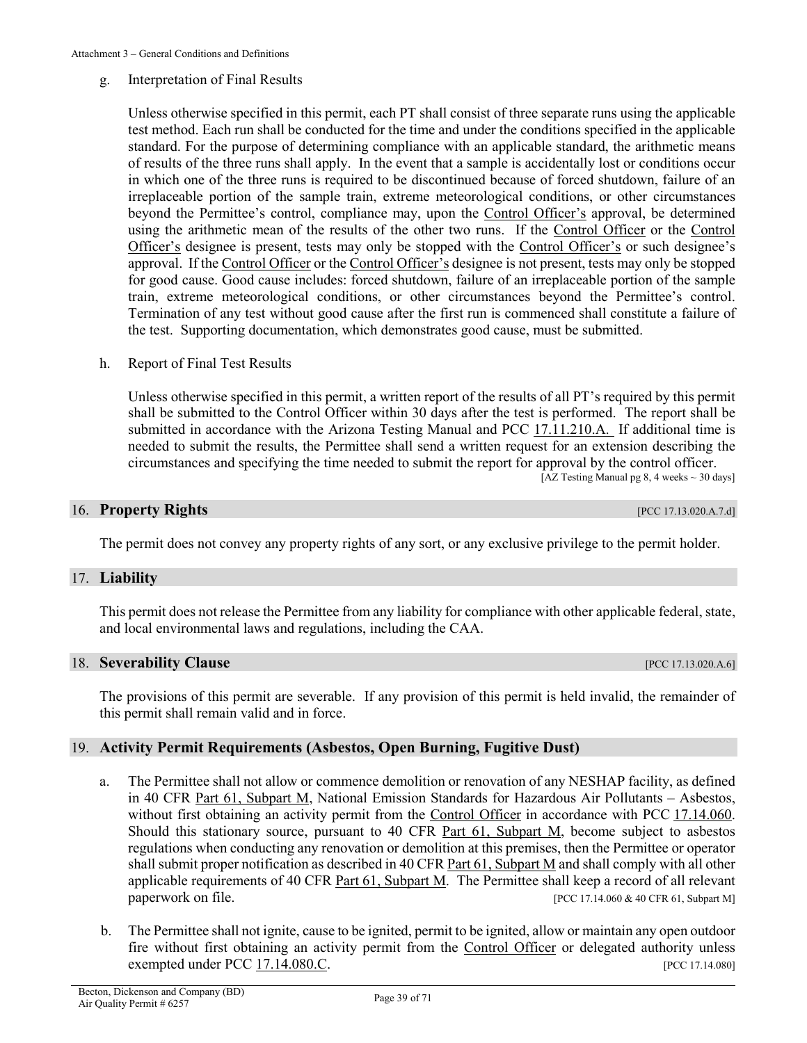g. Interpretation of Final Results

Unless otherwise specified in this permit, each PT shall consist of three separate runs using the applicable test method. Each run shall be conducted for the time and under the conditions specified in the applicable standard. For the purpose of determining compliance with an applicable standard, the arithmetic means of results of the three runs shall apply. In the event that a sample is accidentally lost or conditions occur in which one of the three runs is required to be discontinued because of forced shutdown, failure of an irreplaceable portion of the sample train, extreme meteorological conditions, or other circumstances beyond the Permittee's control, compliance may, upon the Control Officer's approval, be determined using the arithmetic mean of the results of the other two runs. If the Control Officer or the Control Officer's designee is present, tests may only be stopped with the Control Officer's or such designee's approval. If the Control Officer or the Control Officer's designee is not present, tests may only be stopped for good cause. Good cause includes: forced shutdown, failure of an irreplaceable portion of the sample train, extreme meteorological conditions, or other circumstances beyond the Permittee's control. Termination of any test without good cause after the first run is commenced shall constitute a failure of the test. Supporting documentation, which demonstrates good cause, must be submitted.

h. Report of Final Test Results

Unless otherwise specified in this permit, a written report of the results of all PT's required by this permit shall be submitted to the Control Officer within 30 days after the test is performed. The report shall be submitted in accordance with the Arizona Testing Manual and PCC 17.11.210.A. If additional time is needed to submit the results, the Permittee shall send a written request for an extension describing the circumstances and specifying the time needed to submit the report for approval by the control officer.

[AZ Testing Manual pg 8, 4 weeks ~ 30 days]

## 16. Property Rights

[PCC 17.13.020.A.7.d]

The permit does not convey any property rights of any sort, or any exclusive privilege to the permit holder.

## 17. Liability

This permit does not release the Permittee from any liability for compliance with other applicable federal, state, and local environmental laws and regulations, including the CAA.

## 18. Severability Clause

[PCC 17.13.020.A.6]

The provisions of this permit are severable. If any provision of this permit is held invalid, the remainder of this permit shall remain valid and in force.

## 19. Activity Permit Requirements (Asbestos, Open Burning, Fugitive Dust)

a. The Permittee shall not allow or commence demolition or renovation of any NESHAP facility, as defined in 40 CFR Part 61, Subpart M, National Emission Standards for Hazardous Air Pollutants – Asbestos, without first obtaining an activity permit from the Control Officer in accordance with PCC 17.14.060. Should this stationary source, pursuant to 40 CFR Part 61, Subpart M, become subject to asbestos regulations when conducting any renovation or demolition at this premises, then the Permittee or operator shall submit proper notification as described in 40 CFR Part 61, Subpart M and shall comply with all other applicable requirements of 40 CFR Part 61, Subpart M. The Permittee shall keep a record of all relevant paperwork on file. [PCC 17.14.060 & 40 CFR 61, Subpart M]

b. The Permittee shall not ignite, cause to be ignited, permit to be ignited, allow or maintain any open outdoor fire without first obtaining an activity permit from the Control Officer or delegated authority unless exempted under PCC 17.14.080.C. [PCC 17.14.080]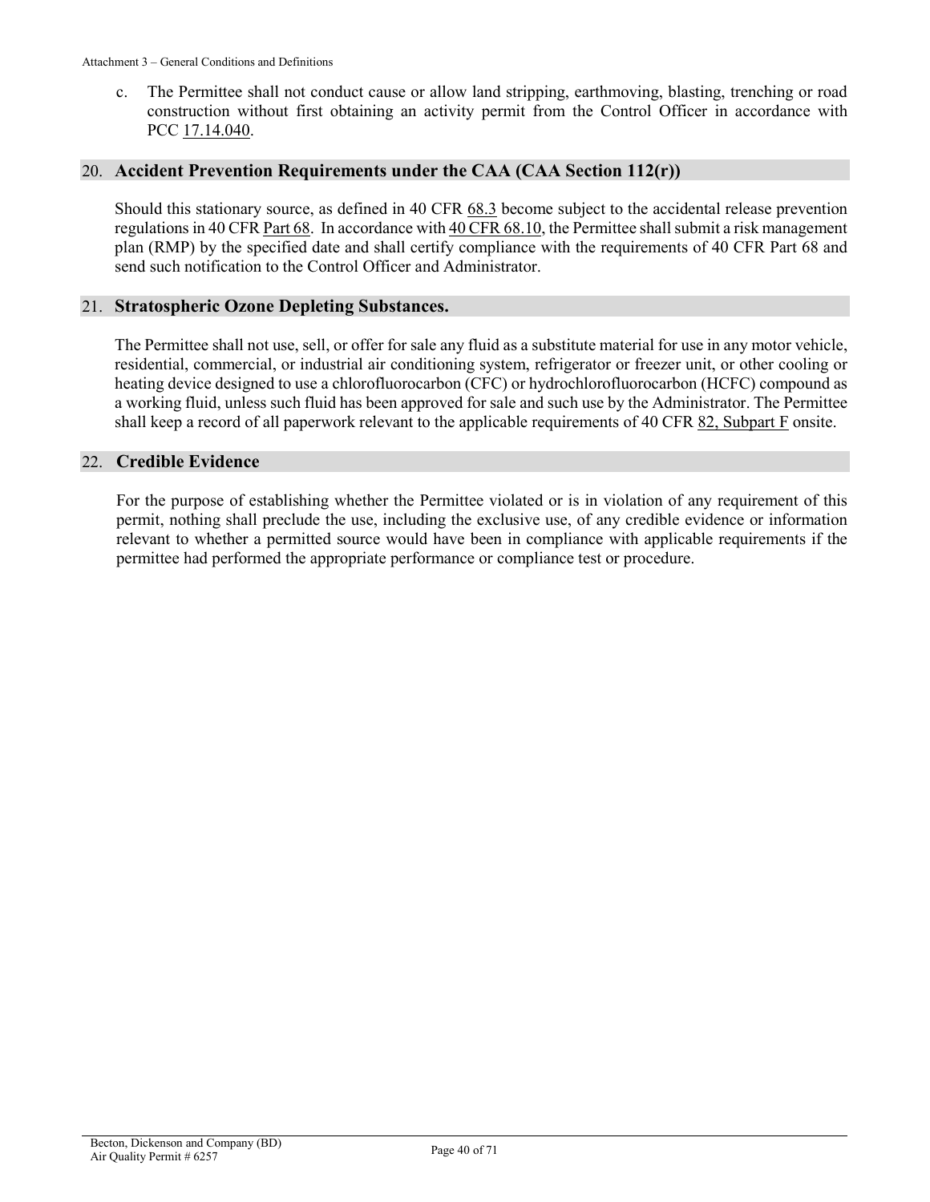c. The Permittee shall not conduct cause or allow land stripping, earthmoving, blasting, trenching or road construction without first obtaining an activity permit from the Control Officer in accordance with PCC 17.14.040.

## 20. Accident Prevention Requirements under the CAA (CAA Section 112(r))

Should this stationary source, as defined in 40 CFR 68.3 become subject to the accidental release prevention regulations in 40 CFR Part 68. In accordance with 40 CFR 68.10, the Permittee shall submit a risk management plan (RMP) by the specified date and shall certify compliance with the requirements of 40 CFR Part 68 and send such notification to the Control Officer and Administrator.

## 21. Stratospheric Ozone Depleting Substances.

The Permittee shall not use, sell, or offer for sale any fluid as a substitute material for use in any motor vehicle, residential, commercial, or industrial air conditioning system, refrigerator or freezer unit, or other cooling or heating device designed to use a chlorofluorocarbon (CFC) or hydrochlorofluorocarbon (HCFC) compound as a working fluid, unless such fluid has been approved for sale and such use by the Administrator. The Permittee shall keep a record of all paperwork relevant to the applicable requirements of 40 CFR 82, Subpart F onsite.

## 22. Credible Evidence

For the purpose of establishing whether the Permittee violated or is in violation of any requirement of this permit, nothing shall preclude the use, including the exclusive use, of any credible evidence or information relevant to whether a permitted source would have been in compliance with applicable requirements if the permittee had performed the appropriate performance or compliance test or procedure.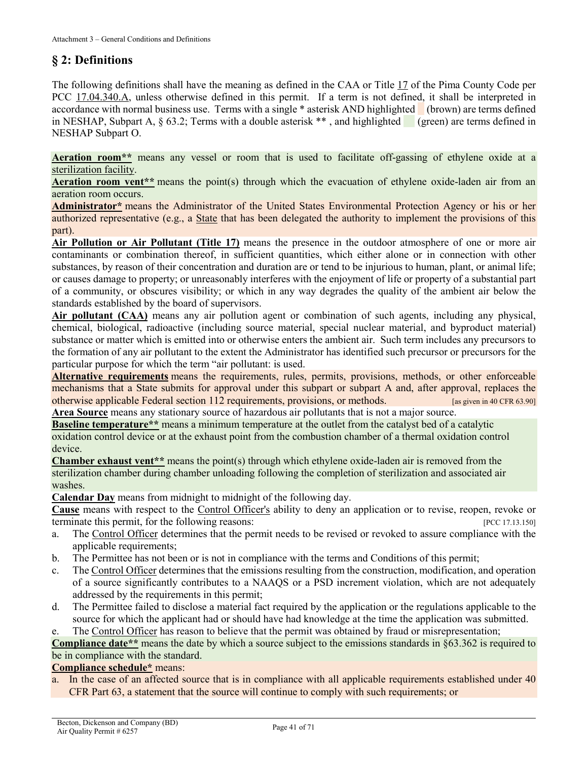## § 2: Definitions

The following definitions shall have the meaning as defined in the CAA or Title 17 of the Pima County Code per PCC 17.04.340.A, unless otherwise defined in this permit. If a term is not defined, it shall be interpreted in accordance with normal business use. Terms with a single * asterisk AND highlighted (brown) are terms defined in NESHAP, Subpart A, § 63.2; Terms with a double asterisk ** , and highlighted (green) are terms defined in NESHAP Subpart O.

**Aeration room**** means any vessel or room that is used to facilitate off-gassing of ethylene oxide at a sterilization facility.

**Aeration room vent**** means the point(s) through which the evacuation of ethylene oxide-laden air from an aeration room occurs.

**Administrator*** means the Administrator of the United States Environmental Protection Agency or his or her authorized representative (e.g., a State that has been delegated the authority to implement the provisions of this part).

**Air Pollution or Air Pollutant (Title 17)** means the presence in the outdoor atmosphere of one or more air contaminants or combination thereof, in sufficient quantities, which either alone or in connection with other substances, by reason of their concentration and duration are or tend to be injurious to human, plant, or animal life; or causes damage to property; or unreasonably interferes with the enjoyment of life or property of a substantial part of a community, or obscures visibility; or which in any way degrades the quality of the ambient air below the standards established by the board of supervisors.

**Air pollutant (CAA)** means any air pollution agent or combination of such agents, including any physical, chemical, biological, radioactive (including source material, special nuclear material, and byproduct material) substance or matter which is emitted into or otherwise enters the ambient air. Such term includes any precursors to the formation of any air pollutant to the extent the Administrator has identified such precursor or precursors for the particular purpose for which the term "air pollutant: is used.

**Alternative requirements** means the requirements, rules, permits, provisions, methods, or other enforceable mechanisms that a State submits for approval under this subpart or subpart A and, after approval, replaces the otherwise applicable Federal section 112 requirements, provisions, or methods. [as given in 40 CFR 63.90]

**Area Source** means any stationary source of hazardous air pollutants that is not a major source.

**Baseline temperature**** means a minimum temperature at the outlet from the catalyst bed of a catalytic oxidation control device or at the exhaust point from the combustion chamber of a thermal oxidation control device.

**Chamber exhaust vent**** means the point(s) through which ethylene oxide-laden air is removed from the sterilization chamber during chamber unloading following the completion of sterilization and associated air washes.

**Calendar Day** means from midnight to midnight of the following day.

**Cause** means with respect to the Control Officer's ability to deny an application or to revise, reopen, revoke or terminate this permit, for the following reasons: [PCC 17.13.150]

a. The Control Officer determines that the permit needs to be revised or revoked to assure compliance with the applicable requirements;
b. The Permittee has not been or is not in compliance with the terms and Conditions of this permit;
c. The Control Officer determines that the emissions resulting from the construction, modification, and operation of a source significantly contributes to a NAAQS or a PSD increment violation, which are not adequately addressed by the requirements in this permit;
d. The Permittee failed to disclose a material fact required by the application or the regulations applicable to the source for which the applicant had or should have had knowledge at the time the application was submitted.
e. The Control Officer has reason to believe that the permit was obtained by fraud or misrepresentation;

**Compliance date**** means the date by which a source subject to the emissions standards in §63.362 is required to be in compliance with the standard.

**Compliance schedule*** means:

a. In the case of an affected source that is in compliance with all applicable requirements established under 40 CFR Part 63, a statement that the source will continue to comply with such requirements; or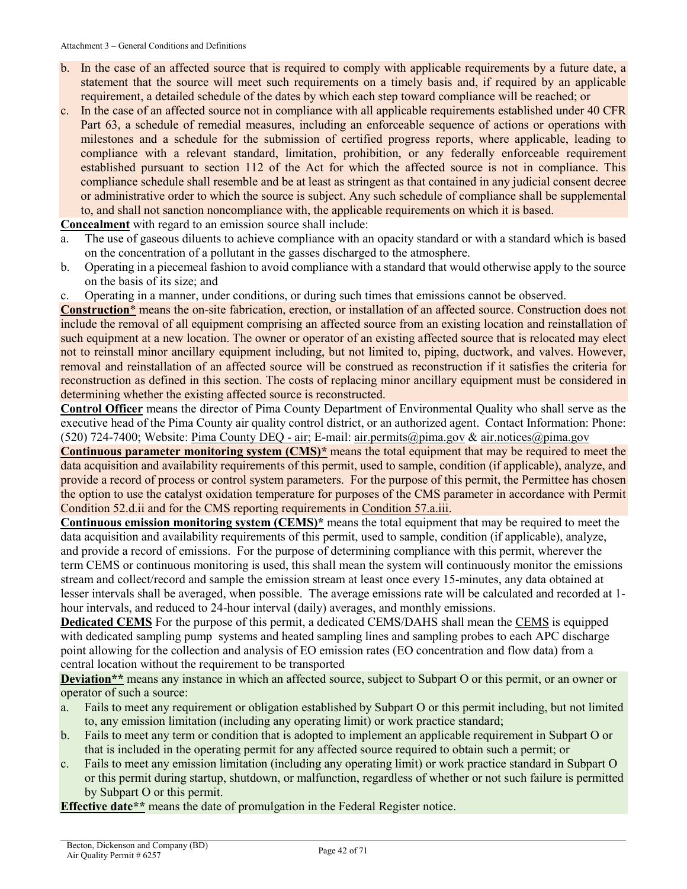b. In the case of an affected source that is required to comply with applicable requirements by a future date, a statement that the source will meet such requirements on a timely basis and, if required by an applicable requirement, a detailed schedule of the dates by which each step toward compliance will be reached; or
c. In the case of an affected source not in compliance with all applicable requirements established under 40 CFR Part 63, a schedule of remedial measures, including an enforceable sequence of actions or operations with milestones and a schedule for the submission of certified progress reports, where applicable, leading to compliance with a relevant standard, limitation, prohibition, or any federally enforceable requirement established pursuant to section 112 of the Act for which the affected source is not in compliance. This compliance schedule shall resemble and be at least as stringent as that contained in any judicial consent decree or administrative order to which the source is subject. Any such schedule of compliance shall be supplemental to, and shall not sanction noncompliance with, the applicable requirements on which it is based.

**Concealment** with regard to an emission source shall include:

a. The use of gaseous diluents to achieve compliance with an opacity standard or with a standard which is based on the concentration of a pollutant in the gasses discharged to the atmosphere.
b. Operating in a piecemeal fashion to avoid compliance with a standard that would otherwise apply to the source on the basis of its size; and
c. Operating in a manner, under conditions, or during such times that emissions cannot be observed.

**Construction*** means the on-site fabrication, erection, or installation of an affected source. Construction does not include the removal of all equipment comprising an affected source from an existing location and reinstallation of such equipment at a new location. The owner or operator of an existing affected source that is relocated may elect not to reinstall minor ancillary equipment including, but not limited to, piping, ductwork, and valves. However, removal and reinstallation of an affected source will be construed as reconstruction if it satisfies the criteria for reconstruction as defined in this section. The costs of replacing minor ancillary equipment must be considered in determining whether the existing affected source is reconstructed.

**Control Officer** means the director of Pima County Department of Environmental Quality who shall serve as the executive head of the Pima County air quality control district, or an authorized agent. Contact Information: Phone: (520) 724-7400; Website: Pima County DEQ - air; E-mail: air.permits@pima.gov & air.notices@pima.gov

**Continuous parameter monitoring system (CMS)*** means the total equipment that may be required to meet the data acquisition and availability requirements of this permit, used to sample, condition (if applicable), analyze, and provide a record of process or control system parameters. For the purpose of this permit, the Permittee has chosen the option to use the catalyst oxidation temperature for purposes of the CMS parameter in accordance with Permit Condition 52.d.ii and for the CMS reporting requirements in Condition 57.a.iii.

**Continuous emission monitoring system (CEMS)*** means the total equipment that may be required to meet the data acquisition and availability requirements of this permit, used to sample, condition (if applicable), analyze, and provide a record of emissions. For the purpose of determining compliance with this permit, wherever the term CEMS or continuous monitoring is used, this shall mean the system will continuously monitor the emissions stream and collect/record and sample the emission stream at least once every 15-minutes, any data obtained at lesser intervals shall be averaged, when possible. The average emissions rate will be calculated and recorded at 1-hour intervals, and reduced to 24-hour interval (daily) averages, and monthly emissions.

**Dedicated CEMS** For the purpose of this permit, a dedicated CEMS/DAHS shall mean the CEMS is equipped with dedicated sampling pump systems and heated sampling lines and sampling probes to each APC discharge point allowing for the collection and analysis of EO emission rates (EO concentration and flow data) from a central location without the requirement to be transported

**Deviation**** means any instance in which an affected source, subject to Subpart O or this permit, or an owner or operator of such a source:

a. Fails to meet any requirement or obligation established by Subpart O or this permit including, but not limited to, any emission limitation (including any operating limit) or work practice standard;
b. Fails to meet any term or condition that is adopted to implement an applicable requirement in Subpart O or that is included in the operating permit for any affected source required to obtain such a permit; or
c. Fails to meet any emission limitation (including any operating limit) or work practice standard in Subpart O or this permit during startup, shutdown, or malfunction, regardless of whether or not such failure is permitted by Subpart O or this permit.

**Effective date**** means the date of promulgation in the Federal Register notice.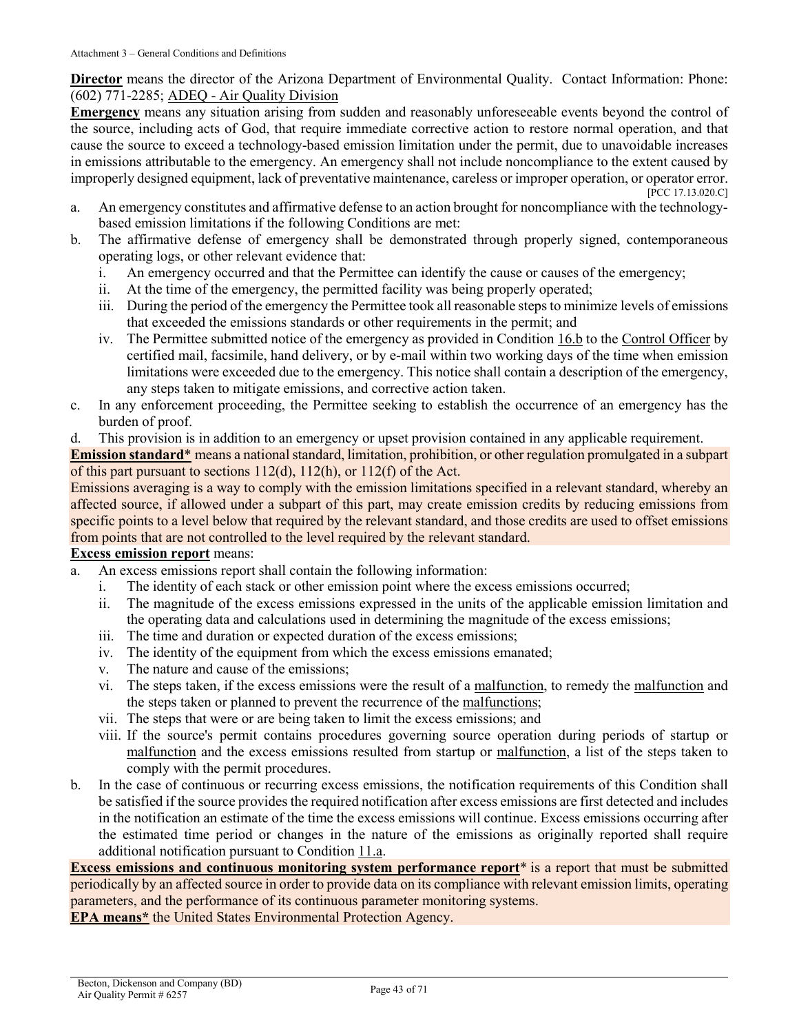**Director** means the director of the Arizona Department of Environmental Quality. Contact Information: Phone: (602) 771-2285; ADEQ - Air Quality Division

**Emergency** means any situation arising from sudden and reasonably unforeseeable events beyond the control of the source, including acts of God, that require immediate corrective action to restore normal operation, and that cause the source to exceed a technology-based emission limitation under the permit, due to unavoidable increases in emissions attributable to the emergency. An emergency shall not include noncompliance to the extent caused by improperly designed equipment, lack of preventative maintenance, careless or improper operation, or operator error. [PCC 17.13.020.C]

a. An emergency constitutes and affirmative defense to an action brought for noncompliance with the technology-based emission limitations if the following Conditions are met:
b. The affirmative defense of emergency shall be demonstrated through properly signed, contemporaneous operating logs, or other relevant evidence that:
   i. An emergency occurred and that the Permittee can identify the cause or causes of the emergency;
   ii. At the time of the emergency, the permitted facility was being properly operated;
   iii. During the period of the emergency the Permittee took all reasonable steps to minimize levels of emissions that exceeded the emissions standards or other requirements in the permit; and
   iv. The Permittee submitted notice of the emergency as provided in Condition 16.b to the Control Officer by certified mail, facsimile, hand delivery, or by e-mail within two working days of the time when emission limitations were exceeded due to the emergency. This notice shall contain a description of the emergency, any steps taken to mitigate emissions, and corrective action taken.
c. In any enforcement proceeding, the Permittee seeking to establish the occurrence of an emergency has the burden of proof.
d. This provision is in addition to an emergency or upset provision contained in any applicable requirement.

**Emission standard*** means a national standard, limitation, prohibition, or other regulation promulgated in a subpart of this part pursuant to sections 112(d), 112(h), or 112(f) of the Act.

Emissions averaging is a way to comply with the emission limitations specified in a relevant standard, whereby an affected source, if allowed under a subpart of this part, may create emission credits by reducing emissions from specific points to a level below that required by the relevant standard, and those credits are used to offset emissions from points that are not controlled to the level required by the relevant standard.

**Excess emission report** means:

a. An excess emissions report shall contain the following information:
   i. The identity of each stack or other emission point where the excess emissions occurred;
   ii. The magnitude of the excess emissions expressed in the units of the applicable emission limitation and the operating data and calculations used in determining the magnitude of the excess emissions;
   iii. The time and duration or expected duration of the excess emissions;
   iv. The identity of the equipment from which the excess emissions emanated;
   v. The nature and cause of the emissions;
   vi. The steps taken, if the excess emissions were the result of a malfunction, to remedy the malfunction and the steps taken or planned to prevent the recurrence of the malfunctions;
   vii. The steps that were or are being taken to limit the excess emissions; and
   viii. If the source's permit contains procedures governing source operation during periods of startup or malfunction and the excess emissions resulted from startup or malfunction, a list of the steps taken to comply with the permit procedures.
b. In the case of continuous or recurring excess emissions, the notification requirements of this Condition shall be satisfied if the source provides the required notification after excess emissions are first detected and includes in the notification an estimate of the time the excess emissions will continue. Excess emissions occurring after the estimated time period or changes in the nature of the emissions as originally reported shall require additional notification pursuant to Condition 11.a.

**Excess emissions and continuous monitoring system performance report*** is a report that must be submitted periodically by an affected source in order to provide data on its compliance with relevant emission limits, operating parameters, and the performance of its continuous parameter monitoring systems.

**EPA means*** the United States Environmental Protection Agency.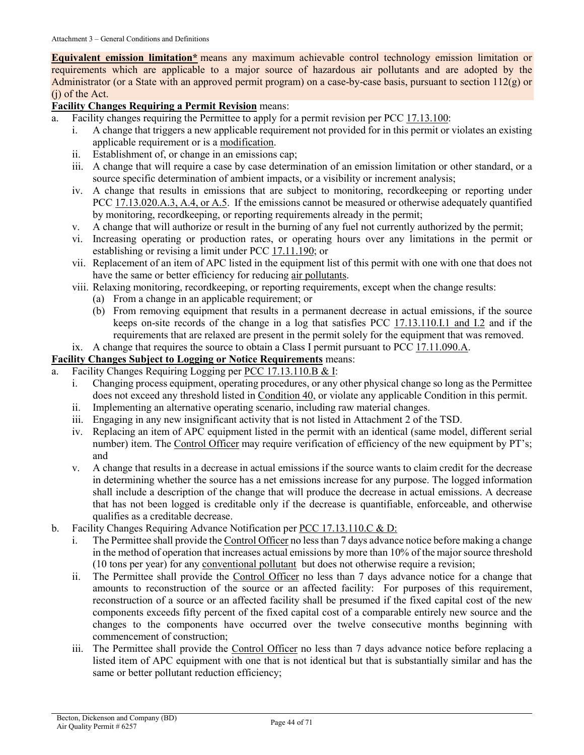**Equivalent emission limitation*** means any maximum achievable control technology emission limitation or requirements which are applicable to a major source of hazardous air pollutants and are adopted by the Administrator (or a State with an approved permit program) on a case-by-case basis, pursuant to section 112(g) or (j) of the Act.

**Facility Changes Requiring a Permit Revision** means:

a. Facility changes requiring the Permittee to apply for a permit revision per PCC 17.13.100:
   i. A change that triggers a new applicable requirement not provided for in this permit or violates an existing applicable requirement or is a modification.
   ii. Establishment of, or change in an emissions cap;
   iii. A change that will require a case by case determination of an emission limitation or other standard, or a source specific determination of ambient impacts, or a visibility or increment analysis;
   iv. A change that results in emissions that are subject to monitoring, recordkeeping or reporting under PCC 17.13.020.A.3, A.4, or A.5. If the emissions cannot be measured or otherwise adequately quantified by monitoring, recordkeeping, or reporting requirements already in the permit;
   v. A change that will authorize or result in the burning of any fuel not currently authorized by the permit;
   vi. Increasing operating or production rates, or operating hours over any limitations in the permit or establishing or revising a limit under PCC 17.11.190; or
   vii. Replacement of an item of APC listed in the equipment list of this permit with one with one that does not have the same or better efficiency for reducing air pollutants.
   viii. Relaxing monitoring, recordkeeping, or reporting requirements, except when the change results:
      (a) From a change in an applicable requirement; or
      (b) From removing equipment that results in a permanent decrease in actual emissions, if the source keeps on-site records of the change in a log that satisfies PCC 17.13.110.I.1 and I.2 and if the requirements that are relaxed are present in the permit solely for the equipment that was removed.
   ix. A change that requires the source to obtain a Class I permit pursuant to PCC 17.11.090.A.

**Facility Changes Subject to Logging or Notice Requirements** means:

a. Facility Changes Requiring Logging per PCC 17.13.110.B & I:
   i. Changing process equipment, operating procedures, or any other physical change so long as the Permittee does not exceed any threshold listed in Condition 40, or violate any applicable Condition in this permit.
   ii. Implementing an alternative operating scenario, including raw material changes.
   iii. Engaging in any new insignificant activity that is not listed in Attachment 2 of the TSD.
   iv. Replacing an item of APC equipment listed in the permit with an identical (same model, different serial number) item. The Control Officer may require verification of efficiency of the new equipment by PT's; and
   v. A change that results in a decrease in actual emissions if the source wants to claim credit for the decrease in determining whether the source has a net emissions increase for any purpose. The logged information shall include a description of the change that will produce the decrease in actual emissions. A decrease that has not been logged is creditable only if the decrease is quantifiable, enforceable, and otherwise qualifies as a creditable decrease.

b. Facility Changes Requiring Advance Notification per PCC 17.13.110.C & D:
   i. The Permittee shall provide the Control Officer no less than 7 days advance notice before making a change in the method of operation that increases actual emissions by more than 10% of the major source threshold (10 tons per year) for any conventional pollutant but does not otherwise require a revision;
   ii. The Permittee shall provide the Control Officer no less than 7 days advance notice for a change that amounts to reconstruction of the source or an affected facility: For purposes of this requirement, reconstruction of a source or an affected facility shall be presumed if the fixed capital cost of the new components exceeds fifty percent of the fixed capital cost of a comparable entirely new source and the changes to the components have occurred over the twelve consecutive months beginning with commencement of construction;
   iii. The Permittee shall provide the Control Officer no less than 7 days advance notice before replacing a listed item of APC equipment with one that is not identical but that is substantially similar and has the same or better pollutant reduction efficiency;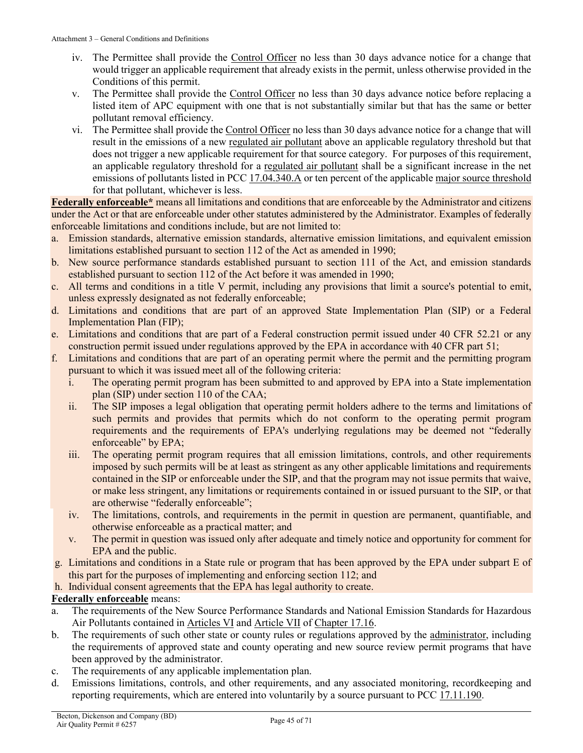iv. The Permittee shall provide the Control Officer no less than 30 days advance notice for a change that would trigger an applicable requirement that already exists in the permit, unless otherwise provided in the Conditions of this permit.
   v. The Permittee shall provide the Control Officer no less than 30 days advance notice before replacing a listed item of APC equipment with one that is not substantially similar but that has the same or better pollutant removal efficiency.
   vi. The Permittee shall provide the Control Officer no less than 30 days advance notice for a change that will result in the emissions of a new regulated air pollutant above an applicable regulatory threshold but that does not trigger a new applicable requirement for that source category. For purposes of this requirement, an applicable regulatory threshold for a regulated air pollutant shall be a significant increase in the net emissions of pollutants listed in PCC 17.04.340.A or ten percent of the applicable major source threshold for that pollutant, whichever is less.

**Federally enforceable*** means all limitations and conditions that are enforceable by the Administrator and citizens under the Act or that are enforceable under other statutes administered by the Administrator. Examples of federally enforceable limitations and conditions include, but are not limited to:

a. Emission standards, alternative emission standards, alternative emission limitations, and equivalent emission limitations established pursuant to section 112 of the Act as amended in 1990;
b. New source performance standards established pursuant to section 111 of the Act, and emission standards established pursuant to section 112 of the Act before it was amended in 1990;
c. All terms and conditions in a title V permit, including any provisions that limit a source's potential to emit, unless expressly designated as not federally enforceable;
d. Limitations and conditions that are part of an approved State Implementation Plan (SIP) or a Federal Implementation Plan (FIP);
e. Limitations and conditions that are part of a Federal construction permit issued under 40 CFR 52.21 or any construction permit issued under regulations approved by the EPA in accordance with 40 CFR part 51;
f. Limitations and conditions that are part of an operating permit where the permit and the permitting program pursuant to which it was issued meet all of the following criteria:
   i. The operating permit program has been submitted to and approved by EPA into a State implementation plan (SIP) under section 110 of the CAA;
   ii. The SIP imposes a legal obligation that operating permit holders adhere to the terms and limitations of such permits and provides that permits which do not conform to the operating permit program requirements and the requirements of EPA's underlying regulations may be deemed not "federally enforceable" by EPA;
   iii. The operating permit program requires that all emission limitations, controls, and other requirements imposed by such permits will be at least as stringent as any other applicable limitations and requirements contained in the SIP or enforceable under the SIP, and that the program may not issue permits that waive, or make less stringent, any limitations or requirements contained in or issued pursuant to the SIP, or that are otherwise "federally enforceable";
   iv. The limitations, controls, and requirements in the permit in question are permanent, quantifiable, and otherwise enforceable as a practical matter; and
   v. The permit in question was issued only after adequate and timely notice and opportunity for comment for EPA and the public.
g. Limitations and conditions in a State rule or program that has been approved by the EPA under subpart E of this part for the purposes of implementing and enforcing section 112; and
h. Individual consent agreements that the EPA has legal authority to create.

**Federally enforceable** means:

a. The requirements of the New Source Performance Standards and National Emission Standards for Hazardous Air Pollutants contained in Articles VI and Article VII of Chapter 17.16.
b. The requirements of such other state or county rules or regulations approved by the administrator, including the requirements of approved state and county operating and new source review permit programs that have been approved by the administrator.
c. The requirements of any applicable implementation plan.
d. Emissions limitations, controls, and other requirements, and any associated monitoring, recordkeeping and reporting requirements, which are entered into voluntarily by a source pursuant to PCC 17.11.190.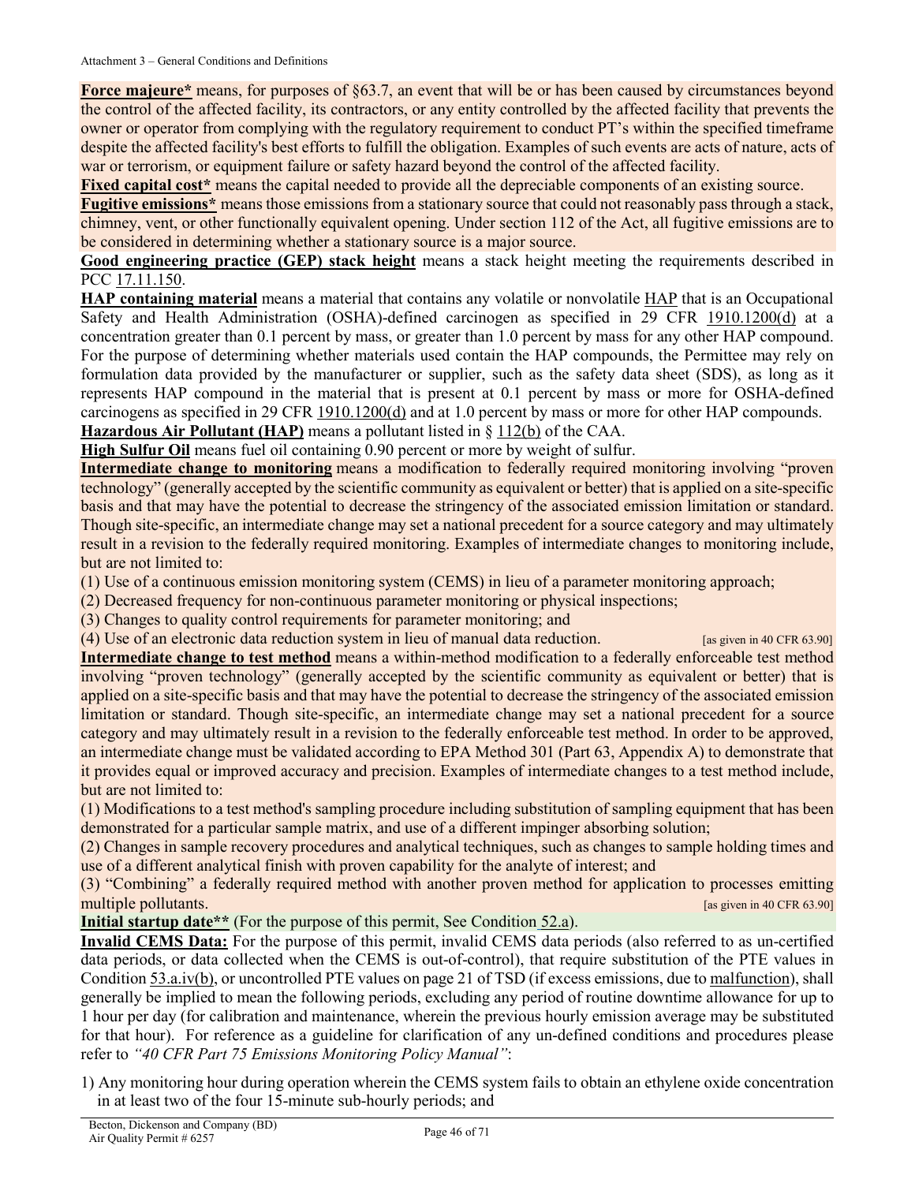**Force majeure*** means, for purposes of §63.7, an event that will be or has been caused by circumstances beyond the control of the affected facility, its contractors, or any entity controlled by the affected facility that prevents the owner or operator from complying with the regulatory requirement to conduct PT's within the specified timeframe despite the affected facility's best efforts to fulfill the obligation. Examples of such events are acts of nature, acts of war or terrorism, or equipment failure or safety hazard beyond the control of the affected facility.

**Fixed capital cost*** means the capital needed to provide all the depreciable components of an existing source.

**Fugitive emissions*** means those emissions from a stationary source that could not reasonably pass through a stack, chimney, vent, or other functionally equivalent opening. Under section 112 of the Act, all fugitive emissions are to be considered in determining whether a stationary source is a major source.

**Good engineering practice (GEP) stack height** means a stack height meeting the requirements described in PCC 17.11.150.

**HAP containing material** means a material that contains any volatile or nonvolatile HAP that is an Occupational Safety and Health Administration (OSHA)-defined carcinogen as specified in 29 CFR 1910.1200(d) at a concentration greater than 0.1 percent by mass, or greater than 1.0 percent by mass for any other HAP compound. For the purpose of determining whether materials used contain the HAP compounds, the Permittee may rely on formulation data provided by the manufacturer or supplier, such as the safety data sheet (SDS), as long as it represents HAP compound in the material that is present at 0.1 percent by mass or more for OSHA-defined carcinogens as specified in 29 CFR 1910.1200(d) and at 1.0 percent by mass or more for other HAP compounds.

**Hazardous Air Pollutant (HAP)** means a pollutant listed in § 112(b) of the CAA.

**High Sulfur Oil** means fuel oil containing 0.90 percent or more by weight of sulfur.

**Intermediate change to monitoring** means a modification to federally required monitoring involving "proven technology" (generally accepted by the scientific community as equivalent or better) that is applied on a site-specific basis and that may have the potential to decrease the stringency of the associated emission limitation or standard. Though site-specific, an intermediate change may set a national precedent for a source category and may ultimately result in a revision to the federally required monitoring. Examples of intermediate changes to monitoring include, but are not limited to:

(1) Use of a continuous emission monitoring system (CEMS) in lieu of a parameter monitoring approach;
(2) Decreased frequency for non-continuous parameter monitoring or physical inspections;
(3) Changes to quality control requirements for parameter monitoring; and
(4) Use of an electronic data reduction system in lieu of manual data reduction. [as given in 40 CFR 63.90]

**Intermediate change to test method** means a within-method modification to a federally enforceable test method involving "proven technology" (generally accepted by the scientific community as equivalent or better) that is applied on a site-specific basis and that may have the potential to decrease the stringency of the associated emission limitation or standard. Though site-specific, an intermediate change may set a national precedent for a source category and may ultimately result in a revision to the federally enforceable test method. In order to be approved, an intermediate change must be validated according to EPA Method 301 (Part 63, Appendix A) to demonstrate that it provides equal or improved accuracy and precision. Examples of intermediate changes to a test method include, but are not limited to:

(1) Modifications to a test method's sampling procedure including substitution of sampling equipment that has been demonstrated for a particular sample matrix, and use of a different impinger absorbing solution;
(2) Changes in sample recovery procedures and analytical techniques, such as changes to sample holding times and use of a different analytical finish with proven capability for the analyte of interest; and
(3) "Combining" a federally required method with another proven method for application to processes emitting multiple pollutants. [as given in 40 CFR 63.90]

**Initial startup date**** (For the purpose of this permit, See Condition 52.a).

**Invalid CEMS Data:** For the purpose of this permit, invalid CEMS data periods (also referred to as un-certified data periods, or data collected when the CEMS is out-of-control), that require substitution of the PTE values in Condition 53.a.iv(b), or uncontrolled PTE values on page 21 of TSD (if excess emissions, due to malfunction), shall generally be implied to mean the following periods, excluding any period of routine downtime allowance for up to 1 hour per day (for calibration and maintenance, wherein the previous hourly emission average may be substituted for that hour). For reference as a guideline for clarification of any un-defined conditions and procedures please refer to *"40 CFR Part 75 Emissions Monitoring Policy Manual"*:

1) Any monitoring hour during operation wherein the CEMS system fails to obtain an ethylene oxide concentration in at least two of the four 15-minute sub-hourly periods; and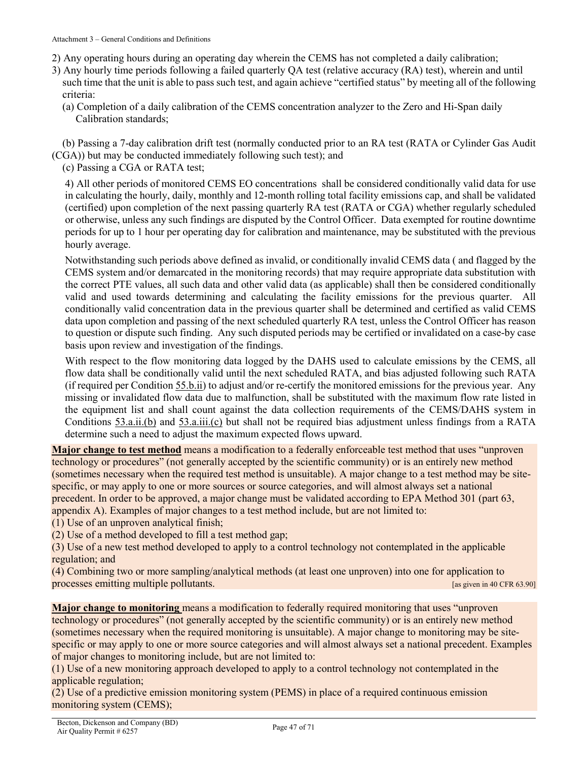2) Any operating hours during an operating day wherein the CEMS has not completed a daily calibration;
3) Any hourly time periods following a failed quarterly QA test (relative accuracy (RA) test), wherein and until such time that the unit is able to pass such test, and again achieve "certified status" by meeting all of the following criteria:
   (a) Completion of a daily calibration of the CEMS concentration analyzer to the Zero and Hi-Span daily Calibration standards;

   (b) Passing a 7-day calibration drift test (normally conducted prior to an RA test (RATA or Cylinder Gas Audit (CGA)) but may be conducted immediately following such test); and
   (c) Passing a CGA or RATA test;

4) All other periods of monitored CEMS EO concentrations shall be considered conditionally valid data for use in calculating the hourly, daily, monthly and 12-month rolling total facility emissions cap, and shall be validated (certified) upon completion of the next passing quarterly RA test (RATA or CGA) whether regularly scheduled or otherwise, unless any such findings are disputed by the Control Officer. Data exempted for routine downtime periods for up to 1 hour per operating day for calibration and maintenance, may be substituted with the previous hourly average.

Notwithstanding such periods above defined as invalid, or conditionally invalid CEMS data ( and flagged by the CEMS system and/or demarcated in the monitoring records) that may require appropriate data substitution with the correct PTE values, all such data and other valid data (as applicable) shall then be considered conditionally valid and used towards determining and calculating the facility emissions for the previous quarter. All conditionally valid concentration data in the previous quarter shall be determined and certified as valid CEMS data upon completion and passing of the next scheduled quarterly RA test, unless the Control Officer has reason to question or dispute such finding. Any such disputed periods may be certified or invalidated on a case-by case basis upon review and investigation of the findings.

With respect to the flow monitoring data logged by the DAHS used to calculate emissions by the CEMS, all flow data shall be conditionally valid until the next scheduled RATA, and bias adjusted following such RATA (if required per Condition 55.b.ii) to adjust and/or re-certify the monitored emissions for the previous year. Any missing or invalidated flow data due to malfunction, shall be substituted with the maximum flow rate listed in the equipment list and shall count against the data collection requirements of the CEMS/DAHS system in Conditions 53.a.ii.(b) and 53.a.iii.(c) but shall not be required bias adjustment unless findings from a RATA determine such a need to adjust the maximum expected flows upward.

**Major change to test method** means a modification to a federally enforceable test method that uses "unproven technology or procedures" (not generally accepted by the scientific community) or is an entirely new method (sometimes necessary when the required test method is unsuitable). A major change to a test method may be site-specific, or may apply to one or more sources or source categories, and will almost always set a national precedent. In order to be approved, a major change must be validated according to EPA Method 301 (part 63, appendix A). Examples of major changes to a test method include, but are not limited to:
(1) Use of an unproven analytical finish;
(2) Use of a method developed to fill a test method gap;
(3) Use of a new test method developed to apply to a control technology not contemplated in the applicable regulation; and
(4) Combining two or more sampling/analytical methods (at least one unproven) into one for application to processes emitting multiple pollutants. [as given in 40 CFR 63.90]

**Major change to monitoring** means a modification to federally required monitoring that uses "unproven technology or procedures" (not generally accepted by the scientific community) or is an entirely new method (sometimes necessary when the required monitoring is unsuitable). A major change to monitoring may be site-specific or may apply to one or more source categories and will almost always set a national precedent. Examples of major changes to monitoring include, but are not limited to:
(1) Use of a new monitoring approach developed to apply to a control technology not contemplated in the applicable regulation;
(2) Use of a predictive emission monitoring system (PEMS) in place of a required continuous emission monitoring system (CEMS);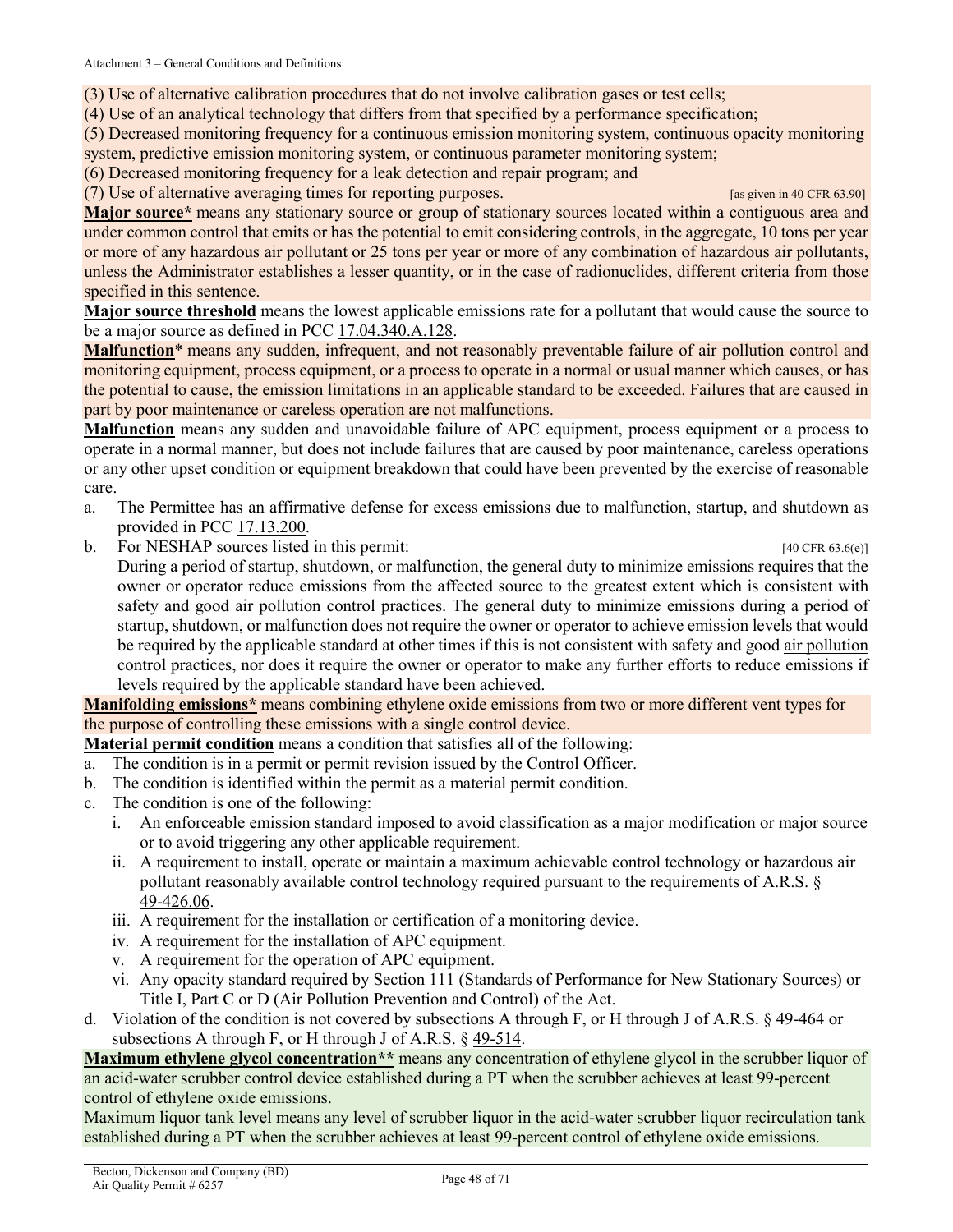(3) Use of alternative calibration procedures that do not involve calibration gases or test cells;
(4) Use of an analytical technology that differs from that specified by a performance specification;
(5) Decreased monitoring frequency for a continuous emission monitoring system, continuous opacity monitoring system, predictive emission monitoring system, or continuous parameter monitoring system;
(6) Decreased monitoring frequency for a leak detection and repair program; and
(7) Use of alternative averaging times for reporting purposes. [as given in 40 CFR 63.90]

**Major source*** means any stationary source or group of stationary sources located within a contiguous area and under common control that emits or has the potential to emit considering controls, in the aggregate, 10 tons per year or more of any hazardous air pollutant or 25 tons per year or more of any combination of hazardous air pollutants, unless the Administrator establishes a lesser quantity, or in the case of radionuclides, different criteria from those specified in this sentence.

**Major source threshold** means the lowest applicable emissions rate for a pollutant that would cause the source to be a major source as defined in PCC 17.04.340.A.128.

**Malfunction*** means any sudden, infrequent, and not reasonably preventable failure of air pollution control and monitoring equipment, process equipment, or a process to operate in a normal or usual manner which causes, or has the potential to cause, the emission limitations in an applicable standard to be exceeded. Failures that are caused in part by poor maintenance or careless operation are not malfunctions.

**Malfunction** means any sudden and unavoidable failure of APC equipment, process equipment or a process to operate in a normal manner, but does not include failures that are caused by poor maintenance, careless operations or any other upset condition or equipment breakdown that could have been prevented by the exercise of reasonable care.

a. The Permittee has an affirmative defense for excess emissions due to malfunction, startup, and shutdown as provided in PCC 17.13.200.
b. For NESHAP sources listed in this permit: [40 CFR 63.6(e)]
During a period of startup, shutdown, or malfunction, the general duty to minimize emissions requires that the owner or operator reduce emissions from the affected source to the greatest extent which is consistent with safety and good air pollution control practices. The general duty to minimize emissions during a period of startup, shutdown, or malfunction does not require the owner or operator to achieve emission levels that would be required by the applicable standard at other times if this is not consistent with safety and good air pollution control practices, nor does it require the owner or operator to make any further efforts to reduce emissions if levels required by the applicable standard have been achieved.

**Manifolding emissions*** means combining ethylene oxide emissions from two or more different vent types for the purpose of controlling these emissions with a single control device.

**Material permit condition** means a condition that satisfies all of the following:

a. The condition is in a permit or permit revision issued by the Control Officer.
b. The condition is identified within the permit as a material permit condition.
c. The condition is one of the following:
   i. An enforceable emission standard imposed to avoid classification as a major modification or major source or to avoid triggering any other applicable requirement.
   ii. A requirement to install, operate or maintain a maximum achievable control technology or hazardous air pollutant reasonably available control technology required pursuant to the requirements of A.R.S. § 49-426.06.
   iii. A requirement for the installation or certification of a monitoring device.
   iv. A requirement for the installation of APC equipment.
   v. A requirement for the operation of APC equipment.
   vi. Any opacity standard required by Section 111 (Standards of Performance for New Stationary Sources) or Title I, Part C or D (Air Pollution Prevention and Control) of the Act.
d. Violation of the condition is not covered by subsections A through F, or H through J of A.R.S. § 49-464 or subsections A through F, or H through J of A.R.S. § 49-514.

**Maximum ethylene glycol concentration**** means any concentration of ethylene glycol in the scrubber liquor of an acid-water scrubber control device established during a PT when the scrubber achieves at least 99-percent control of ethylene oxide emissions.

Maximum liquor tank level means any level of scrubber liquor in the acid-water scrubber liquor recirculation tank established during a PT when the scrubber achieves at least 99-percent control of ethylene oxide emissions.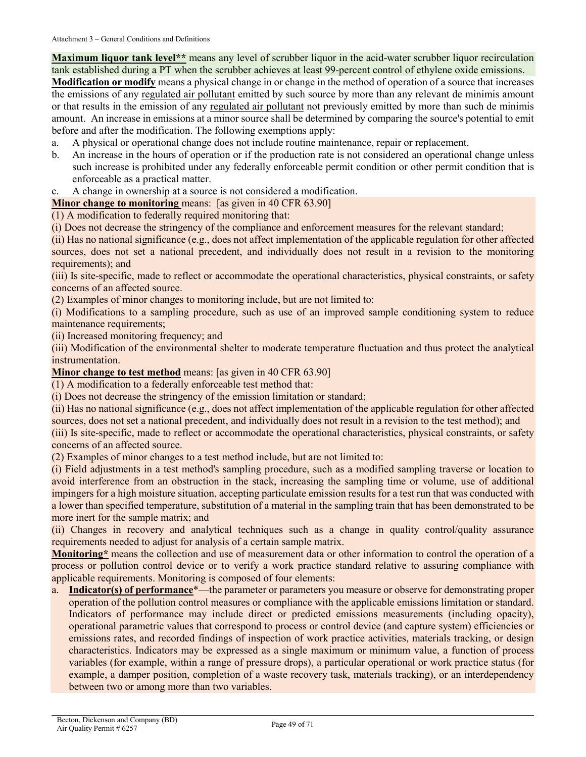**Maximum liquor tank level**** means any level of scrubber liquor in the acid-water scrubber liquor recirculation tank established during a PT when the scrubber achieves at least 99-percent control of ethylene oxide emissions.

**Modification or modify** means a physical change in or change in the method of operation of a source that increases the emissions of any regulated air pollutant emitted by such source by more than any relevant de minimis amount or that results in the emission of any regulated air pollutant not previously emitted by more than such de minimis amount. An increase in emissions at a minor source shall be determined by comparing the source's potential to emit before and after the modification. The following exemptions apply:

a. A physical or operational change does not include routine maintenance, repair or replacement.
b. An increase in the hours of operation or if the production rate is not considered an operational change unless such increase is prohibited under any federally enforceable permit condition or other permit condition that is enforceable as a practical matter.
c. A change in ownership at a source is not considered a modification.

**Minor change to monitoring** means: [as given in 40 CFR 63.90]

(1) A modification to federally required monitoring that:

(i) Does not decrease the stringency of the compliance and enforcement measures for the relevant standard;

(ii) Has no national significance (e.g., does not affect implementation of the applicable regulation for other affected sources, does not set a national precedent, and individually does not result in a revision to the monitoring requirements); and

(iii) Is site-specific, made to reflect or accommodate the operational characteristics, physical constraints, or safety concerns of an affected source.

(2) Examples of minor changes to monitoring include, but are not limited to:

(i) Modifications to a sampling procedure, such as use of an improved sample conditioning system to reduce maintenance requirements;

(ii) Increased monitoring frequency; and

(iii) Modification of the environmental shelter to moderate temperature fluctuation and thus protect the analytical instrumentation.

**Minor change to test method** means: [as given in 40 CFR 63.90]

(1) A modification to a federally enforceable test method that:

(i) Does not decrease the stringency of the emission limitation or standard;

(ii) Has no national significance (e.g., does not affect implementation of the applicable regulation for other affected sources, does not set a national precedent, and individually does not result in a revision to the test method); and

(iii) Is site-specific, made to reflect or accommodate the operational characteristics, physical constraints, or safety concerns of an affected source.

(2) Examples of minor changes to a test method include, but are not limited to:

(i) Field adjustments in a test method's sampling procedure, such as a modified sampling traverse or location to avoid interference from an obstruction in the stack, increasing the sampling time or volume, use of additional impingers for a high moisture situation, accepting particulate emission results for a test run that was conducted with a lower than specified temperature, substitution of a material in the sampling train that has been demonstrated to be more inert for the sample matrix; and

(ii) Changes in recovery and analytical techniques such as a change in quality control/quality assurance requirements needed to adjust for analysis of a certain sample matrix.

**Monitoring*** means the collection and use of measurement data or other information to control the operation of a process or pollution control device or to verify a work practice standard relative to assuring compliance with applicable requirements. Monitoring is composed of four elements:

a. **Indicator(s) of performance***—the parameter or parameters you measure or observe for demonstrating proper operation of the pollution control measures or compliance with the applicable emissions limitation or standard. Indicators of performance may include direct or predicted emissions measurements (including opacity), operational parametric values that correspond to process or control device (and capture system) efficiencies or emissions rates, and recorded findings of inspection of work practice activities, materials tracking, or design characteristics. Indicators may be expressed as a single maximum or minimum value, a function of process variables (for example, within a range of pressure drops), a particular operational or work practice status (for example, a damper position, completion of a waste recovery task, materials tracking), or an interdependency between two or among more than two variables.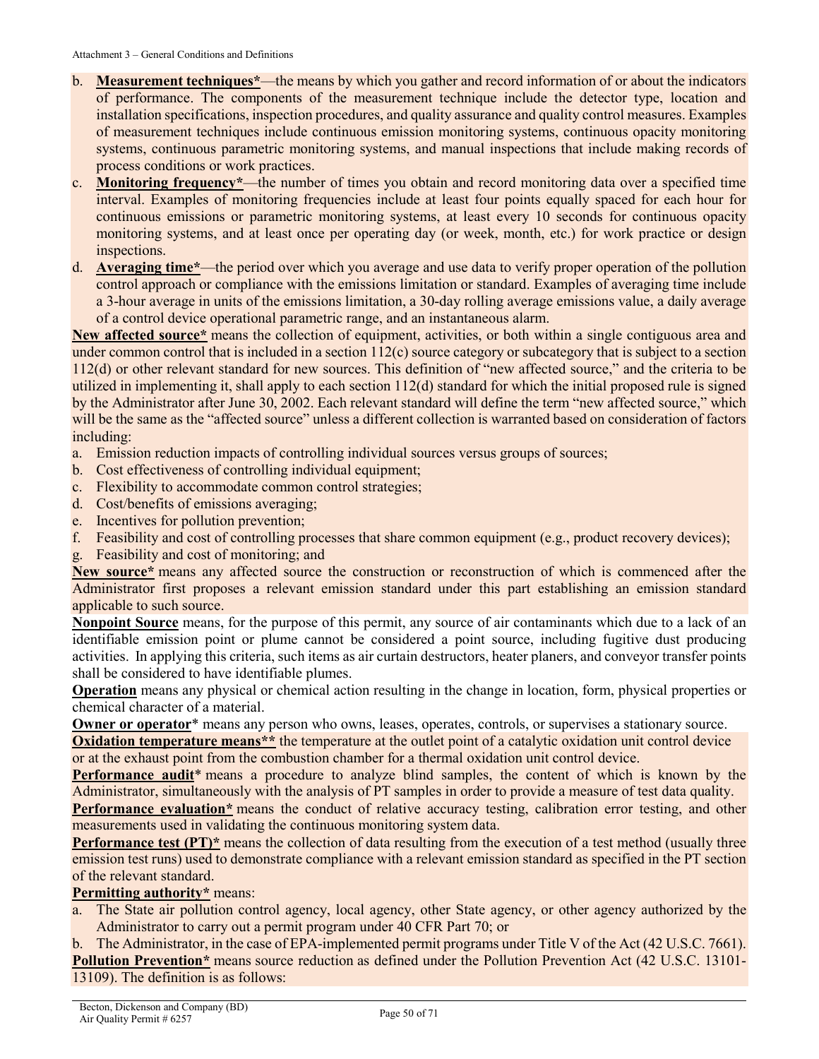b. **Measurement techniques***—the means by which you gather and record information of or about the indicators of performance. The components of the measurement technique include the detector type, location and installation specifications, inspection procedures, and quality assurance and quality control measures. Examples of measurement techniques include continuous emission monitoring systems, continuous opacity monitoring systems, continuous parametric monitoring systems, and manual inspections that include making records of process conditions or work practices.
c. **Monitoring frequency***—the number of times you obtain and record monitoring data over a specified time interval. Examples of monitoring frequencies include at least four points equally spaced for each hour for continuous emissions or parametric monitoring systems, at least every 10 seconds for continuous opacity monitoring systems, and at least once per operating day (or week, month, etc.) for work practice or design inspections.
d. **Averaging time***—the period over which you average and use data to verify proper operation of the pollution control approach or compliance with the emissions limitation or standard. Examples of averaging time include a 3-hour average in units of the emissions limitation, a 30-day rolling average emissions value, a daily average of a control device operational parametric range, and an instantaneous alarm.

**New affected source*** means the collection of equipment, activities, or both within a single contiguous area and under common control that is included in a section 112(c) source category or subcategory that is subject to a section 112(d) or other relevant standard for new sources. This definition of "new affected source," and the criteria to be utilized in implementing it, shall apply to each section 112(d) standard for which the initial proposed rule is signed by the Administrator after June 30, 2002. Each relevant standard will define the term "new affected source," which will be the same as the "affected source" unless a different collection is warranted based on consideration of factors including:

a. Emission reduction impacts of controlling individual sources versus groups of sources;
b. Cost effectiveness of controlling individual equipment;
c. Flexibility to accommodate common control strategies;
d. Cost/benefits of emissions averaging;
e. Incentives for pollution prevention;
f. Feasibility and cost of controlling processes that share common equipment (e.g., product recovery devices);
g. Feasibility and cost of monitoring; and

**New source*** means any affected source the construction or reconstruction of which is commenced after the Administrator first proposes a relevant emission standard under this part establishing an emission standard applicable to such source.

**Nonpoint Source** means, for the purpose of this permit, any source of air contaminants which due to a lack of an identifiable emission point or plume cannot be considered a point source, including fugitive dust producing activities. In applying this criteria, such items as air curtain destructors, heater planers, and conveyor transfer points shall be considered to have identifiable plumes.

**Operation** means any physical or chemical action resulting in the change in location, form, physical properties or chemical character of a material.

**Owner or operator*** means any person who owns, leases, operates, controls, or supervises a stationary source.

**Oxidation temperature means**** the temperature at the outlet point of a catalytic oxidation unit control device or at the exhaust point from the combustion chamber for a thermal oxidation unit control device.

**Performance audit*** means a procedure to analyze blind samples, the content of which is known by the Administrator, simultaneously with the analysis of PT samples in order to provide a measure of test data quality.

**Performance evaluation*** means the conduct of relative accuracy testing, calibration error testing, and other measurements used in validating the continuous monitoring system data.

**Performance test (PT)*** means the collection of data resulting from the execution of a test method (usually three emission test runs) used to demonstrate compliance with a relevant emission standard as specified in the PT section of the relevant standard.

**Permitting authority*** means:

a. The State air pollution control agency, local agency, other State agency, or other agency authorized by the Administrator to carry out a permit program under 40 CFR Part 70; or
b. The Administrator, in the case of EPA-implemented permit programs under Title V of the Act (42 U.S.C. 7661).

**Pollution Prevention*** means source reduction as defined under the Pollution Prevention Act (42 U.S.C. 13101-13109). The definition is as follows: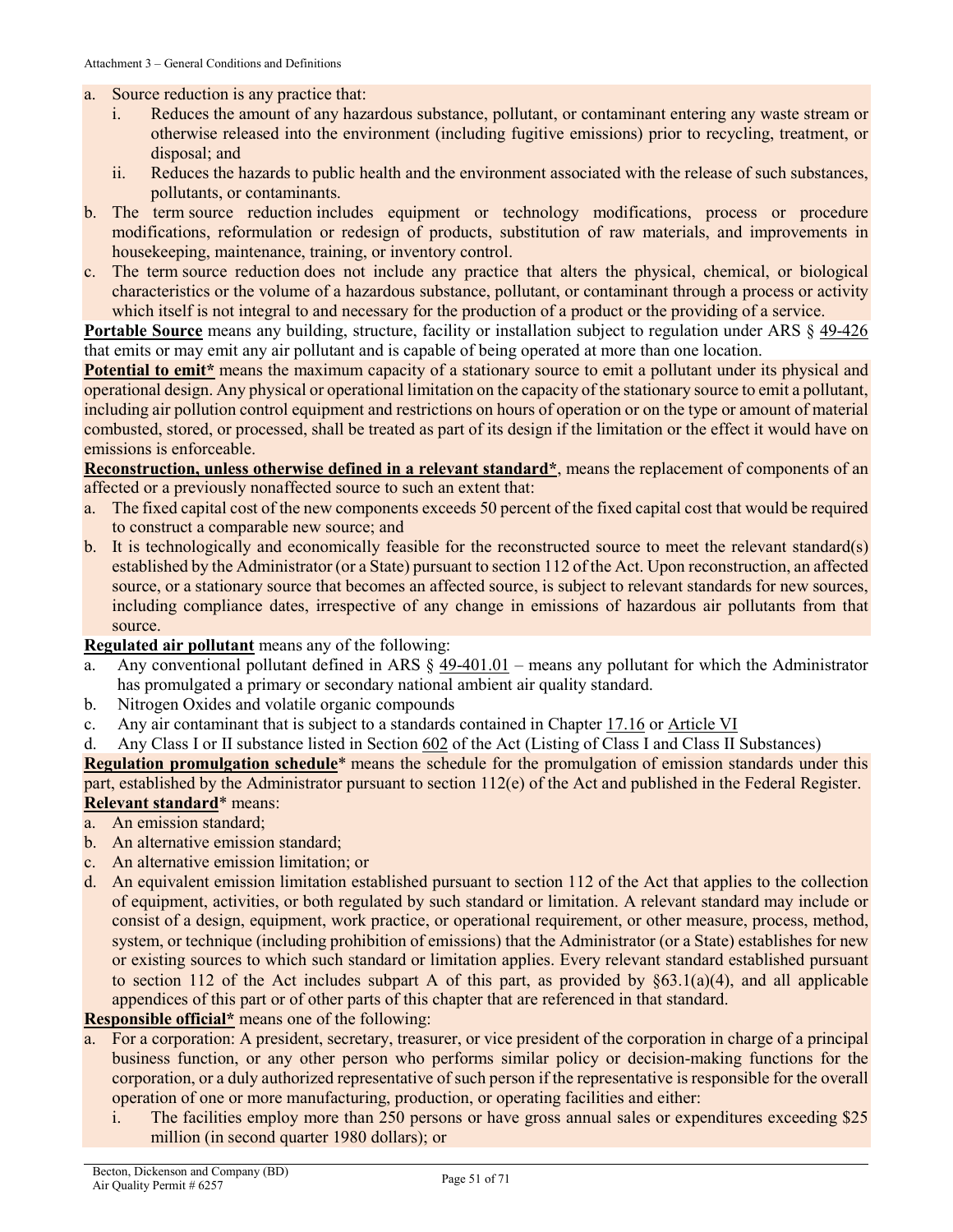a. Source reduction is any practice that:
   i. Reduces the amount of any hazardous substance, pollutant, or contaminant entering any waste stream or otherwise released into the environment (including fugitive emissions) prior to recycling, treatment, or disposal; and
   ii. Reduces the hazards to public health and the environment associated with the release of such substances, pollutants, or contaminants.
b. The term source reduction includes equipment or technology modifications, process or procedure modifications, reformulation or redesign of products, substitution of raw materials, and improvements in housekeeping, maintenance, training, or inventory control.
c. The term source reduction does not include any practice that alters the physical, chemical, or biological characteristics or the volume of a hazardous substance, pollutant, or contaminant through a process or activity which itself is not integral to and necessary for the production of a product or the providing of a service.

**Portable Source** means any building, structure, facility or installation subject to regulation under ARS § 49-426 that emits or may emit any air pollutant and is capable of being operated at more than one location.

**Potential to emit*** means the maximum capacity of a stationary source to emit a pollutant under its physical and operational design. Any physical or operational limitation on the capacity of the stationary source to emit a pollutant, including air pollution control equipment and restrictions on hours of operation or on the type or amount of material combusted, stored, or processed, shall be treated as part of its design if the limitation or the effect it would have on emissions is enforceable.

**Reconstruction, unless otherwise defined in a relevant standard***, means the replacement of components of an affected or a previously nonaffected source to such an extent that:

a. The fixed capital cost of the new components exceeds 50 percent of the fixed capital cost that would be required to construct a comparable new source; and
b. It is technologically and economically feasible for the reconstructed source to meet the relevant standard(s) established by the Administrator (or a State) pursuant to section 112 of the Act. Upon reconstruction, an affected source, or a stationary source that becomes an affected source, is subject to relevant standards for new sources, including compliance dates, irrespective of any change in emissions of hazardous air pollutants from that source.

**Regulated air pollutant** means any of the following:

a. Any conventional pollutant defined in ARS § 49-401.01 – means any pollutant for which the Administrator has promulgated a primary or secondary national ambient air quality standard.
b. Nitrogen Oxides and volatile organic compounds
c. Any air contaminant that is subject to a standards contained in Chapter 17.16 or Article VI
d. Any Class I or II substance listed in Section 602 of the Act (Listing of Class I and Class II Substances)

**Regulation promulgation schedule*** means the schedule for the promulgation of emission standards under this part, established by the Administrator pursuant to section 112(e) of the Act and published in the Federal Register.

**Relevant standard*** means:

a. An emission standard;
b. An alternative emission standard;
c. An alternative emission limitation; or
d. An equivalent emission limitation established pursuant to section 112 of the Act that applies to the collection of equipment, activities, or both regulated by such standard or limitation. A relevant standard may include or consist of a design, equipment, work practice, or operational requirement, or other measure, process, method, system, or technique (including prohibition of emissions) that the Administrator (or a State) establishes for new or existing sources to which such standard or limitation applies. Every relevant standard established pursuant to section 112 of the Act includes subpart A of this part, as provided by §63.1(a)(4), and all applicable appendices of this part or of other parts of this chapter that are referenced in that standard.

**Responsible official*** means one of the following:

a. For a corporation: A president, secretary, treasurer, or vice president of the corporation in charge of a principal business function, or any other person who performs similar policy or decision-making functions for the corporation, or a duly authorized representative of such person if the representative is responsible for the overall operation of one or more manufacturing, production, or operating facilities and either:
   i. The facilities employ more than 250 persons or have gross annual sales or expenditures exceeding $25 million (in second quarter 1980 dollars); or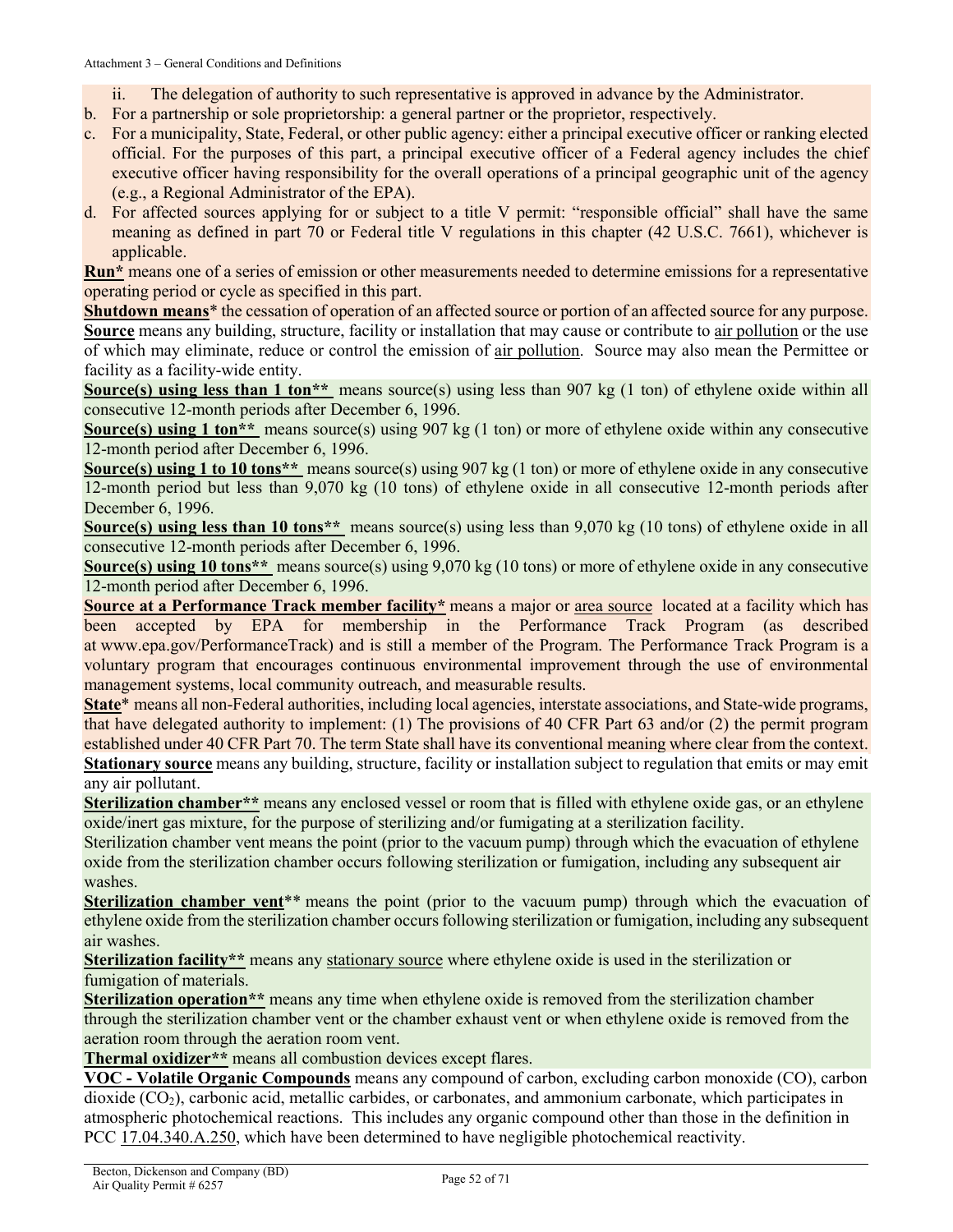ii. The delegation of authority to such representative is approved in advance by the Administrator.

b. For a partnership or sole proprietorship: a general partner or the proprietor, respectively.

c. For a municipality, State, Federal, or other public agency: either a principal executive officer or ranking elected official. For the purposes of this part, a principal executive officer of a Federal agency includes the chief executive officer having responsibility for the overall operations of a principal geographic unit of the agency (e.g., a Regional Administrator of the EPA).

d. For affected sources applying for or subject to a title V permit: "responsible official" shall have the same meaning as defined in part 70 or Federal title V regulations in this chapter (42 U.S.C. 7661), whichever is applicable.

**Run*** means one of a series of emission or other measurements needed to determine emissions for a representative operating period or cycle as specified in this part.

**Shutdown means*** the cessation of operation of an affected source or portion of an affected source for any purpose.

**Source** means any building, structure, facility or installation that may cause or contribute to air pollution or the use of which may eliminate, reduce or control the emission of air pollution. Source may also mean the Permittee or facility as a facility-wide entity.

**Source(s) using less than 1 ton**** means source(s) using less than 907 kg (1 ton) of ethylene oxide within all consecutive 12-month periods after December 6, 1996.

**Source(s) using 1 ton**** means source(s) using 907 kg (1 ton) or more of ethylene oxide within any consecutive 12-month period after December 6, 1996.

**Source(s) using 1 to 10 tons**** means source(s) using 907 kg (1 ton) or more of ethylene oxide in any consecutive 12-month period but less than 9,070 kg (10 tons) of ethylene oxide in all consecutive 12-month periods after December 6, 1996.

**Source(s) using less than 10 tons**** means source(s) using less than 9,070 kg (10 tons) of ethylene oxide in all consecutive 12-month periods after December 6, 1996.

**Source(s) using 10 tons**** means source(s) using 9,070 kg (10 tons) or more of ethylene oxide in any consecutive 12-month period after December 6, 1996.

**Source at a Performance Track member facility*** means a major or area source located at a facility which has been accepted by EPA for membership in the Performance Track Program (as described at www.epa.gov/PerformanceTrack) and is still a member of the Program. The Performance Track Program is a voluntary program that encourages continuous environmental improvement through the use of environmental management systems, local community outreach, and measurable results.

**State*** means all non-Federal authorities, including local agencies, interstate associations, and State-wide programs, that have delegated authority to implement: (1) The provisions of 40 CFR Part 63 and/or (2) the permit program established under 40 CFR Part 70. The term State shall have its conventional meaning where clear from the context.

**Stationary source** means any building, structure, facility or installation subject to regulation that emits or may emit any air pollutant.

**Sterilization chamber**** means any enclosed vessel or room that is filled with ethylene oxide gas, or an ethylene oxide/inert gas mixture, for the purpose of sterilizing and/or fumigating at a sterilization facility.

Sterilization chamber vent means the point (prior to the vacuum pump) through which the evacuation of ethylene oxide from the sterilization chamber occurs following sterilization or fumigation, including any subsequent air washes.

**Sterilization chamber vent**** means the point (prior to the vacuum pump) through which the evacuation of ethylene oxide from the sterilization chamber occurs following sterilization or fumigation, including any subsequent air washes.

**Sterilization facility**** means any stationary source where ethylene oxide is used in the sterilization or fumigation of materials.

**Sterilization operation**** means any time when ethylene oxide is removed from the sterilization chamber through the sterilization chamber vent or the chamber exhaust vent or when ethylene oxide is removed from the aeration room through the aeration room vent.

**Thermal oxidizer**** means all combustion devices except flares.

**VOC - Volatile Organic Compounds** means any compound of carbon, excluding carbon monoxide (CO), carbon dioxide ($CO_2$), carbonic acid, metallic carbides, or carbonates, and ammonium carbonate, which participates in atmospheric photochemical reactions. This includes any organic compound other than those in the definition in PCC 17.04.340.A.250, which have been determined to have negligible photochemical reactivity.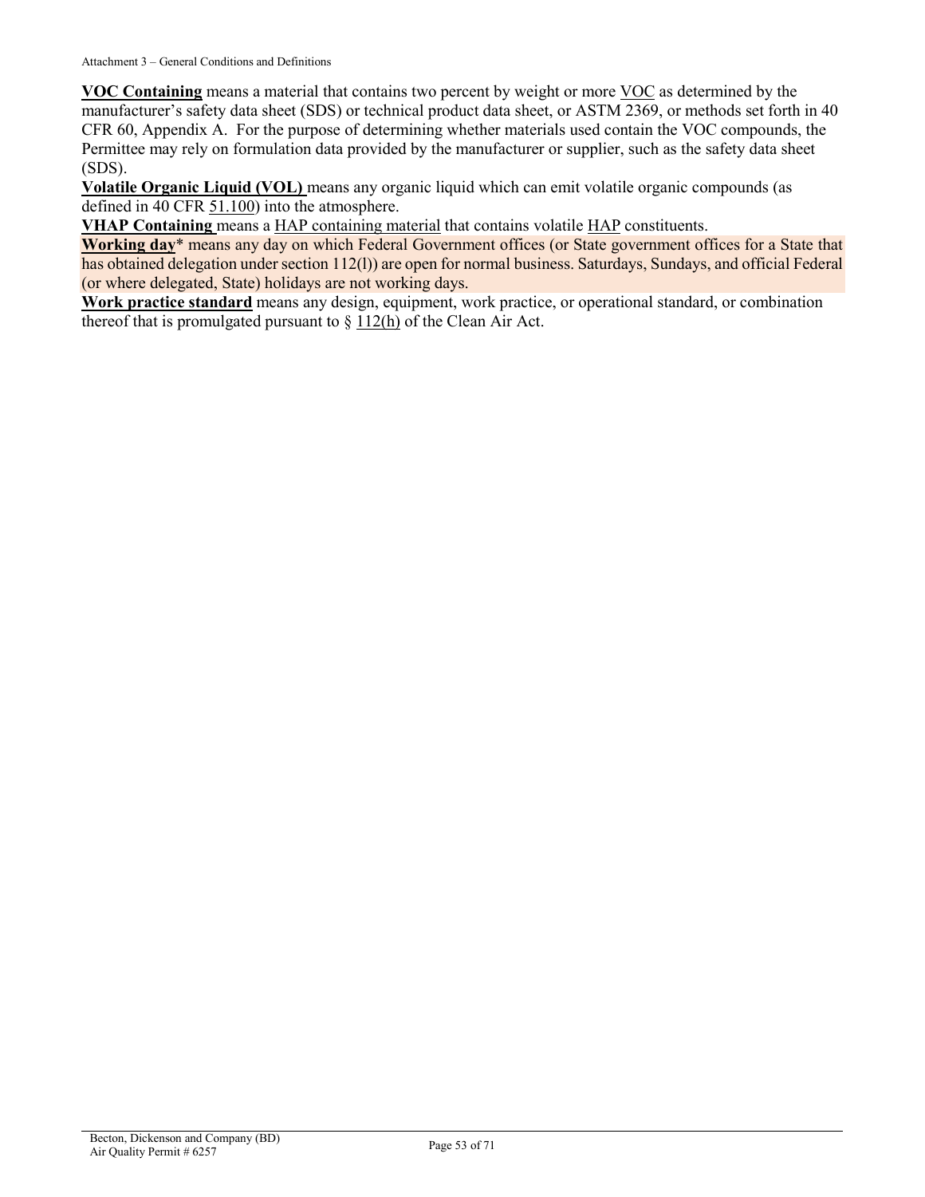**VOC Containing** means a material that contains two percent by weight or more VOC as determined by the manufacturer's safety data sheet (SDS) or technical product data sheet, or ASTM 2369, or methods set forth in 40 CFR 60, Appendix A. For the purpose of determining whether materials used contain the VOC compounds, the Permittee may rely on formulation data provided by the manufacturer or supplier, such as the safety data sheet (SDS).

**Volatile Organic Liquid (VOL)** means any organic liquid which can emit volatile organic compounds (as defined in 40 CFR 51.100) into the atmosphere.

**VHAP Containing** means a HAP containing material that contains volatile HAP constituents.

**Working day*** means any day on which Federal Government offices (or State government offices for a State that has obtained delegation under section 112(l)) are open for normal business. Saturdays, Sundays, and official Federal (or where delegated, State) holidays are not working days.

**Work practice standard** means any design, equipment, work practice, or operational standard, or combination thereof that is promulgated pursuant to § 112(h) of the Clean Air Act.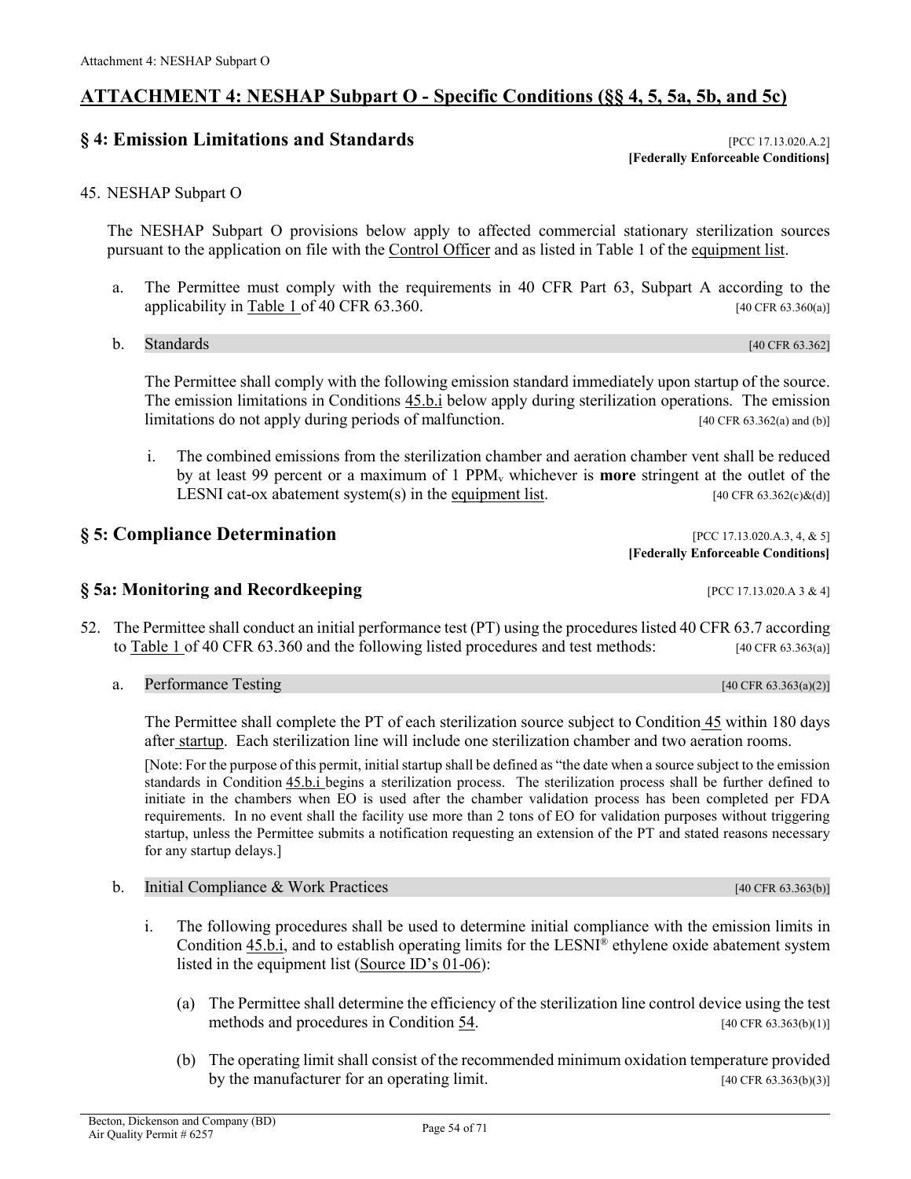## ATTACHMENT 4: NESHAP Subpart O - Specific Conditions (§§ 4, 5, 5a, 5b, and 5c)

### § 4: Emission Limitations and Standards

[PCC 17.13.020.A.2]
**[Federally Enforceable Conditions]**

45. NESHAP Subpart O

The NESHAP Subpart O provisions below apply to affected commercial stationary sterilization sources pursuant to the application on file with the Control Officer and as listed in Table 1 of the equipment list.

a. The Permittee must comply with the requirements in 40 CFR Part 63, Subpart A according to the applicability in Table 1 of 40 CFR 63.360. [40 CFR 63.360(a)]

b. Standards [40 CFR 63.362]

The Permittee shall comply with the following emission standard immediately upon startup of the source. The emission limitations in Conditions 45.b.i below apply during sterilization operations. The emission limitations do not apply during periods of malfunction. [40 CFR 63.362(a) and (b)]

i. The combined emissions from the sterilization chamber and aeration chamber vent shall be reduced by at least 99 percent or a maximum of 1 $PPM_v$ whichever is **more** stringent at the outlet of the LESNI cat-ox abatement system(s) in the equipment list. [40 CFR 63.362(c)&(d)]

### § 5: Compliance Determination

[PCC 17.13.020.A.3, 4, & 5]
**[Federally Enforceable Conditions]**

### § 5a: Monitoring and Recordkeeping

[PCC 17.13.020.A 3 & 4]

52. The Permittee shall conduct an initial performance test (PT) using the procedures listed 40 CFR 63.7 according to Table 1 of 40 CFR 63.360 and the following listed procedures and test methods: [40 CFR 63.363(a)]

a. Performance Testing [40 CFR 63.363(a)(2)]

The Permittee shall complete the PT of each sterilization source subject to Condition 45 within 180 days after startup. Each sterilization line will include one sterilization chamber and two aeration rooms.

[Note: For the purpose of this permit, initial startup shall be defined as "the date when a source subject to the emission standards in Condition 45.b.i begins a sterilization process. The sterilization process shall be further defined to initiate in the chambers when EO is used after the chamber validation process has been completed per FDA requirements. In no event shall the facility use more than 2 tons of EO for validation purposes without triggering startup, unless the Permittee submits a notification requesting an extension of the PT and stated reasons necessary for any startup delays.]

b. Initial Compliance & Work Practices [40 CFR 63.363(b)]

i. The following procedures shall be used to determine initial compliance with the emission limits in Condition 45.b.i, and to establish operating limits for the LESNI® ethylene oxide abatement system listed in the equipment list (Source ID's 01-06):

(a) The Permittee shall determine the efficiency of the sterilization line control device using the test methods and procedures in Condition 54. [40 CFR 63.363(b)(1)]

(b) The operating limit shall consist of the recommended minimum oxidation temperature provided by the manufacturer for an operating limit. [40 CFR 63.363(b)(3)]

Becton, Dickenson and Company (BD)
Air Quality Permit # 6257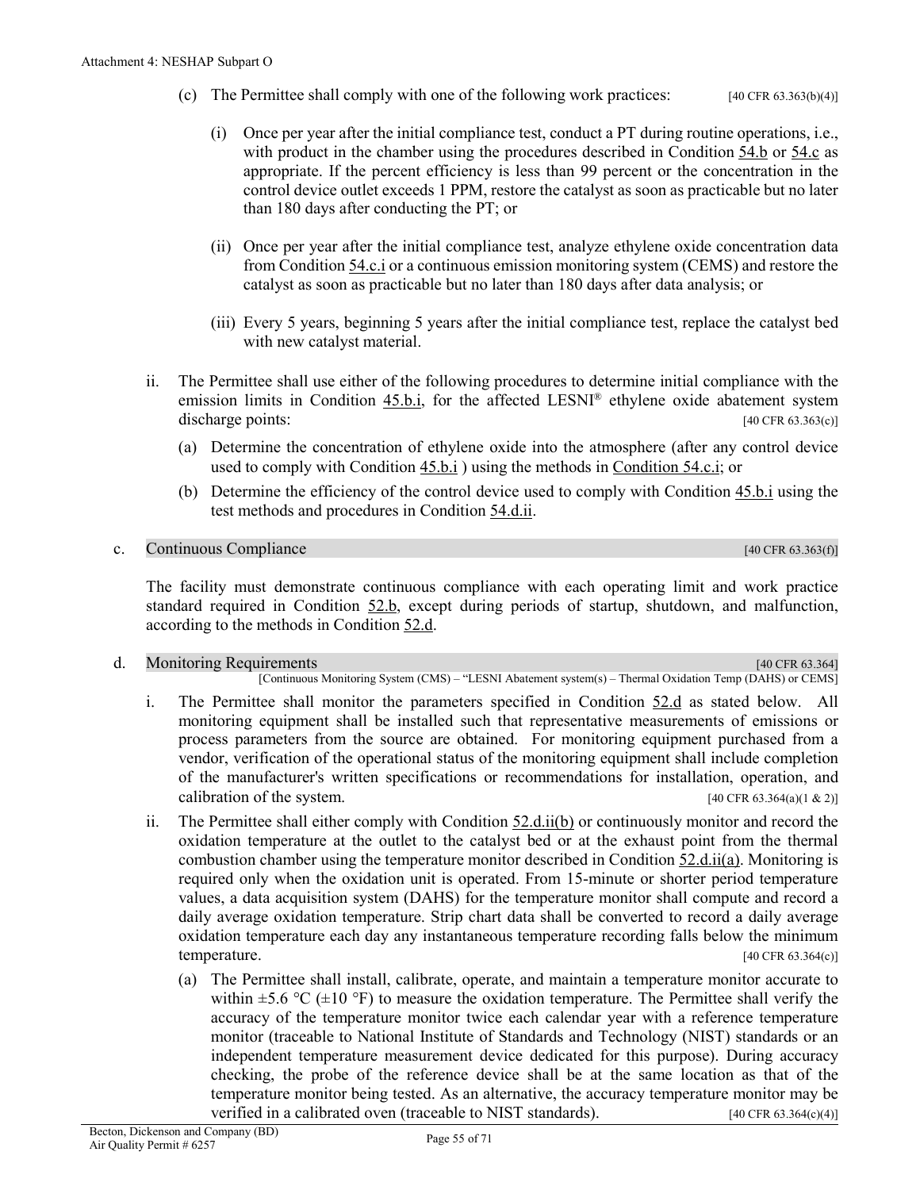(c) The Permittee shall comply with one of the following work practices: [40 CFR 63.363(b)(4)]

(i) Once per year after the initial compliance test, conduct a PT during routine operations, i.e., with product in the chamber using the procedures described in Condition 54.b or 54.c as appropriate. If the percent efficiency is less than 99 percent or the concentration in the control device outlet exceeds 1 PPM, restore the catalyst as soon as practicable but no later than 180 days after conducting the PT; or

(ii) Once per year after the initial compliance test, analyze ethylene oxide concentration data from Condition 54.c.i or a continuous emission monitoring system (CEMS) and restore the catalyst as soon as practicable but no later than 180 days after data analysis; or

(iii) Every 5 years, beginning 5 years after the initial compliance test, replace the catalyst bed with new catalyst material.

ii. The Permittee shall use either of the following procedures to determine initial compliance with the emission limits in Condition 45.b.i, for the affected LESNI® ethylene oxide abatement system discharge points: [40 CFR 63.363(c)]

(a) Determine the concentration of ethylene oxide into the atmosphere (after any control device used to comply with Condition 45.b.i ) using the methods in Condition 54.c.i; or

(b) Determine the efficiency of the control device used to comply with Condition 45.b.i using the test methods and procedures in Condition 54.d.ii.

c. Continuous Compliance [40 CFR 63.363(f)]

The facility must demonstrate continuous compliance with each operating limit and work practice standard required in Condition 52.b, except during periods of startup, shutdown, and malfunction, according to the methods in Condition 52.d.

d. Monitoring Requirements [40 CFR 63.364]
[Continuous Monitoring System (CMS) – "LESNI Abatement system(s) – Thermal Oxidation Temp (DAHS) or CEMS]

i. The Permittee shall monitor the parameters specified in Condition 52.d as stated below. All monitoring equipment shall be installed such that representative measurements of emissions or process parameters from the source are obtained. For monitoring equipment purchased from a vendor, verification of the operational status of the monitoring equipment shall include completion of the manufacturer's written specifications or recommendations for installation, operation, and calibration of the system. [40 CFR 63.364(a)(1 & 2)]

ii. The Permittee shall either comply with Condition 52.d.ii(b) or continuously monitor and record the oxidation temperature at the outlet to the catalyst bed or at the exhaust point from the thermal combustion chamber using the temperature monitor described in Condition 52.d.ii(a). Monitoring is required only when the oxidation unit is operated. From 15-minute or shorter period temperature values, a data acquisition system (DAHS) for the temperature monitor shall compute and record a daily average oxidation temperature. Strip chart data shall be converted to record a daily average oxidation temperature each day any instantaneous temperature recording falls below the minimum temperature. [40 CFR 63.364(c)]

(a) The Permittee shall install, calibrate, operate, and maintain a temperature monitor accurate to within ±5.6 °C (±10 °F) to measure the oxidation temperature. The Permittee shall verify the accuracy of the temperature monitor twice each calendar year with a reference temperature monitor (traceable to National Institute of Standards and Technology (NIST) standards or an independent temperature measurement device dedicated for this purpose). During accuracy checking, the probe of the reference device shall be at the same location as that of the temperature monitor being tested. As an alternative, the accuracy temperature monitor may be verified in a calibrated oven (traceable to NIST standards). [40 CFR 63.364(c)(4)]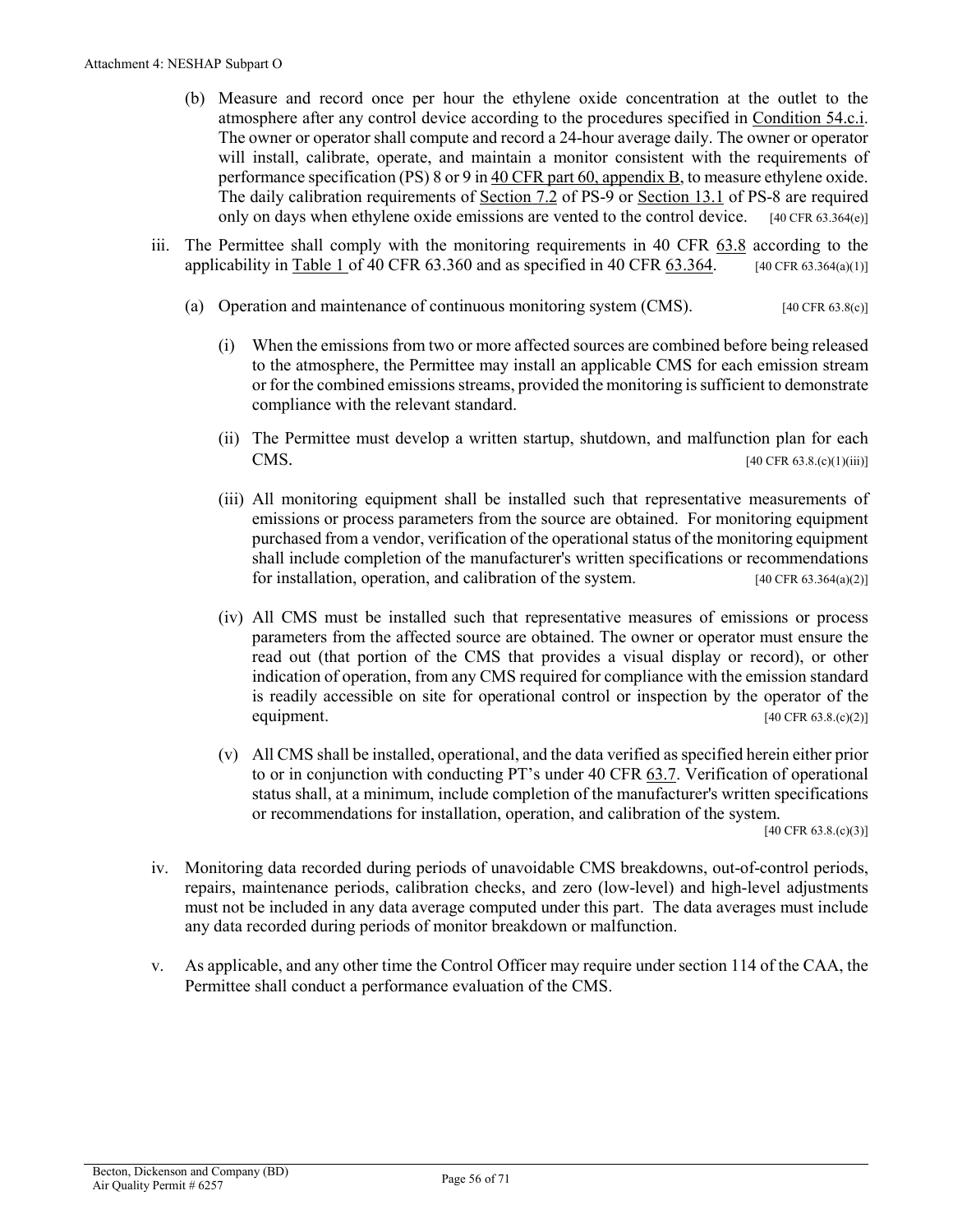(b) Measure and record once per hour the ethylene oxide concentration at the outlet to the atmosphere after any control device according to the procedures specified in Condition 54.c.i. The owner or operator shall compute and record a 24-hour average daily. The owner or operator will install, calibrate, operate, and maintain a monitor consistent with the requirements of performance specification (PS) 8 or 9 in 40 CFR part 60, appendix B, to measure ethylene oxide. The daily calibration requirements of Section 7.2 of PS-9 or Section 13.1 of PS-8 are required only on days when ethylene oxide emissions are vented to the control device. [40 CFR 63.364(e)]

iii. The Permittee shall comply with the monitoring requirements in 40 CFR 63.8 according to the applicability in Table 1 of 40 CFR 63.360 and as specified in 40 CFR 63.364. [40 CFR 63.364(a)(1)]

(a) Operation and maintenance of continuous monitoring system (CMS). [40 CFR 63.8(c)]

(i) When the emissions from two or more affected sources are combined before being released to the atmosphere, the Permittee may install an applicable CMS for each emission stream or for the combined emissions streams, provided the monitoring is sufficient to demonstrate compliance with the relevant standard.

(ii) The Permittee must develop a written startup, shutdown, and malfunction plan for each CMS. [40 CFR 63.8.(c)(1)(iii)]

(iii) All monitoring equipment shall be installed such that representative measurements of emissions or process parameters from the source are obtained. For monitoring equipment purchased from a vendor, verification of the operational status of the monitoring equipment shall include completion of the manufacturer's written specifications or recommendations for installation, operation, and calibration of the system. [40 CFR 63.364(a)(2)]

(iv) All CMS must be installed such that representative measures of emissions or process parameters from the affected source are obtained. The owner or operator must ensure the read out (that portion of the CMS that provides a visual display or record), or other indication of operation, from any CMS required for compliance with the emission standard is readily accessible on site for operational control or inspection by the operator of the equipment. [40 CFR 63.8.(c)(2)]

(v) All CMS shall be installed, operational, and the data verified as specified herein either prior to or in conjunction with conducting PT's under 40 CFR 63.7. Verification of operational status shall, at a minimum, include completion of the manufacturer's written specifications or recommendations for installation, operation, and calibration of the system. [40 CFR 63.8.(c)(3)]

iv. Monitoring data recorded during periods of unavoidable CMS breakdowns, out-of-control periods, repairs, maintenance periods, calibration checks, and zero (low-level) and high-level adjustments must not be included in any data average computed under this part. The data averages must include any data recorded during periods of monitor breakdown or malfunction.

v. As applicable, and any other time the Control Officer may require under section 114 of the CAA, the Permittee shall conduct a performance evaluation of the CMS.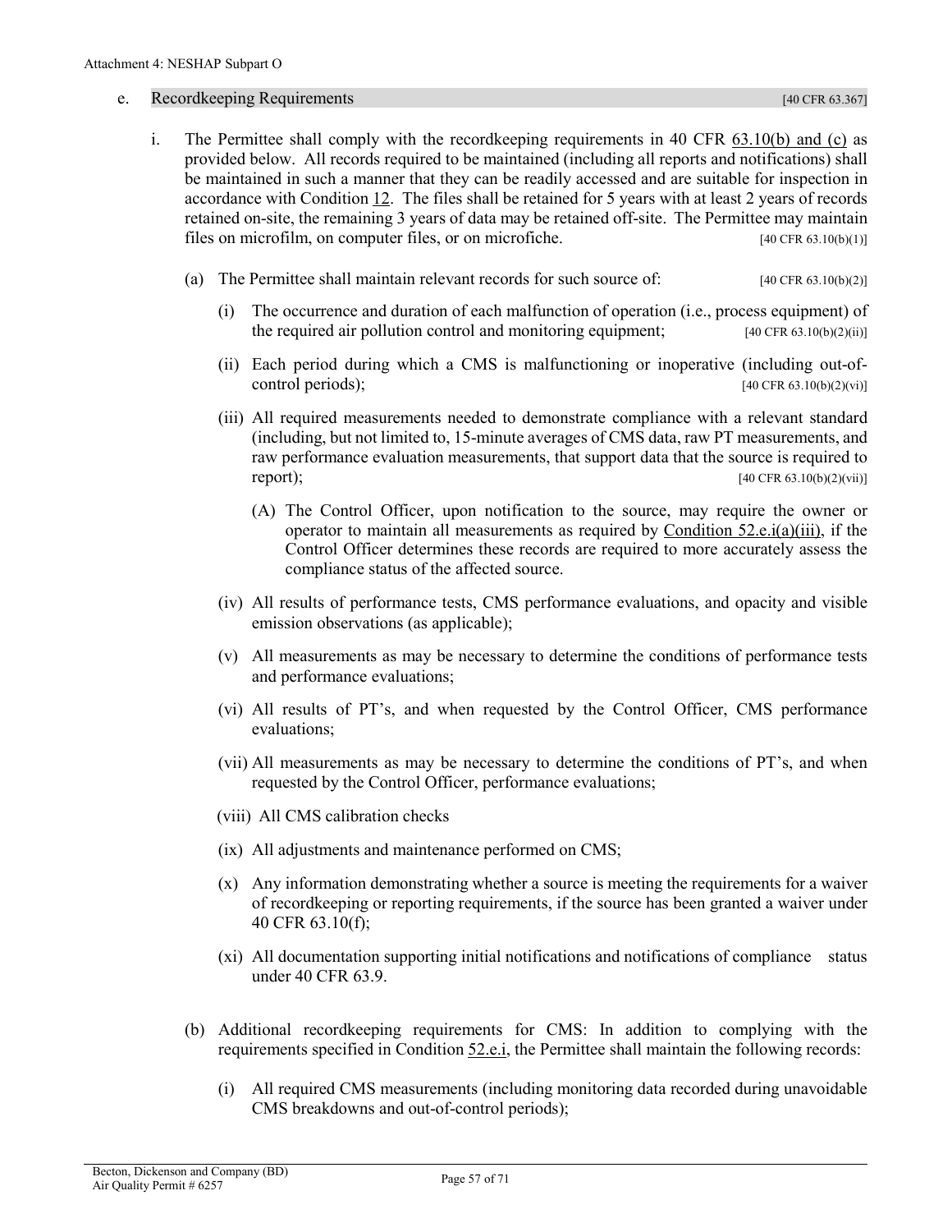e. **Recordkeeping Requirements** [40 CFR 63.367]

i. The Permittee shall comply with the recordkeeping requirements in 40 CFR 63.10(b) and (c) as provided below. All records required to be maintained (including all reports and notifications) shall be maintained in such a manner that they can be readily accessed and are suitable for inspection in accordance with Condition 12. The files shall be retained for 5 years with at least 2 years of records retained on-site, the remaining 3 years of data may be retained off-site. The Permittee may maintain files on microfilm, on computer files, or on microfiche. [40 CFR 63.10(b)(1)]

(a) The Permittee shall maintain relevant records for such source of: [40 CFR 63.10(b)(2)]

(i) The occurrence and duration of each malfunction of operation (i.e., process equipment) of the required air pollution control and monitoring equipment; [40 CFR 63.10(b)(2)(ii)]

(ii) Each period during which a CMS is malfunctioning or inoperative (including out-of-control periods); [40 CFR 63.10(b)(2)(vi)]

(iii) All required measurements needed to demonstrate compliance with a relevant standard (including, but not limited to, 15-minute averages of CMS data, raw PT measurements, and raw performance evaluation measurements, that support data that the source is required to report); [40 CFR 63.10(b)(2)(vii)]

(A) The Control Officer, upon notification to the source, may require the owner or operator to maintain all measurements as required by Condition 52.e.i(a)(iii), if the Control Officer determines these records are required to more accurately assess the compliance status of the affected source.

(iv) All results of performance tests, CMS performance evaluations, and opacity and visible emission observations (as applicable);

(v) All measurements as may be necessary to determine the conditions of performance tests and performance evaluations;

(vi) All results of PT's, and when requested by the Control Officer, CMS performance evaluations;

(vii) All measurements as may be necessary to determine the conditions of PT's, and when requested by the Control Officer, performance evaluations;

(viii) All CMS calibration checks

(ix) All adjustments and maintenance performed on CMS;

(x) Any information demonstrating whether a source is meeting the requirements for a waiver of recordkeeping or reporting requirements, if the source has been granted a waiver under 40 CFR 63.10(f);

(xi) All documentation supporting initial notifications and notifications of compliance status under 40 CFR 63.9.

(b) Additional recordkeeping requirements for CMS: In addition to complying with the requirements specified in Condition 52.e.i, the Permittee shall maintain the following records:

(i) All required CMS measurements (including monitoring data recorded during unavoidable CMS breakdowns and out-of-control periods);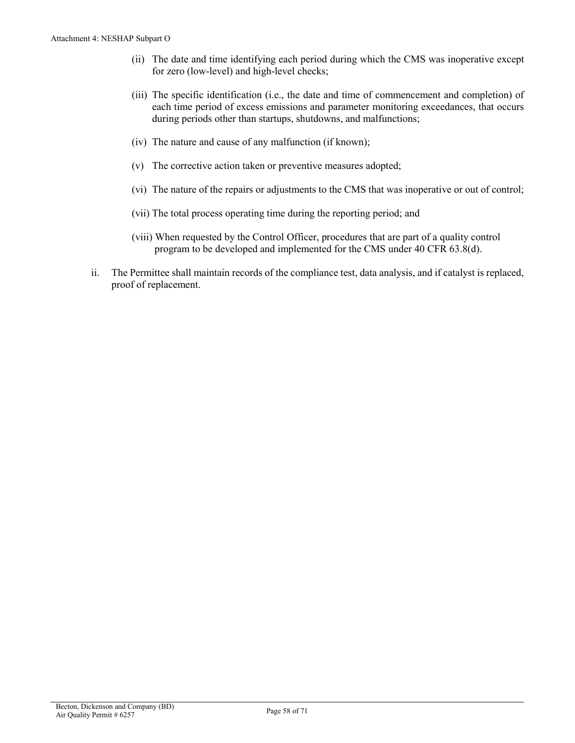(ii) The date and time identifying each period during which the CMS was inoperative except for zero (low-level) and high-level checks;

(iii) The specific identification (i.e., the date and time of commencement and completion) of each time period of excess emissions and parameter monitoring exceedances, that occurs during periods other than startups, shutdowns, and malfunctions;

(iv) The nature and cause of any malfunction (if known);

(v) The corrective action taken or preventive measures adopted;

(vi) The nature of the repairs or adjustments to the CMS that was inoperative or out of control;

(vii) The total process operating time during the reporting period; and

(viii) When requested by the Control Officer, procedures that are part of a quality control program to be developed and implemented for the CMS under 40 CFR 63.8(d).

ii. The Permittee shall maintain records of the compliance test, data analysis, and if catalyst is replaced, proof of replacement.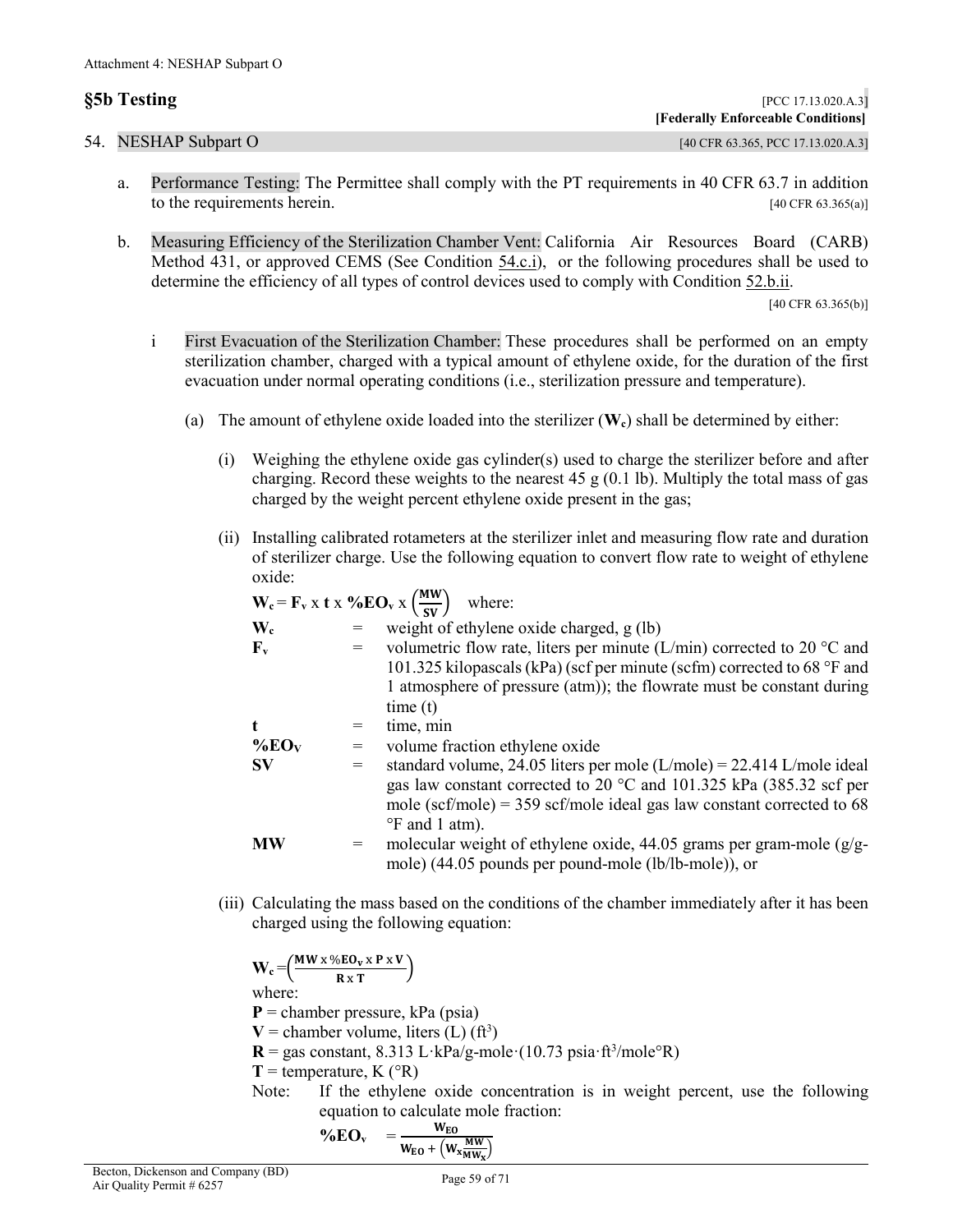## §5b Testing

[PCC 17.13.020.A.3]
**[Federally Enforceable Conditions]**

### 54. NESHAP Subpart O

[40 CFR 63.365, PCC 17.13.020.A.3]

a. Performance Testing: The Permittee shall comply with the PT requirements in 40 CFR 63.7 in addition to the requirements herein. [40 CFR 63.365(a)]

b. Measuring Efficiency of the Sterilization Chamber Vent: California Air Resources Board (CARB) Method 431, or approved CEMS (See Condition 54.c.i), or the following procedures shall be used to determine the efficiency of all types of control devices used to comply with Condition 52.b.ii.

[40 CFR 63.365(b)]

i First Evacuation of the Sterilization Chamber: These procedures shall be performed on an empty sterilization chamber, charged with a typical amount of ethylene oxide, for the duration of the first evacuation under normal operating conditions (i.e., sterilization pressure and temperature).

(a) The amount of ethylene oxide loaded into the sterilizer (**$W_c$**) shall be determined by either:

(i) Weighing the ethylene oxide gas cylinder(s) used to charge the sterilizer before and after charging. Record these weights to the nearest 45 g (0.1 lb). Multiply the total mass of gas charged by the weight percent ethylene oxide present in the gas;

(ii) Installing calibrated rotameters at the sterilizer inlet and measuring flow rate and duration of sterilizer charge. Use the following equation to convert flow rate to weight of ethylene oxide:

$$\mathbf{W_c = F_v \times t \times \%EO_v \times \left(\frac{MW}{SV}\right)}$$ where:

**$W_c$** = weight of ethylene oxide charged, g (lb)

**$F_v$** = volumetric flow rate, liters per minute (L/min) corrected to 20 °C and 101.325 kilopascals (kPa) (scf per minute (scfm) corrected to 68 °F and 1 atmosphere of pressure (atm)); the flowrate must be constant during time (t)

**t** = time, min

**$\%EO_V$** = volume fraction ethylene oxide

**SV** = standard volume, 24.05 liters per mole (L/mole) = 22.414 L/mole ideal gas law constant corrected to 20 °C and 101.325 kPa (385.32 scf per mole (scf/mole) = 359 scf/mole ideal gas law constant corrected to 68 °F and 1 atm).

**MW** = molecular weight of ethylene oxide, 44.05 grams per gram-mole (g/g-mole) (44.05 pounds per pound-mole (lb/lb-mole)), or

(iii) Calculating the mass based on the conditions of the chamber immediately after it has been charged using the following equation:

$$\mathbf{W_c = \left(\frac{MW \times \%EO_v \times P \times V}{R \times T}\right)}$$

where:

**P** = chamber pressure, kPa (psia)

**V** = chamber volume, liters (L) (ft$^3$)

**R** = gas constant, 8.313 L·kPa/g-mole·(10.73 psia·ft$^3$/mole°R)

**T** = temperature, K (°R)

Note: If the ethylene oxide concentration is in weight percent, use the following equation to calculate mole fraction:

$$\mathbf{\%EO_v = \frac{W_{EO}}{W_{EO} + \left(W_x \frac{MW}{MW_x}\right)}}$$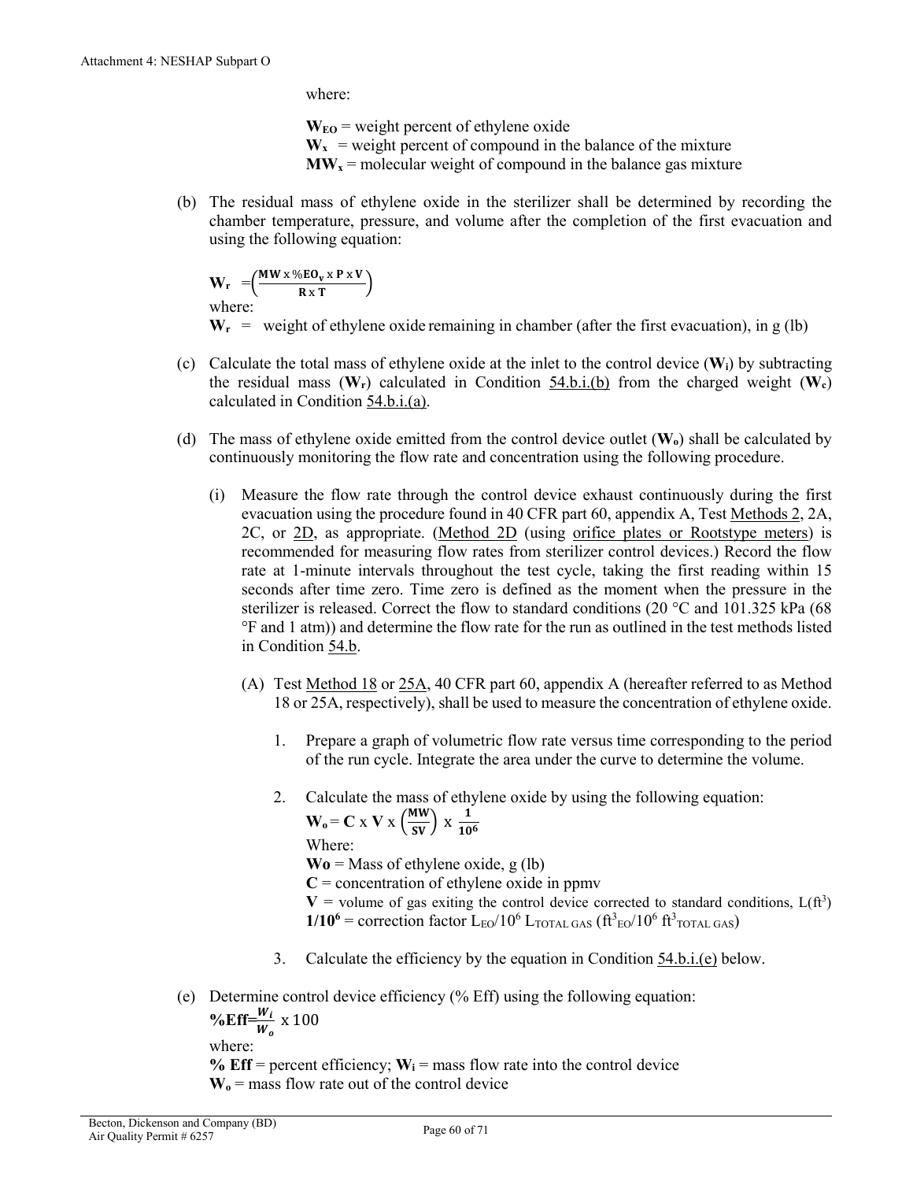where:

$W_{EO}$ = weight percent of ethylene oxide
$W_x$ = weight percent of compound in the balance of the mixture
$MW_x$ = molecular weight of compound in the balance gas mixture

(b) The residual mass of ethylene oxide in the sterilizer shall be determined by recording the chamber temperature, pressure, and volume after the completion of the first evacuation and using the following equation:

$$W_r = \left(\frac{MW \times \%EO_v \times P \times V}{R \times T}\right)$$

where:

$W_r$ = weight of ethylene oxide remaining in chamber (after the first evacuation), in g (lb)

(c) Calculate the total mass of ethylene oxide at the inlet to the control device ($W_i$) by subtracting the residual mass ($W_r$) calculated in Condition 54.b.i.(b) from the charged weight ($W_c$) calculated in Condition 54.b.i.(a).

(d) The mass of ethylene oxide emitted from the control device outlet ($W_o$) shall be calculated by continuously monitoring the flow rate and concentration using the following procedure.

(i) Measure the flow rate through the control device exhaust continuously during the first evacuation using the procedure found in 40 CFR part 60, appendix A, Test Methods 2, 2A, 2C, or 2D, as appropriate. (Method 2D (using orifice plates or Rootstype meters) is recommended for measuring flow rates from sterilizer control devices.) Record the flow rate at 1-minute intervals throughout the test cycle, taking the first reading within 15 seconds after time zero. Time zero is defined as the moment when the pressure in the sterilizer is released. Correct the flow to standard conditions (20 °C and 101.325 kPa (68 °F and 1 atm)) and determine the flow rate for the run as outlined in the test methods listed in Condition 54.b.

(A) Test Method 18 or 25A, 40 CFR part 60, appendix A (hereafter referred to as Method 18 or 25A, respectively), shall be used to measure the concentration of ethylene oxide.

1. Prepare a graph of volumetric flow rate versus time corresponding to the period of the run cycle. Integrate the area under the curve to determine the volume.

2. Calculate the mass of ethylene oxide by using the following equation:

$$W_o = C \times V \times \left(\frac{MW}{SV}\right) \times \frac{1}{10^6}$$

Where:

$W_o$ = Mass of ethylene oxide, g (lb)
$C$ = concentration of ethylene oxide in ppmv
$V$ = volume of gas exiting the control device corrected to standard conditions, L($ft^3$)
$1/10^6$ = correction factor $L_{EO}/10^6\ L_{TOTAL\ GAS}$ ($ft^3_{EO}/10^6\ ft^3_{TOTAL\ GAS}$)

3. Calculate the efficiency by the equation in Condition 54.b.i.(e) below.

(e) Determine control device efficiency (% Eff) using the following equation:

$$\%Eff = \frac{W_i}{W_o} \times 100$$

where:

**% Eff** = percent efficiency; $W_i$ = mass flow rate into the control device
$W_o$ = mass flow rate out of the control device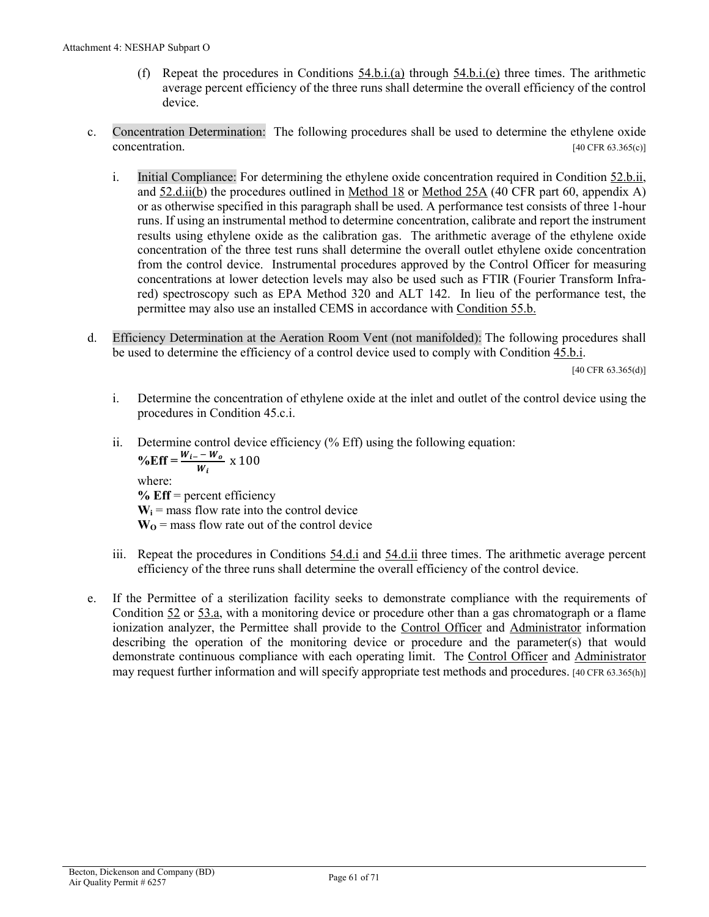(f) Repeat the procedures in Conditions 54.b.i.(a) through 54.b.i.(e) three times. The arithmetic average percent efficiency of the three runs shall determine the overall efficiency of the control device.

c. Concentration Determination: The following procedures shall be used to determine the ethylene oxide concentration. [40 CFR 63.365(c)]

   i. Initial Compliance: For determining the ethylene oxide concentration required in Condition 52.b.ii, and 52.d.ii(b) the procedures outlined in Method 18 or Method 25A (40 CFR part 60, appendix A) or as otherwise specified in this paragraph shall be used. A performance test consists of three 1-hour runs. If using an instrumental method to determine concentration, calibrate and report the instrument results using ethylene oxide as the calibration gas. The arithmetic average of the ethylene oxide concentration of the three test runs shall determine the overall outlet ethylene oxide concentration from the control device. Instrumental procedures approved by the Control Officer for measuring concentrations at lower detection levels may also be used such as FTIR (Fourier Transform Infra-red) spectroscopy such as EPA Method 320 and ALT 142. In lieu of the performance test, the permittee may also use an installed CEMS in accordance with Condition 55.b.

d. Efficiency Determination at the Aeration Room Vent (not manifolded): The following procedures shall be used to determine the efficiency of a control device used to comply with Condition 45.b.i. [40 CFR 63.365(d)]

   i. Determine the concentration of ethylene oxide at the inlet and outlet of the control device using the procedures in Condition 45.c.i.

   ii. Determine control device efficiency (% Eff) using the following equation:

   $$\textbf{\%Eff} = \frac{W_i - W_o}{W_i} \times 100$$

   where:
   **% Eff** = percent efficiency
   $\mathbf{W_i}$ = mass flow rate into the control device
   $\mathbf{W_O}$ = mass flow rate out of the control device

   iii. Repeat the procedures in Conditions 54.d.i and 54.d.ii three times. The arithmetic average percent efficiency of the three runs shall determine the overall efficiency of the control device.

e. If the Permittee of a sterilization facility seeks to demonstrate compliance with the requirements of Condition 52 or 53.a, with a monitoring device or procedure other than a gas chromatograph or a flame ionization analyzer, the Permittee shall provide to the Control Officer and Administrator information describing the operation of the monitoring device or procedure and the parameter(s) that would demonstrate continuous compliance with each operating limit. The Control Officer and Administrator may request further information and will specify appropriate test methods and procedures. [40 CFR 63.365(h)]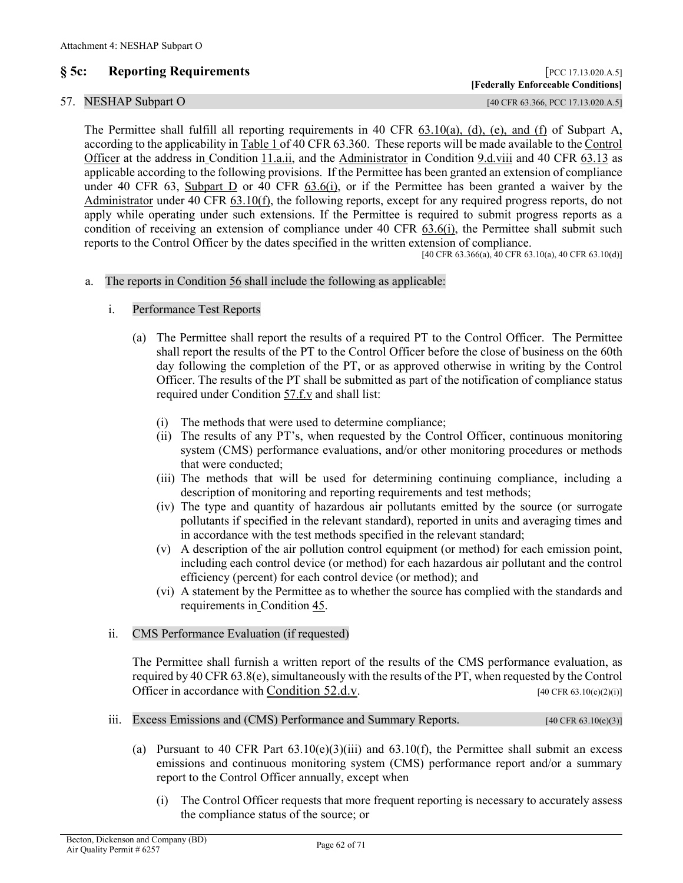## § 5c: Reporting Requirements

[PCC 17.13.020.A.5]
**[Federally Enforceable Conditions]**

### 57. NESHAP Subpart O

[40 CFR 63.366, PCC 17.13.020.A.5]

The Permittee shall fulfill all reporting requirements in 40 CFR 63.10(a), (d), (e), and (f) of Subpart A, according to the applicability in Table 1 of 40 CFR 63.360. These reports will be made available to the Control Officer at the address in Condition 11.a.ii, and the Administrator in Condition 9.d.viii and 40 CFR 63.13 as applicable according to the following provisions. If the Permittee has been granted an extension of compliance under 40 CFR 63, Subpart D or 40 CFR 63.6(i), or if the Permittee has been granted a waiver by the Administrator under 40 CFR 63.10(f), the following reports, except for any required progress reports, do not apply while operating under such extensions. If the Permittee is required to submit progress reports as a condition of receiving an extension of compliance under 40 CFR 63.6(i), the Permittee shall submit such reports to the Control Officer by the dates specified in the written extension of compliance.

[40 CFR 63.366(a), 40 CFR 63.10(a), 40 CFR 63.10(d)]

a. The reports in Condition 56 shall include the following as applicable:

i. Performance Test Reports

(a) The Permittee shall report the results of a required PT to the Control Officer. The Permittee shall report the results of the PT to the Control Officer before the close of business on the 60th day following the completion of the PT, or as approved otherwise in writing by the Control Officer. The results of the PT shall be submitted as part of the notification of compliance status required under Condition 57.f.v and shall list:

(i) The methods that were used to determine compliance;

(ii) The results of any PT's, when requested by the Control Officer, continuous monitoring system (CMS) performance evaluations, and/or other monitoring procedures or methods that were conducted;

(iii) The methods that will be used for determining continuing compliance, including a description of monitoring and reporting requirements and test methods;

(iv) The type and quantity of hazardous air pollutants emitted by the source (or surrogate pollutants if specified in the relevant standard), reported in units and averaging times and in accordance with the test methods specified in the relevant standard;

(v) A description of the air pollution control equipment (or method) for each emission point, including each control device (or method) for each hazardous air pollutant and the control efficiency (percent) for each control device (or method); and

(vi) A statement by the Permittee as to whether the source has complied with the standards and requirements in Condition 45.

ii. CMS Performance Evaluation (if requested)

The Permittee shall furnish a written report of the results of the CMS performance evaluation, as required by 40 CFR 63.8(e), simultaneously with the results of the PT, when requested by the Control Officer in accordance with Condition 52.d.v. [40 CFR 63.10(e)(2)(i)]

iii. Excess Emissions and (CMS) Performance and Summary Reports. [40 CFR 63.10(e)(3)]

(a) Pursuant to 40 CFR Part 63.10(e)(3)(iii) and 63.10(f), the Permittee shall submit an excess emissions and continuous monitoring system (CMS) performance report and/or a summary report to the Control Officer annually, except when

(i) The Control Officer requests that more frequent reporting is necessary to accurately assess the compliance status of the source; or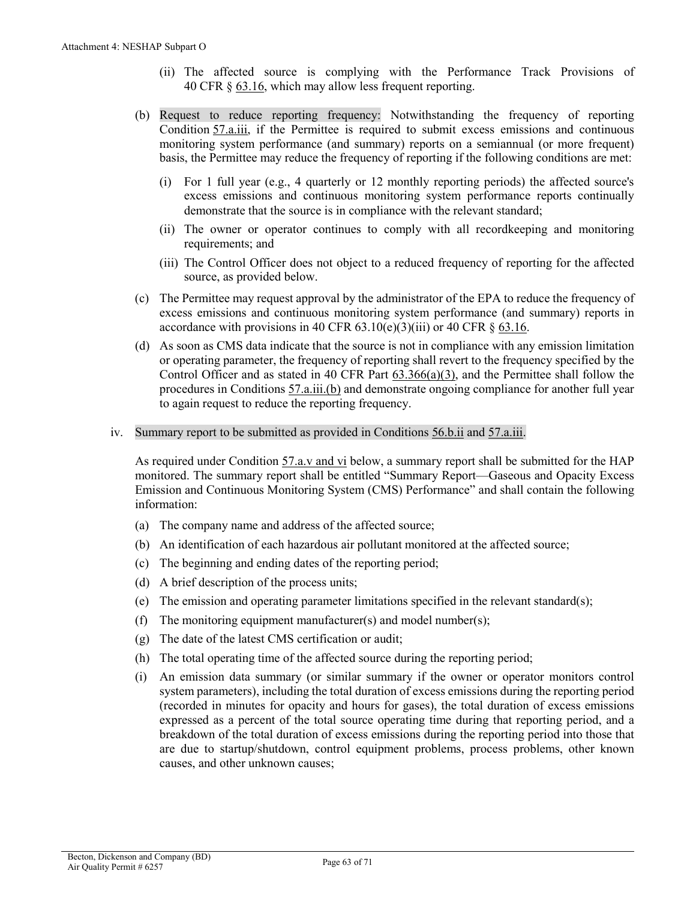(ii) The affected source is complying with the Performance Track Provisions of 40 CFR § 63.16, which may allow less frequent reporting.

(b) Request to reduce reporting frequency: Notwithstanding the frequency of reporting Condition 57.a.iii, if the Permittee is required to submit excess emissions and continuous monitoring system performance (and summary) reports on a semiannual (or more frequent) basis, the Permittee may reduce the frequency of reporting if the following conditions are met:

   (i) For 1 full year (e.g., 4 quarterly or 12 monthly reporting periods) the affected source's excess emissions and continuous monitoring system performance reports continually demonstrate that the source is in compliance with the relevant standard;

   (ii) The owner or operator continues to comply with all recordkeeping and monitoring requirements; and

   (iii) The Control Officer does not object to a reduced frequency of reporting for the affected source, as provided below.

(c) The Permittee may request approval by the administrator of the EPA to reduce the frequency of excess emissions and continuous monitoring system performance (and summary) reports in accordance with provisions in 40 CFR 63.10(e)(3)(iii) or 40 CFR § 63.16.

(d) As soon as CMS data indicate that the source is not in compliance with any emission limitation or operating parameter, the frequency of reporting shall revert to the frequency specified by the Control Officer and as stated in 40 CFR Part 63.366(a)(3), and the Permittee shall follow the procedures in Conditions 57.a.iii.(b) and demonstrate ongoing compliance for another full year to again request to reduce the reporting frequency.

iv. Summary report to be submitted as provided in Conditions 56.b.ii and 57.a.iii.

As required under Condition 57.a.v and vi below, a summary report shall be submitted for the HAP monitored. The summary report shall be entitled "Summary Report—Gaseous and Opacity Excess Emission and Continuous Monitoring System (CMS) Performance" and shall contain the following information:

(a) The company name and address of the affected source;

(b) An identification of each hazardous air pollutant monitored at the affected source;

(c) The beginning and ending dates of the reporting period;

(d) A brief description of the process units;

(e) The emission and operating parameter limitations specified in the relevant standard(s);

(f) The monitoring equipment manufacturer(s) and model number(s);

(g) The date of the latest CMS certification or audit;

(h) The total operating time of the affected source during the reporting period;

(i) An emission data summary (or similar summary if the owner or operator monitors control system parameters), including the total duration of excess emissions during the reporting period (recorded in minutes for opacity and hours for gases), the total duration of excess emissions expressed as a percent of the total source operating time during that reporting period, and a breakdown of the total duration of excess emissions during the reporting period into those that are due to startup/shutdown, control equipment problems, process problems, other known causes, and other unknown causes;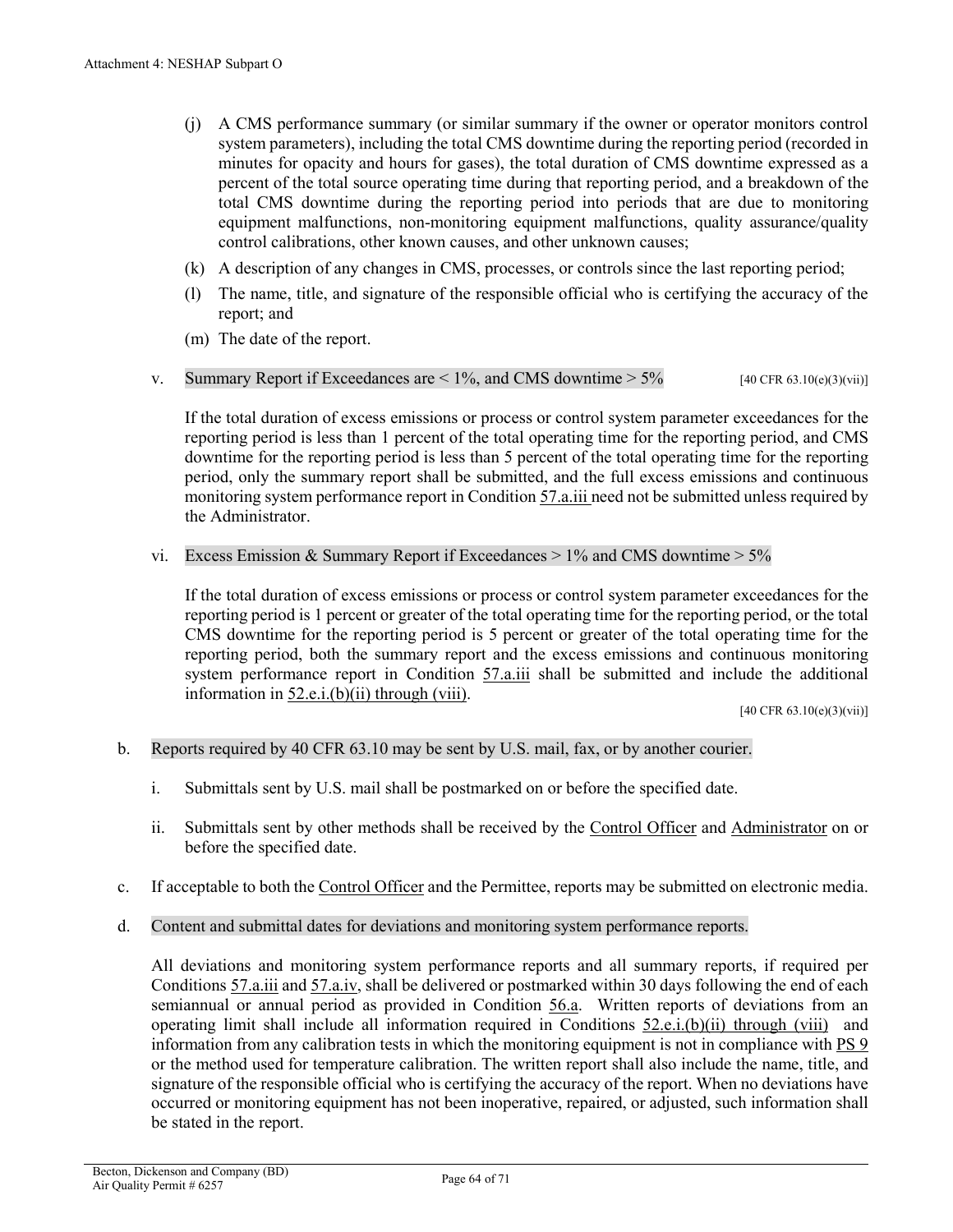(j) A CMS performance summary (or similar summary if the owner or operator monitors control system parameters), including the total CMS downtime during the reporting period (recorded in minutes for opacity and hours for gases), the total duration of CMS downtime expressed as a percent of the total source operating time during that reporting period, and a breakdown of the total CMS downtime during the reporting period into periods that are due to monitoring equipment malfunctions, non-monitoring equipment malfunctions, quality assurance/quality control calibrations, other known causes, and other unknown causes;

(k) A description of any changes in CMS, processes, or controls since the last reporting period;

(l) The name, title, and signature of the responsible official who is certifying the accuracy of the report; and

(m) The date of the report.

v. Summary Report if Exceedances are < 1%, and CMS downtime > 5% [40 CFR 63.10(e)(3)(vii)]

If the total duration of excess emissions or process or control system parameter exceedances for the reporting period is less than 1 percent of the total operating time for the reporting period, and CMS downtime for the reporting period is less than 5 percent of the total operating time for the reporting period, only the summary report shall be submitted, and the full excess emissions and continuous monitoring system performance report in Condition 57.a.iii need not be submitted unless required by the Administrator.

vi. Excess Emission & Summary Report if Exceedances > 1% and CMS downtime > 5%

If the total duration of excess emissions or process or control system parameter exceedances for the reporting period is 1 percent or greater of the total operating time for the reporting period, or the total CMS downtime for the reporting period is 5 percent or greater of the total operating time for the reporting period, both the summary report and the excess emissions and continuous monitoring system performance report in Condition 57.a.iii shall be submitted and include the additional information in 52.e.i.(b)(ii) through (viii).

[40 CFR 63.10(e)(3)(vii)]

b. Reports required by 40 CFR 63.10 may be sent by U.S. mail, fax, or by another courier.

i. Submittals sent by U.S. mail shall be postmarked on or before the specified date.

ii. Submittals sent by other methods shall be received by the Control Officer and Administrator on or before the specified date.

c. If acceptable to both the Control Officer and the Permittee, reports may be submitted on electronic media.

d. Content and submittal dates for deviations and monitoring system performance reports.

All deviations and monitoring system performance reports and all summary reports, if required per Conditions 57.a.iii and 57.a.iv, shall be delivered or postmarked within 30 days following the end of each semiannual or annual period as provided in Condition 56.a. Written reports of deviations from an operating limit shall include all information required in Conditions 52.e.i.(b)(ii) through (viii) and information from any calibration tests in which the monitoring equipment is not in compliance with PS 9 or the method used for temperature calibration. The written report shall also include the name, title, and signature of the responsible official who is certifying the accuracy of the report. When no deviations have occurred or monitoring equipment has not been inoperative, repaired, or adjusted, such information shall be stated in the report.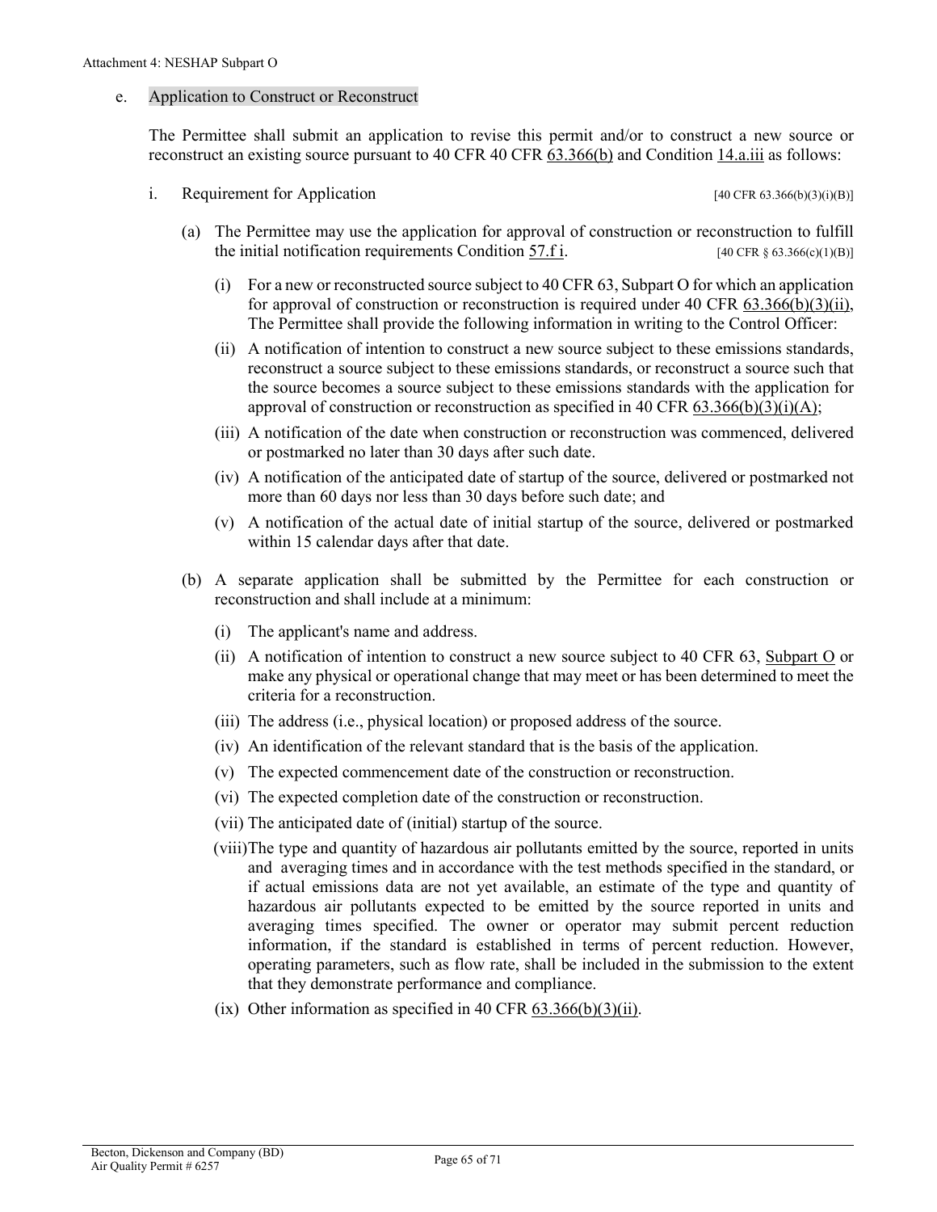e. Application to Construct or Reconstruct

The Permittee shall submit an application to revise this permit and/or to construct a new source or reconstruct an existing source pursuant to 40 CFR 40 CFR 63.366(b) and Condition 14.a.iii as follows:

i. Requirement for Application [40 CFR 63.366(b)(3)(i)(B)]

(a) The Permittee may use the application for approval of construction or reconstruction to fulfill the initial notification requirements Condition 57.f i. [40 CFR § 63.366(c)(1)(B)]

(i) For a new or reconstructed source subject to 40 CFR 63, Subpart O for which an application for approval of construction or reconstruction is required under 40 CFR 63.366(b)(3)(ii), The Permittee shall provide the following information in writing to the Control Officer:

(ii) A notification of intention to construct a new source subject to these emissions standards, reconstruct a source subject to these emissions standards, or reconstruct a source such that the source becomes a source subject to these emissions standards with the application for approval of construction or reconstruction as specified in 40 CFR 63.366(b)(3)(i)(A);

(iii) A notification of the date when construction or reconstruction was commenced, delivered or postmarked no later than 30 days after such date.

(iv) A notification of the anticipated date of startup of the source, delivered or postmarked not more than 60 days nor less than 30 days before such date; and

(v) A notification of the actual date of initial startup of the source, delivered or postmarked within 15 calendar days after that date.

(b) A separate application shall be submitted by the Permittee for each construction or reconstruction and shall include at a minimum:

(i) The applicant's name and address.

(ii) A notification of intention to construct a new source subject to 40 CFR 63, Subpart O or make any physical or operational change that may meet or has been determined to meet the criteria for a reconstruction.

(iii) The address (i.e., physical location) or proposed address of the source.

(iv) An identification of the relevant standard that is the basis of the application.

(v) The expected commencement date of the construction or reconstruction.

(vi) The expected completion date of the construction or reconstruction.

(vii) The anticipated date of (initial) startup of the source.

(viii) The type and quantity of hazardous air pollutants emitted by the source, reported in units and averaging times and in accordance with the test methods specified in the standard, or if actual emissions data are not yet available, an estimate of the type and quantity of hazardous air pollutants expected to be emitted by the source reported in units and averaging times specified. The owner or operator may submit percent reduction information, if the standard is established in terms of percent reduction. However, operating parameters, such as flow rate, shall be included in the submission to the extent that they demonstrate performance and compliance.

(ix) Other information as specified in 40 CFR 63.366(b)(3)(ii).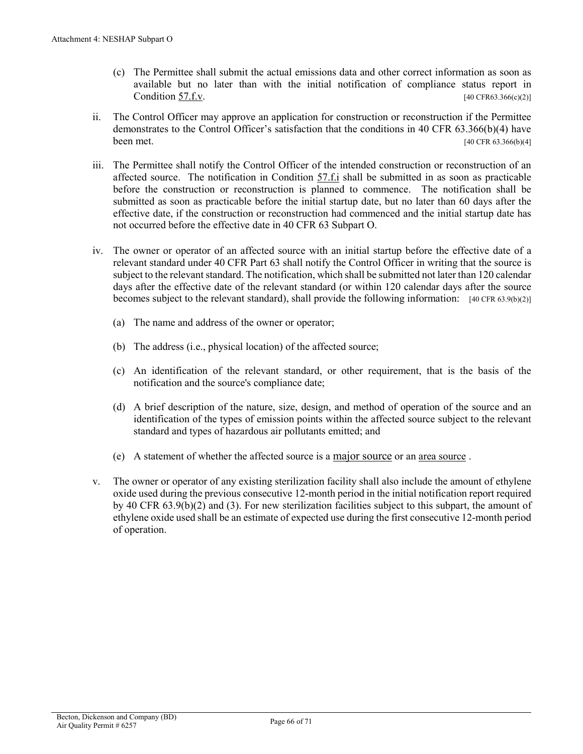(c) The Permittee shall submit the actual emissions data and other correct information as soon as available but no later than with the initial notification of compliance status report in Condition 57.f.v. [40 CFR63.366(c)(2)]

ii. The Control Officer may approve an application for construction or reconstruction if the Permittee demonstrates to the Control Officer's satisfaction that the conditions in 40 CFR 63.366(b)(4) have been met. [40 CFR 63.366(b)(4]

iii. The Permittee shall notify the Control Officer of the intended construction or reconstruction of an affected source. The notification in Condition 57.f.i shall be submitted in as soon as practicable before the construction or reconstruction is planned to commence. The notification shall be submitted as soon as practicable before the initial startup date, but no later than 60 days after the effective date, if the construction or reconstruction had commenced and the initial startup date has not occurred before the effective date in 40 CFR 63 Subpart O.

iv. The owner or operator of an affected source with an initial startup before the effective date of a relevant standard under 40 CFR Part 63 shall notify the Control Officer in writing that the source is subject to the relevant standard. The notification, which shall be submitted not later than 120 calendar days after the effective date of the relevant standard (or within 120 calendar days after the source becomes subject to the relevant standard), shall provide the following information: [40 CFR 63.9(b)(2)]

(a) The name and address of the owner or operator;

(b) The address (i.e., physical location) of the affected source;

(c) An identification of the relevant standard, or other requirement, that is the basis of the notification and the source's compliance date;

(d) A brief description of the nature, size, design, and method of operation of the source and an identification of the types of emission points within the affected source subject to the relevant standard and types of hazardous air pollutants emitted; and

(e) A statement of whether the affected source is a major source or an area source .

v. The owner or operator of any existing sterilization facility shall also include the amount of ethylene oxide used during the previous consecutive 12-month period in the initial notification report required by 40 CFR 63.9(b)(2) and (3). For new sterilization facilities subject to this subpart, the amount of ethylene oxide used shall be an estimate of expected use during the first consecutive 12-month period of operation.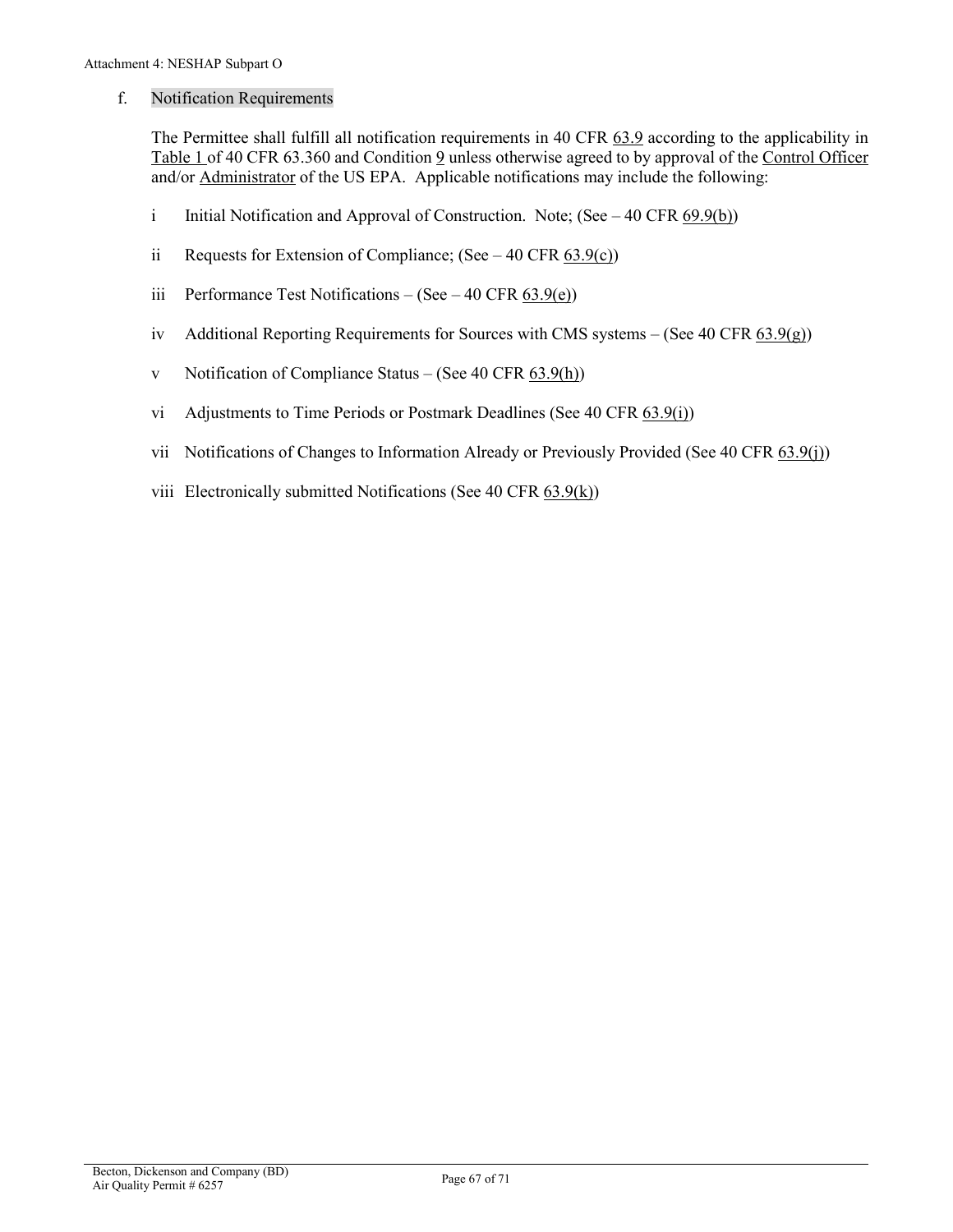f. Notification Requirements

The Permittee shall fulfill all notification requirements in 40 CFR 63.9 according to the applicability in Table 1 of 40 CFR 63.360 and Condition 9 unless otherwise agreed to by approval of the Control Officer and/or Administrator of the US EPA. Applicable notifications may include the following:

i Initial Notification and Approval of Construction. Note; (See – 40 CFR 69.9(b))

ii Requests for Extension of Compliance; (See – 40 CFR 63.9(c))

iii Performance Test Notifications – (See – 40 CFR 63.9(e))

iv Additional Reporting Requirements for Sources with CMS systems – (See 40 CFR 63.9(g))

v Notification of Compliance Status – (See 40 CFR 63.9(h))

vi Adjustments to Time Periods or Postmark Deadlines (See 40 CFR 63.9(i))

vii Notifications of Changes to Information Already or Previously Provided (See 40 CFR 63.9(j))

viii Electronically submitted Notifications (See 40 CFR 63.9(k))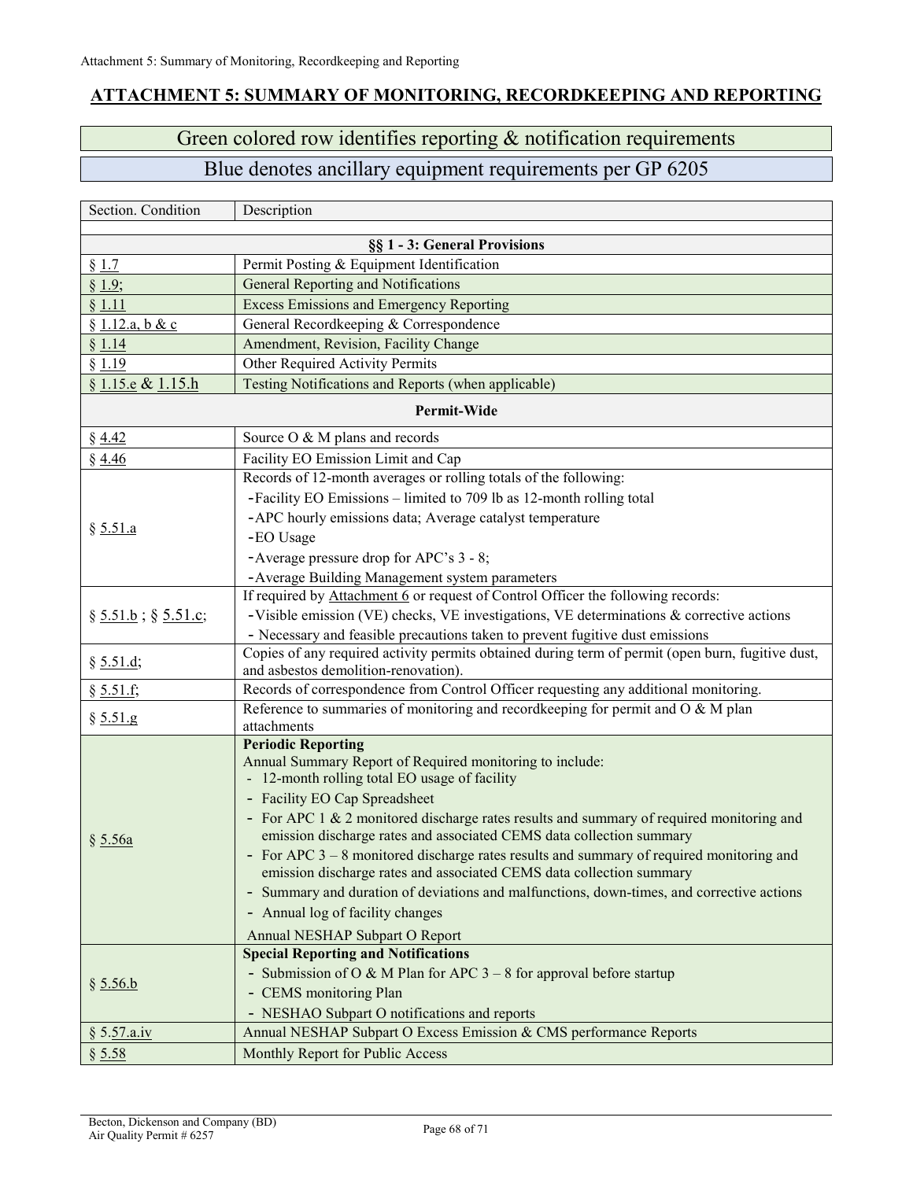## ATTACHMENT 5: SUMMARY OF MONITORING, RECORDKEEPING AND REPORTING

Green colored row identifies reporting & notification requirements

Blue denotes ancillary equipment requirements per GP 6205

| Section. Condition | Description |
|---|---|
| | **§§ 1 - 3: General Provisions** |
| § 1.7 | Permit Posting & Equipment Identification |
| § 1.9; | General Reporting and Notifications |
| § 1.11 | Excess Emissions and Emergency Reporting |
| § 1.12.a, b & c | General Recordkeeping & Correspondence |
| § 1.14 | Amendment, Revision, Facility Change |
| § 1.19 | Other Required Activity Permits |
| § 1.15.e & 1.15.h | Testing Notifications and Reports (when applicable) |
| | **Permit-Wide** |
| § 4.42 | Source O & M plans and records |
| § 4.46 | Facility EO Emission Limit and Cap |
| § 5.51.a | Records of 12-month averages or rolling totals of the following:<br>-Facility EO Emissions – limited to 709 lb as 12-month rolling total<br>-APC hourly emissions data; Average catalyst temperature<br>-EO Usage<br>-Average pressure drop for APC's 3 - 8;<br>-Average Building Management system parameters |
| § 5.51.b ; § 5.51.c; | If required by Attachment 6 or request of Control Officer the following records:<br>-Visible emission (VE) checks, VE investigations, VE determinations & corrective actions<br>- Necessary and feasible precautions taken to prevent fugitive dust emissions |
| § 5.51.d; | Copies of any required activity permits obtained during term of permit (open burn, fugitive dust, and asbestos demolition-renovation). |
| § 5.51.f; | Records of correspondence from Control Officer requesting any additional monitoring. |
| § 5.51.g | Reference to summaries of monitoring and recordkeeping for permit and O & M plan attachments |
| § 5.56a | **Periodic Reporting**<br>Annual Summary Report of Required monitoring to include:<br>- 12-month rolling total EO usage of facility<br>- Facility EO Cap Spreadsheet<br>- For APC 1 & 2 monitored discharge rates results and summary of required monitoring and emission discharge rates and associated CEMS data collection summary<br>- For APC 3 – 8 monitored discharge rates results and summary of required monitoring and emission discharge rates and associated CEMS data collection summary<br>- Summary and duration of deviations and malfunctions, down-times, and corrective actions<br>- Annual log of facility changes<br>Annual NESHAP Subpart O Report |
| § 5.56.b | **Special Reporting and Notifications**<br>- Submission of O & M Plan for APC 3 – 8 for approval before startup<br>- CEMS monitoring Plan<br>- NESHAO Subpart O notifications and reports |
| § 5.57.a.iv | Annual NESHAP Subpart O Excess Emission & CMS performance Reports |
| § 5.58 | Monthly Report for Public Access |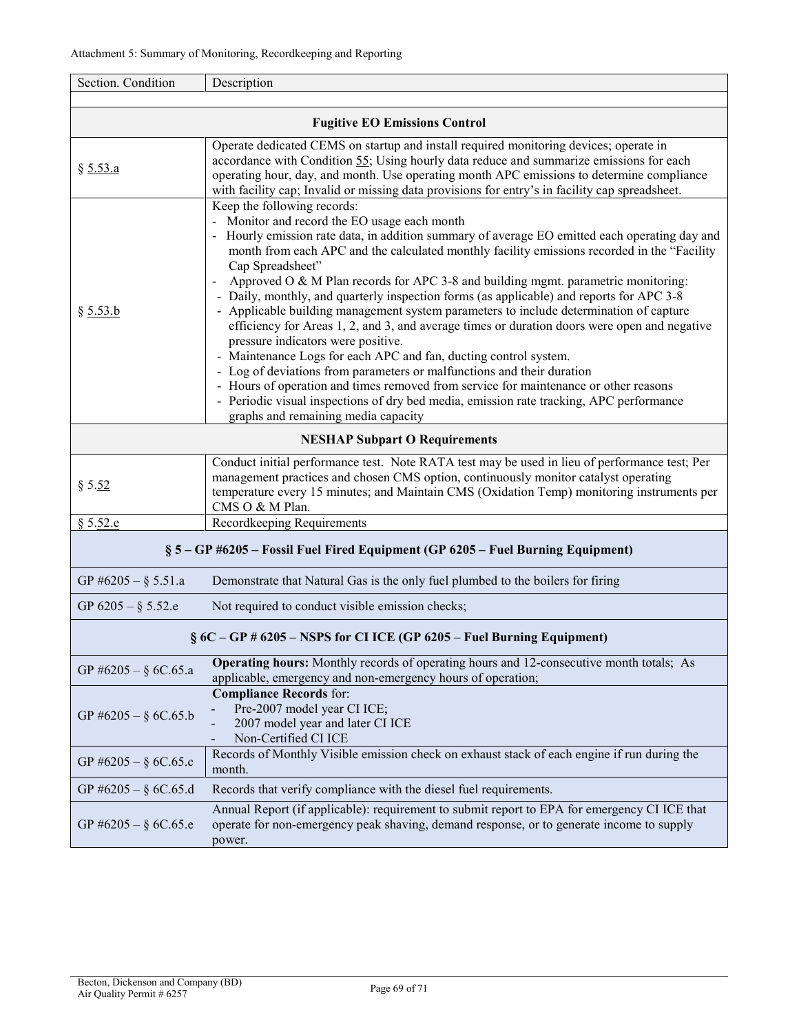Attachment 5: Summary of Monitoring, Recordkeeping and Reporting

| Section. Condition | Description |
|---|---|
| | |
| **Fugitive EO Emissions Control** | |
| § 5.53.a | Operate dedicated CEMS on startup and install required monitoring devices; operate in accordance with Condition 55; Using hourly data reduce and summarize emissions for each operating hour, day, and month. Use operating month APC emissions to determine compliance with facility cap; Invalid or missing data provisions for entry's in facility cap spreadsheet. |
| § 5.53.b | Keep the following records:<br>- Monitor and record the EO usage each month<br>- Hourly emission rate data, in addition summary of average EO emitted each operating day and month from each APC and the calculated monthly facility emissions recorded in the "Facility Cap Spreadsheet"<br>- Approved O & M Plan records for APC 3-8 and building mgmt. parametric monitoring:<br>- Daily, monthly, and quarterly inspection forms (as applicable) and reports for APC 3-8<br>- Applicable building management system parameters to include determination of capture efficiency for Areas 1, 2, and 3, and average times or duration doors were open and negative pressure indicators were positive.<br>- Maintenance Logs for each APC and fan, ducting control system.<br>- Log of deviations from parameters or malfunctions and their duration<br>- Hours of operation and times removed from service for maintenance or other reasons<br>- Periodic visual inspections of dry bed media, emission rate tracking, APC performance graphs and remaining media capacity |
| **NESHAP Subpart O Requirements** | |
| § 5.52 | Conduct initial performance test. Note RATA test may be used in lieu of performance test; Per management practices and chosen CMS option, continuously monitor catalyst operating temperature every 15 minutes; and Maintain CMS (Oxidation Temp) monitoring instruments per CMS O & M Plan. |
| § 5.52.e | Recordkeeping Requirements |
| **§ 5 – GP #6205 – Fossil Fuel Fired Equipment (GP 6205 – Fuel Burning Equipment)** | |
| GP #6205 – § 5.51.a | Demonstrate that Natural Gas is the only fuel plumbed to the boilers for firing |
| GP 6205 – § 5.52.e | Not required to conduct visible emission checks; |
| **§ 6C – GP # 6205 – NSPS for CI ICE (GP 6205 – Fuel Burning Equipment)** | |
| GP #6205 – § 6C.65.a | **Operating hours:** Monthly records of operating hours and 12-consecutive month totals; As applicable, emergency and non-emergency hours of operation; |
| GP #6205 – § 6C.65.b | **Compliance Records** for:<br>- Pre-2007 model year CI ICE;<br>- 2007 model year and later CI ICE<br>- Non-Certified CI ICE |
| GP #6205 – § 6C.65.c | Records of Monthly Visible emission check on exhaust stack of each engine if run during the month. |
| GP #6205 – § 6C.65.d | Records that verify compliance with the diesel fuel requirements. |
| GP #6205 – § 6C.65.e | Annual Report (if applicable): requirement to submit report to EPA for emergency CI ICE that operate for non-emergency peak shaving, demand response, or to generate income to supply power. |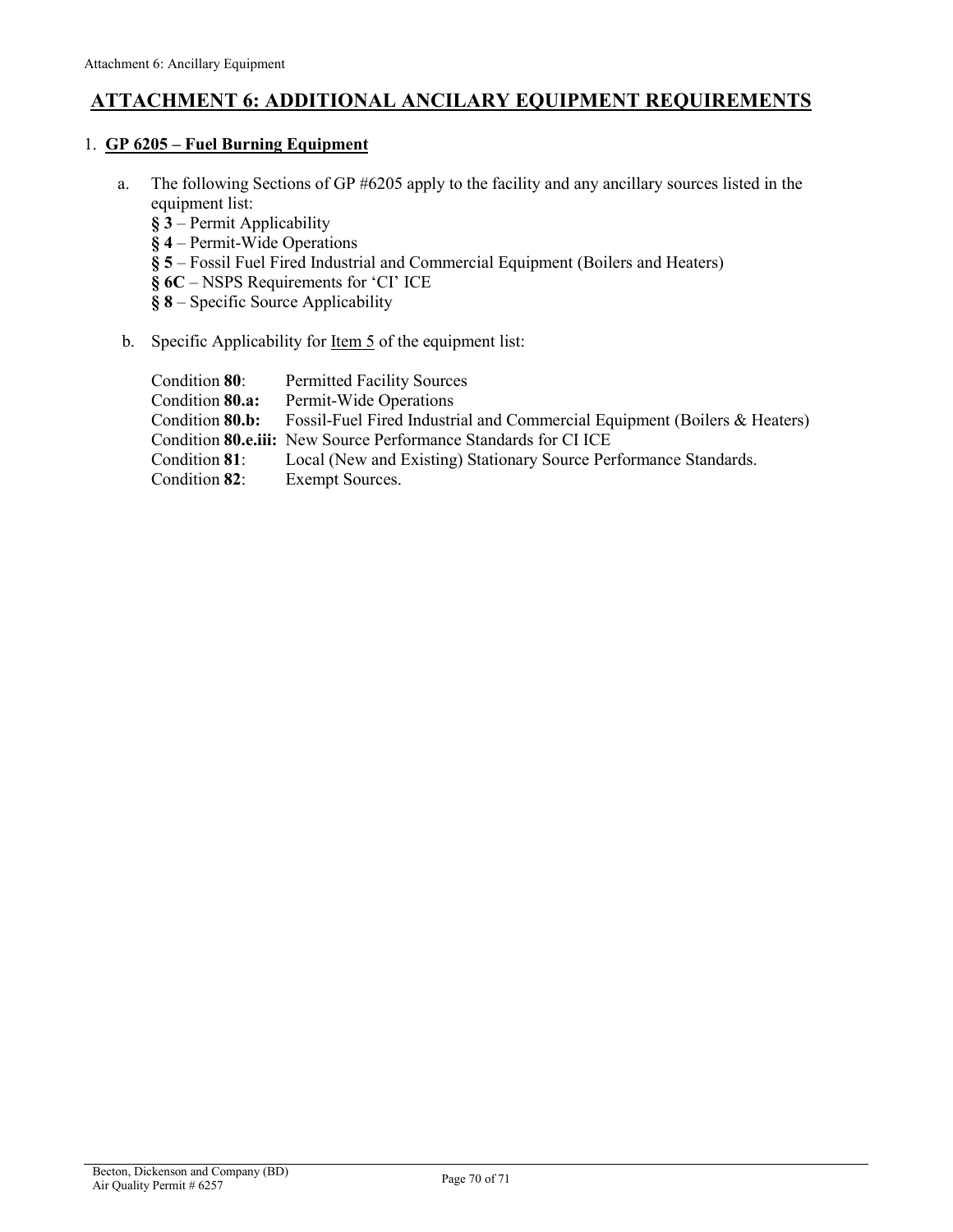## ATTACHMENT 6: ADDITIONAL ANCILARY EQUIPMENT REQUIREMENTS

1. **GP 6205 – Fuel Burning Equipment**

   a. The following Sections of GP #6205 apply to the facility and any ancillary sources listed in the equipment list:
      **§ 3** – Permit Applicability
      **§ 4** – Permit-Wide Operations
      **§ 5** – Fossil Fuel Fired Industrial and Commercial Equipment (Boilers and Heaters)
      **§ 6C** – NSPS Requirements for 'CI' ICE
      **§ 8** – Specific Source Applicability

   b. Specific Applicability for Item 5 of the equipment list:

      Condition **80**: Permitted Facility Sources
      Condition **80.a:** Permit-Wide Operations
      Condition **80.b:** Fossil-Fuel Fired Industrial and Commercial Equipment (Boilers & Heaters)
      Condition **80.e.iii:** New Source Performance Standards for CI ICE
      Condition **81**: Local (New and Existing) Stationary Source Performance Standards.
      Condition **82**: Exempt Sources.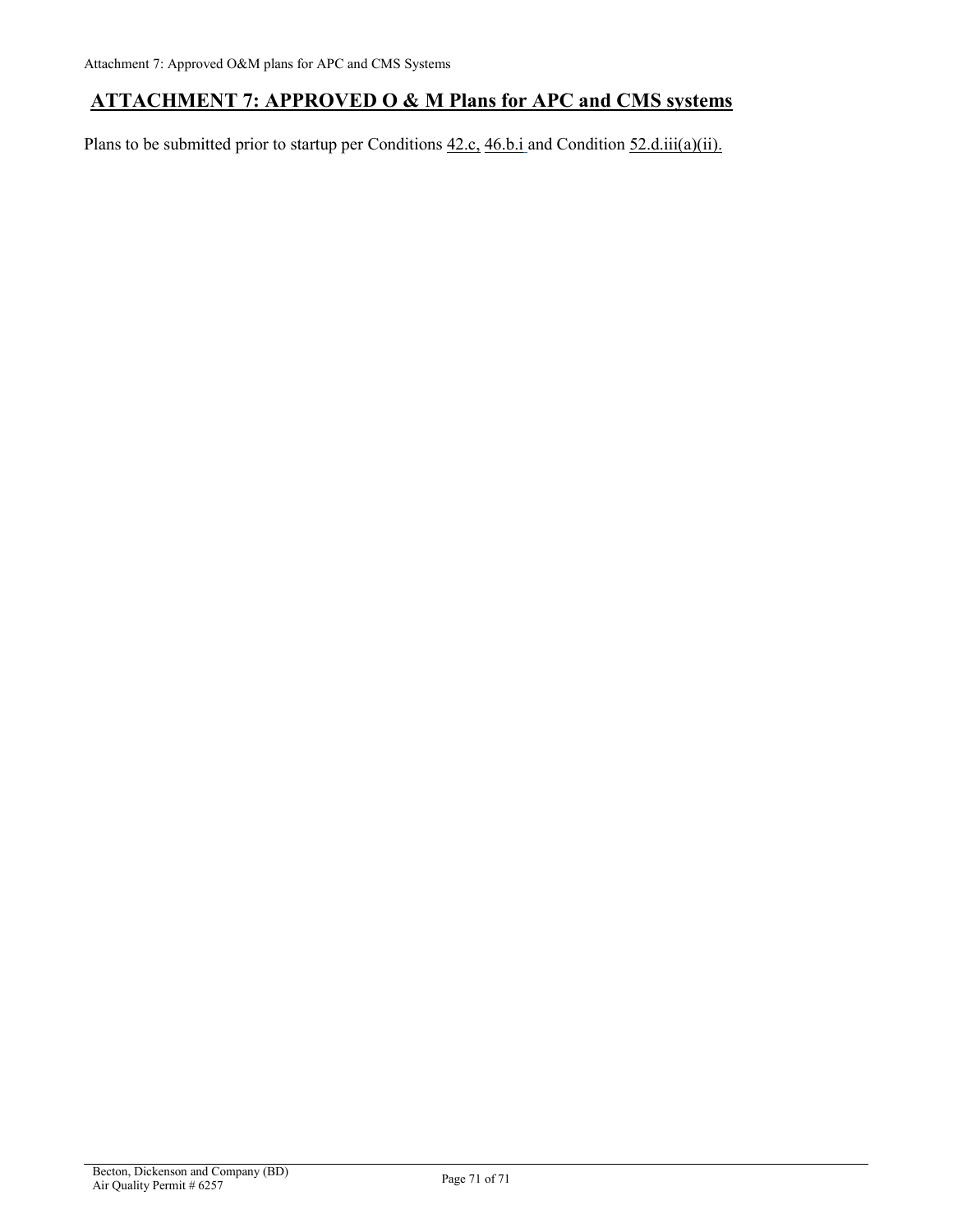## ATTACHMENT 7: APPROVED O & M Plans for APC and CMS systems

Plans to be submitted prior to startup per Conditions 42.c, 46.b.i and Condition 52.d.iii(a)(ii).